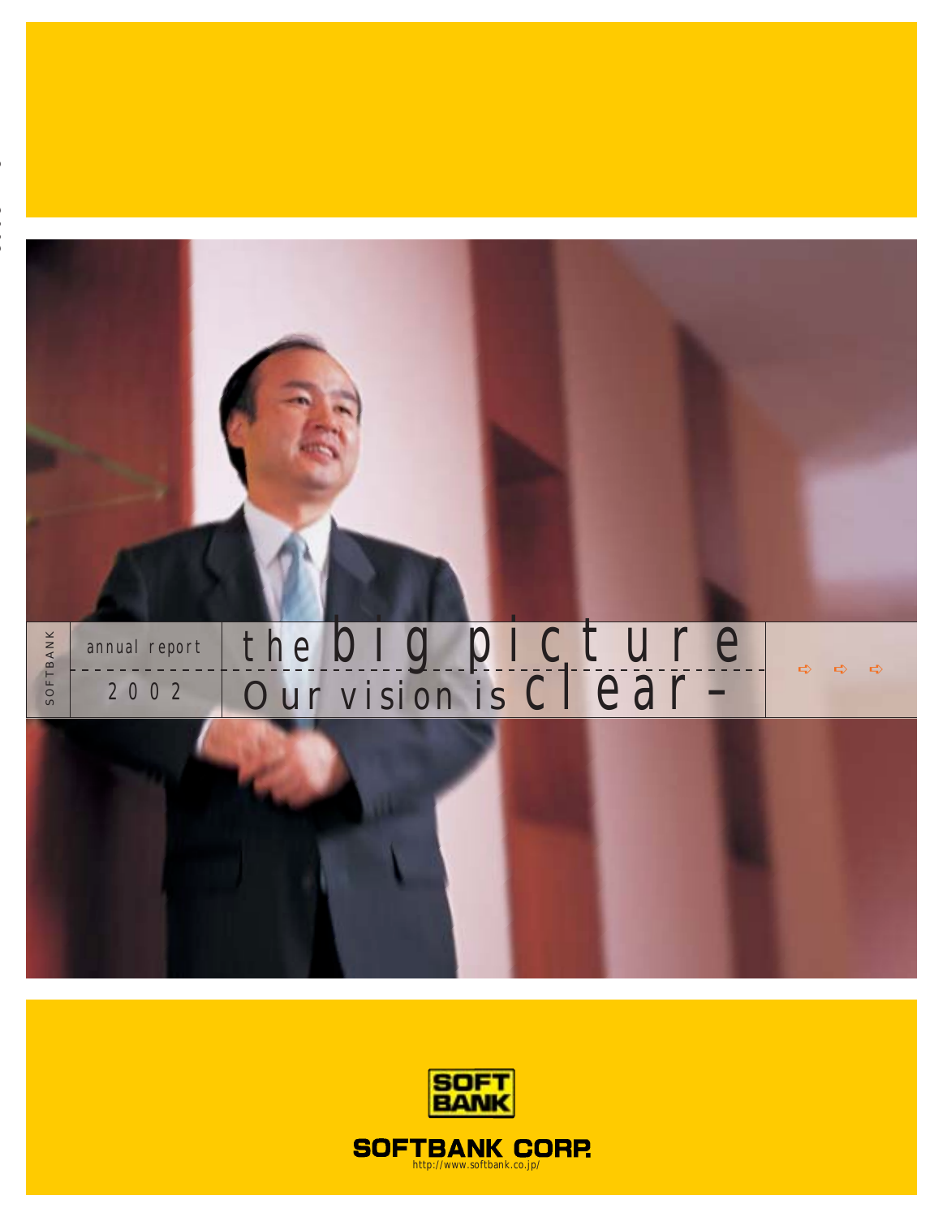SOFTBANK

annual report 2002

# the big picture
## Our vision is clear –

SOFT BANK

SOFTBANK CORP.

http://www.softbank.co.jp/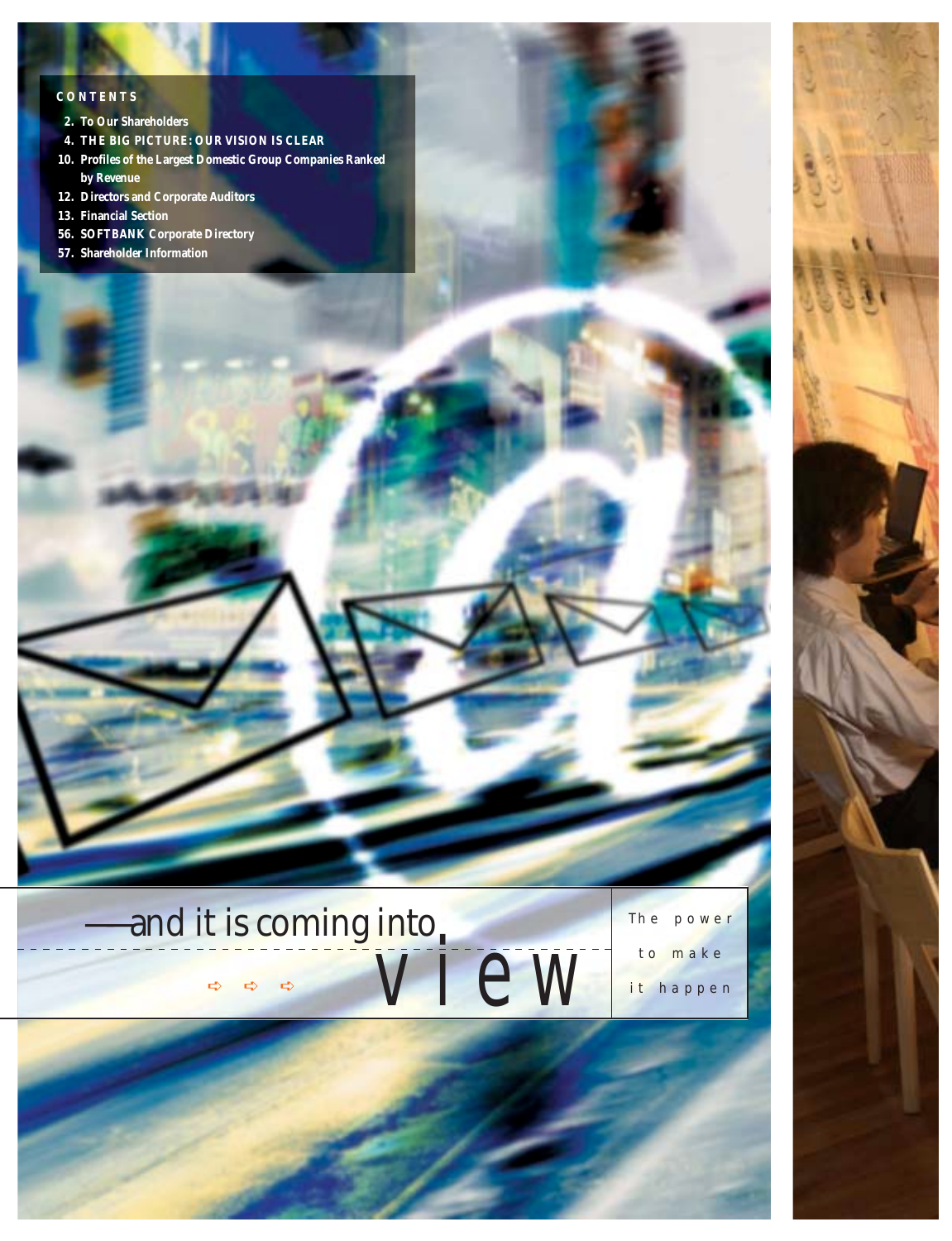## CONTENTS

2. To Our Shareholders
4. THE BIG PICTURE: OUR VISION IS CLEAR
10. Profiles of the Largest Domestic Group Companies Ranked by Revenue
12. Directors and Corporate Auditors
13. Financial Section
56. SOFTBANK Corporate Directory
57. Shareholder Information

—and it is coming into view

The power to make it happen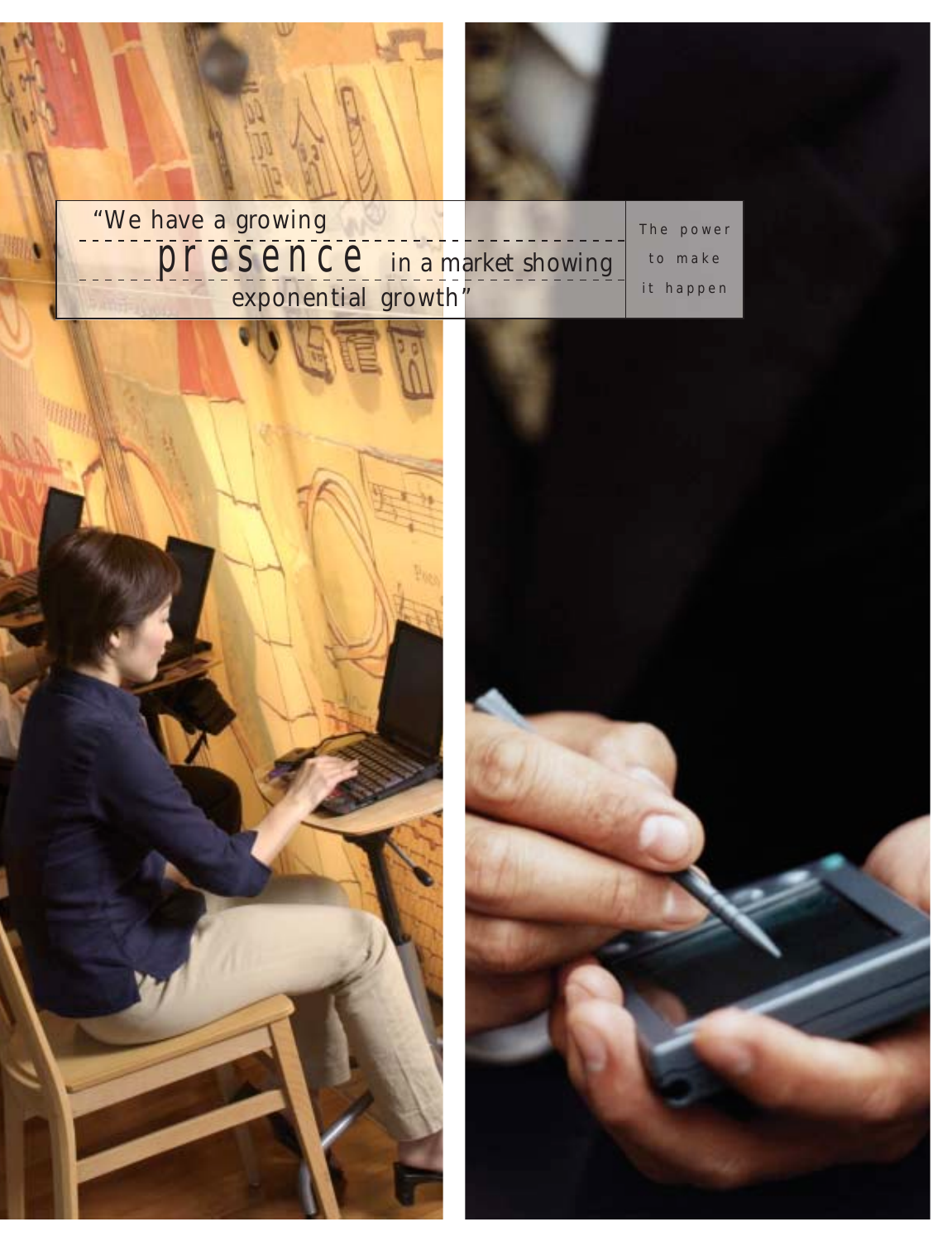"We have a growing **presence** in a market showing exponential growth"

The power to make it happen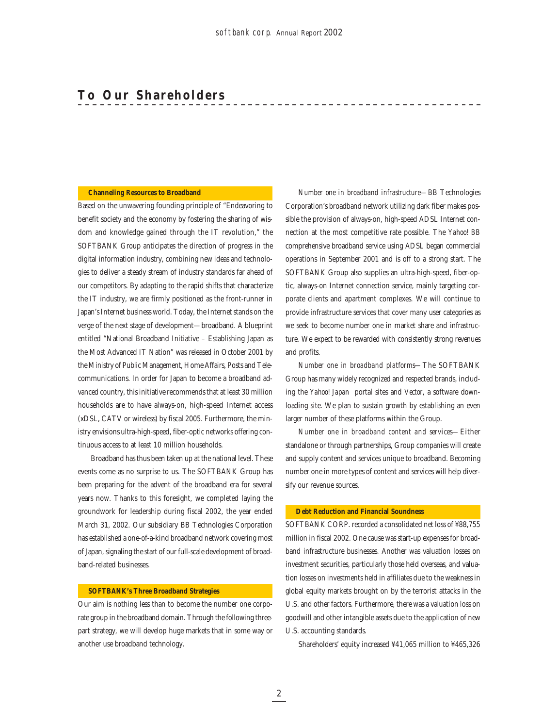# To Our Shareholders

### Channeling Resources to Broadband

Based on the unwavering founding principle of "Endeavoring to benefit society and the economy by fostering the sharing of wisdom and knowledge gained through the IT revolution," the SOFTBANK Group anticipates the direction of progress in the digital information industry, combining new ideas and technologies to deliver a steady stream of industry standards far ahead of our competitors. By adapting to the rapid shifts that characterize the IT industry, we are firmly positioned as the front-runner in Japan's Internet business world. Today, the Internet stands on the verge of the next stage of development—broadband. A blueprint entitled "National Broadband Initiative – Establishing Japan as the Most Advanced IT Nation" was released in October 2001 by the Ministry of Public Management, Home Affairs, Posts and Telecommunications. In order for Japan to become a broadband advanced country, this initiative recommends that at least 30 million households are to have always-on, high-speed Internet access (xDSL, CATV or wireless) by fiscal 2005. Furthermore, the ministry envisions ultra-high-speed, fiber-optic networks offering continuous access to at least 10 million households.

Broadband has thus been taken up at the national level. These events come as no surprise to us. The SOFTBANK Group has been preparing for the advent of the broadband era for several years now. Thanks to this foresight, we completed laying the groundwork for leadership during fiscal 2002, the year ended March 31, 2002. Our subsidiary BB Technologies Corporation has established a one-of-a-kind broadband network covering most of Japan, signaling the start of our full-scale development of broadband-related businesses.

### SOFTBANK's Three Broadband Strategies

Our aim is nothing less than to become the number one corporate group in the broadband domain. Through the following three-part strategy, we will develop huge markets that in some way or another use broadband technology.

*Number one in broadband infrastructure*—BB Technologies Corporation's broadband network utilizing dark fiber makes possible the provision of always-on, high-speed ADSL Internet connection at the most competitive rate possible. The *Yahoo! BB* comprehensive broadband service using ADSL began commercial operations in September 2001 and is off to a strong start. The SOFTBANK Group also supplies an ultra-high-speed, fiber-optic, always-on Internet connection service, mainly targeting corporate clients and apartment complexes. We will continue to provide infrastructure services that cover many user categories as we seek to become number one in market share and infrastructure. We expect to be rewarded with consistently strong revenues and profits.

*Number one in broadband platforms*—The SOFTBANK Group has many widely recognized and respected brands, including the *Yahoo! Japan* portal sites and *Vector*, a software downloading site. We plan to sustain growth by establishing an even larger number of these platforms within the Group.

*Number one in broadband content and services*—Either standalone or through partnerships, Group companies will create and supply content and services unique to broadband. Becoming number one in more types of content and services will help diversify our revenue sources.

### Debt Reduction and Financial Soundness

SOFTBANK CORP. recorded a consolidated net loss of ¥88,755 million in fiscal 2002. One cause was start-up expenses for broadband infrastructure businesses. Another was valuation losses on investment securities, particularly those held overseas, and valuation losses on investments held in affiliates due to the weakness in global equity markets brought on by the terrorist attacks in the U.S. and other factors. Furthermore, there was a valuation loss on goodwill and other intangible assets due to the application of new U.S. accounting standards.

Shareholders' equity increased ¥41,065 million to ¥465,326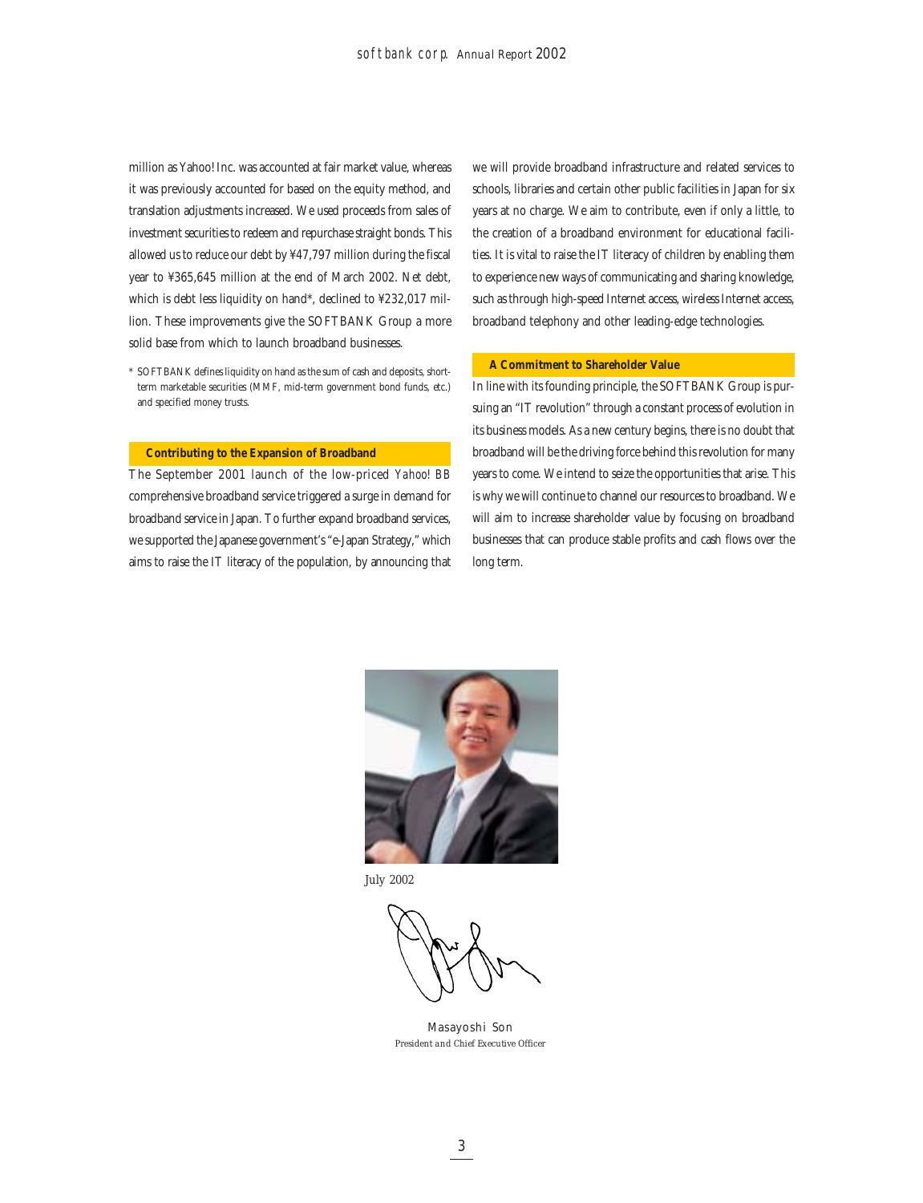million as Yahoo! Inc. was accounted at fair market value, whereas it was previously accounted for based on the equity method, and translation adjustments increased. We used proceeds from sales of investment securities to redeem and repurchase straight bonds. This allowed us to reduce our debt by ¥47,797 million during the fiscal year to ¥365,645 million at the end of March 2002. Net debt, which is debt less liquidity on hand*, declined to ¥232,017 million. These improvements give the SOFTBANK Group a more solid base from which to launch broadband businesses.

\* SOFTBANK defines liquidity on hand as the sum of cash and deposits, short-term marketable securities (MMF, mid-term government bond funds, etc.) and specified money trusts.

## Contributing to the Expansion of Broadband

The September 2001 launch of the low-priced *Yahoo! BB* comprehensive broadband service triggered a surge in demand for broadband service in Japan. To further expand broadband services, we supported the Japanese government's "e-Japan Strategy," which aims to raise the IT literacy of the population, by announcing that we will provide broadband infrastructure and related services to schools, libraries and certain other public facilities in Japan for six years at no charge. We aim to contribute, even if only a little, to the creation of a broadband environment for educational facilities. It is vital to raise the IT literacy of children by enabling them to experience new ways of communicating and sharing knowledge, such as through high-speed Internet access, wireless Internet access, broadband telephony and other leading-edge technologies.

## A Commitment to Shareholder Value

In line with its founding principle, the SOFTBANK Group is pursuing an "IT revolution" through a constant process of evolution in its business models. As a new century begins, there is no doubt that broadband will be the driving force behind this revolution for many years to come. We intend to seize the opportunities that arise. This is why we will continue to channel our resources to broadband. We will aim to increase shareholder value by focusing on broadband businesses that can produce stable profits and cash flows over the long term.

July 2002

Masayoshi Son
*President and Chief Executive Officer*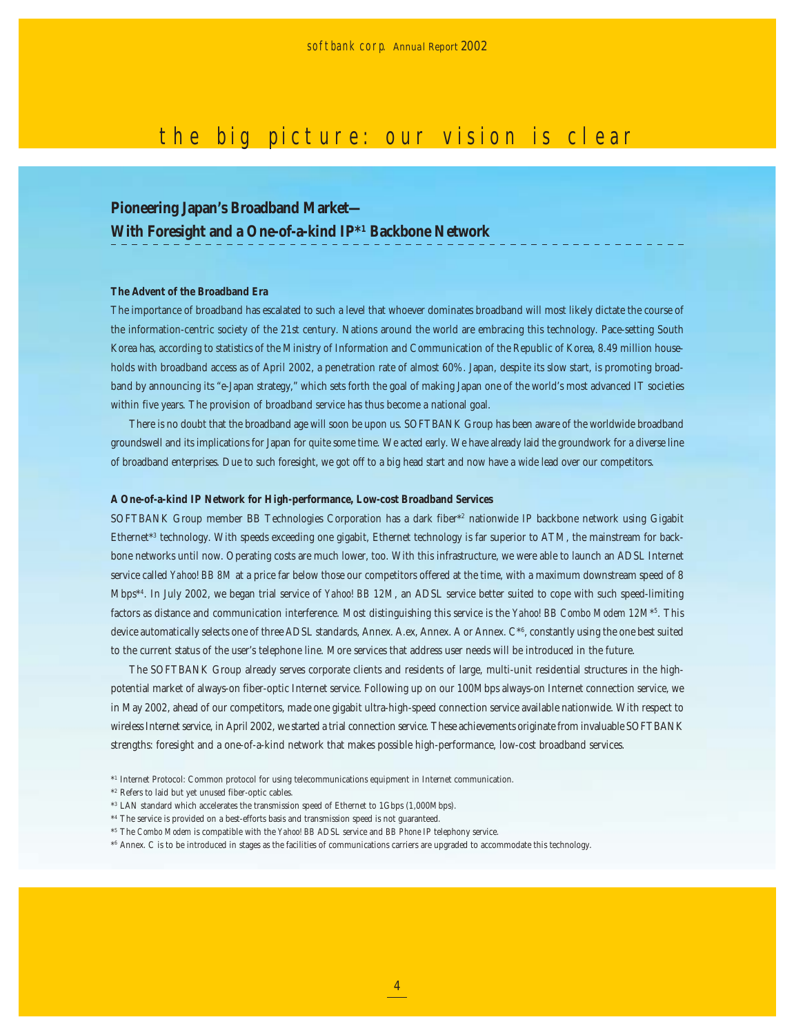# the big picture: our vision is clear

## Pioneering Japan's Broadband Market— With Foresight and a One-of-a-kind IP*[1] Backbone Network

### The Advent of the Broadband Era

The importance of broadband has escalated to such a level that whoever dominates broadband will most likely dictate the course of the information-centric society of the 21st century. Nations around the world are embracing this technology. Pace-setting South Korea has, according to statistics of the Ministry of Information and Communication of the Republic of Korea, 8.49 million households with broadband access as of April 2002, a penetration rate of almost 60%. Japan, despite its slow start, is promoting broadband by announcing its "e-Japan strategy," which sets forth the goal of making Japan one of the world's most advanced IT societies within five years. The provision of broadband service has thus become a national goal.

There is no doubt that the broadband age will soon be upon us. SOFTBANK Group has been aware of the worldwide broadband groundswell and its implications for Japan for quite some time. We acted early. We have already laid the groundwork for a diverse line of broadband enterprises. Due to such foresight, we got off to a big head start and now have a wide lead over our competitors.

### A One-of-a-kind IP Network for High-performance, Low-cost Broadband Services

SOFTBANK Group member BB Technologies Corporation has a dark fiber*[2] nationwide IP backbone network using Gigabit Ethernet*[3] technology. With speeds exceeding one gigabit, Ethernet technology is far superior to ATM, the mainstream for backbone networks until now. Operating costs are much lower, too. With this infrastructure, we were able to launch an ADSL Internet service called *Yahoo! BB 8M* at a price far below those our competitors offered at the time, with a maximum downstream speed of 8 Mbps*[4]. In July 2002, we began trial service of *Yahoo! BB* 12M, an ADSL service better suited to cope with such speed-limiting factors as distance and communication interference. Most distinguishing this service is the *Yahoo! BB Combo Modem 12M**[5]. This device automatically selects one of three ADSL standards, Annex. A.ex, Annex. A or Annex. C*[6], constantly using the one best suited to the current status of the user's telephone line. More services that address user needs will be introduced in the future.

The SOFTBANK Group already serves corporate clients and residents of large, multi-unit residential structures in the high-potential market of always-on fiber-optic Internet service. Following up on our 100Mbps always-on Internet connection service, we in May 2002, ahead of our competitors, made one gigabit ultra-high-speed connection service available nationwide. With respect to wireless Internet service, in April 2002, we started a trial connection service. These achievements originate from invaluable SOFTBANK strengths: foresight and a one-of-a-kind network that makes possible high-performance, low-cost broadband services.

*[1] Internet Protocol: Common protocol for using telecommunications equipment in Internet communication.
*[2] Refers to laid but yet unused fiber-optic cables.
*[3] LAN standard which accelerates the transmission speed of Ethernet to 1Gbps (1,000Mbps).
*[4] The service is provided on a best-efforts basis and transmission speed is not guaranteed.
*[5] The *Combo Modem* is compatible with the *Yahoo! BB* ADSL service and *BB Phone* IP telephony service.
*[6] Annex. C is to be introduced in stages as the facilities of communications carriers are upgraded to accommodate this technology.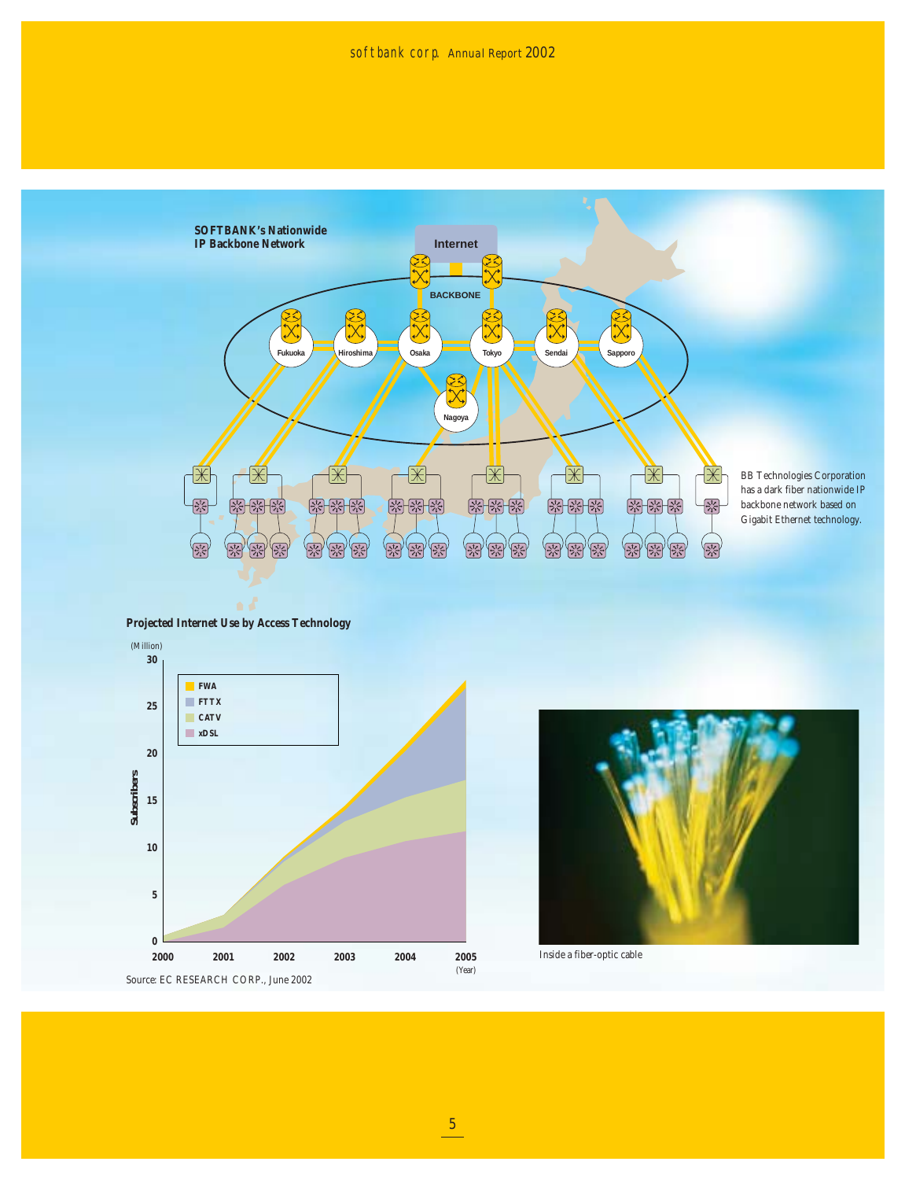## SOFTBANK's Nationwide IP Backbone Network

BB Technologies Corporation has a dark fiber nationwide IP backbone network based on Gigabit Ethernet technology.

## Projected Internet Use by Access Technology

Source: EC RESEARCH CORP., June 2002

Inside a fiber-optic cable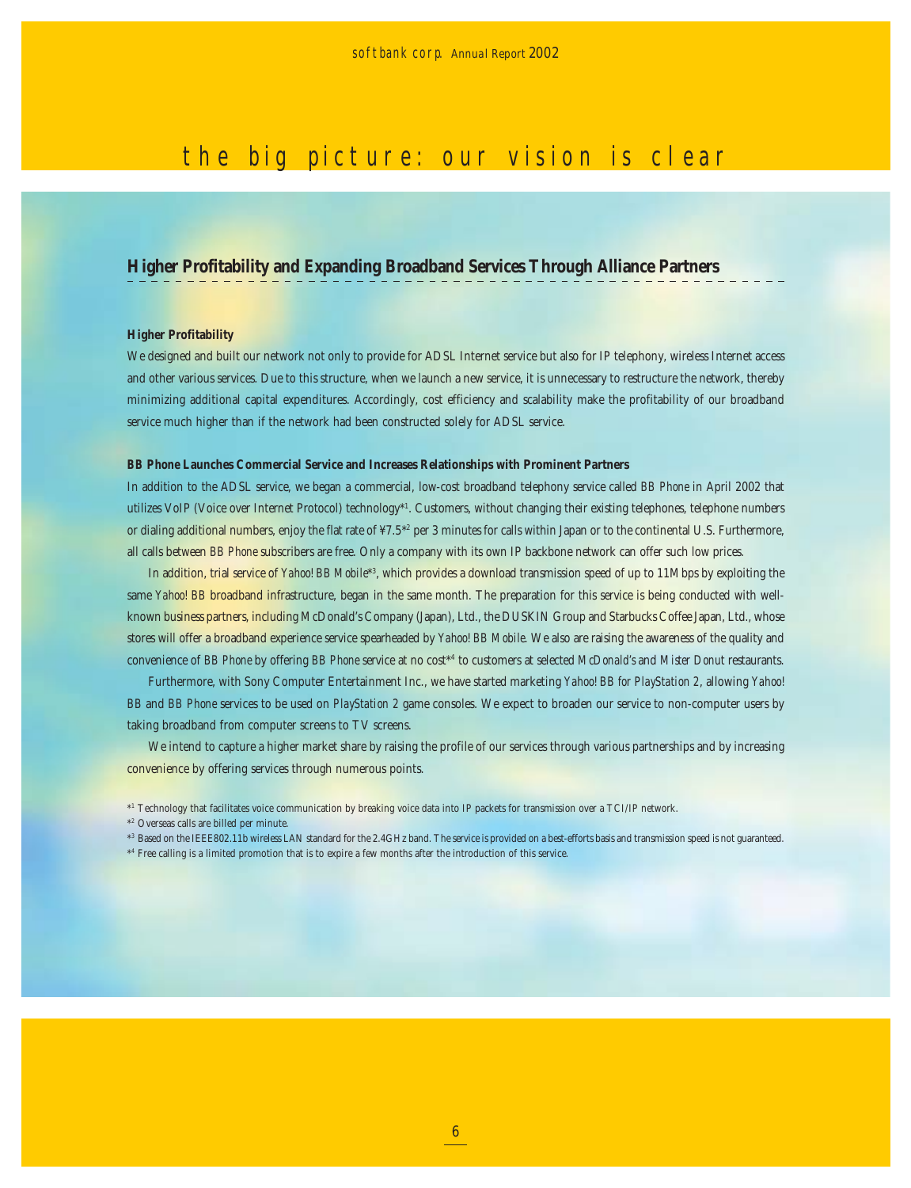# the big picture: our vision is clear

## Higher Profitability and Expanding Broadband Services Through Alliance Partners

### Higher Profitability

We designed and built our network not only to provide for ADSL Internet service but also for IP telephony, wireless Internet access and other various services. Due to this structure, when we launch a new service, it is unnecessary to restructure the network, thereby minimizing additional capital expenditures. Accordingly, cost efficiency and scalability make the profitability of our broadband service much higher than if the network had been constructed solely for ADSL service.

### BB Phone Launches Commercial Service and Increases Relationships with Prominent Partners

In addition to the ADSL service, we began a commercial, low-cost broadband telephony service called *BB Phone* in April 2002 that utilizes VoIP (Voice over Internet Protocol) technology*[1]. Customers, without changing their existing telephones, telephone numbers or dialing additional numbers, enjoy the flat rate of ¥7.5*[2] per 3 minutes for calls within Japan or to the continental U.S. Furthermore, all calls between *BB Phone* subscribers are free. Only a company with its own IP backbone network can offer such low prices.

In addition, trial service of *Yahoo! BB Mobile**[3], which provides a download transmission speed of up to 11Mbps by exploiting the same *Yahoo! BB* broadband infrastructure, began in the same month. The preparation for this service is being conducted with well-known business partners, including McDonald's Company (Japan), Ltd., the DUSKIN Group and Starbucks Coffee Japan, Ltd., whose stores will offer a broadband experience service spearheaded by *Yahoo! BB Mobile*. We also are raising the awareness of the quality and convenience of *BB Phone* by offering *BB Phone* service at no cost*[4] to customers at selected *McDonald's* and *Mister Donut* restaurants.

Furthermore, with Sony Computer Entertainment Inc., we have started marketing *Yahoo! BB for PlayStation 2*, allowing *Yahoo! BB* and *BB Phone* services to be used on *PlayStation 2* game consoles. We expect to broaden our service to non-computer users by taking broadband from computer screens to TV screens.

We intend to capture a higher market share by raising the profile of our services through various partnerships and by increasing convenience by offering services through numerous points.

*[1] Technology that facilitates voice communication by breaking voice data into IP packets for transmission over a TCI/IP network.
*[2] Overseas calls are billed per minute.
*[3] Based on the IEEE802.11b wireless LAN standard for the 2.4GHz band. The service is provided on a best-efforts basis and transmission speed is not guaranteed.
*[4] Free calling is a limited promotion that is to expire a few months after the introduction of this service.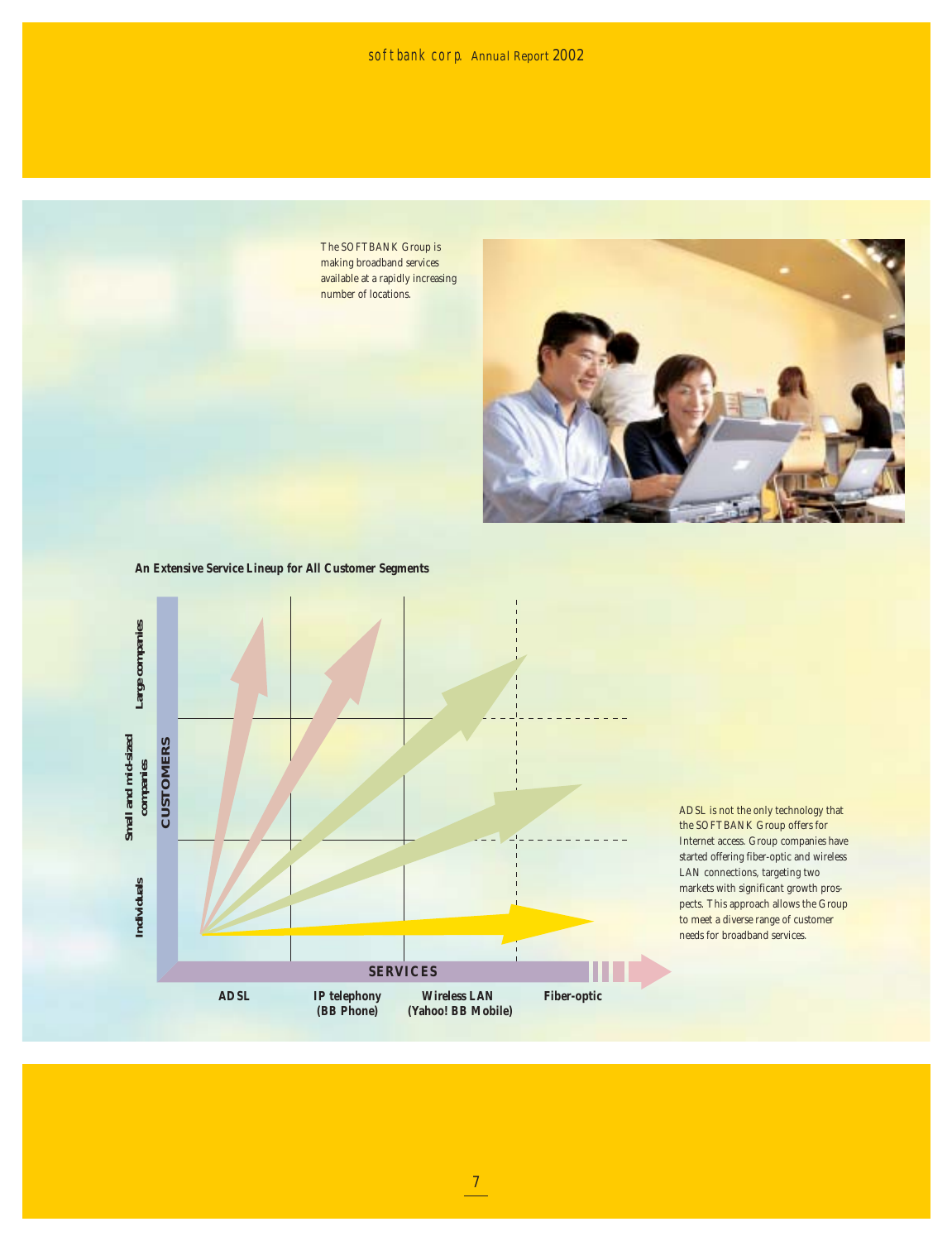The SOFTBANK Group is making broadband services available at a rapidly increasing number of locations.

**An Extensive Service Lineup for All Customer Segments**

CUSTOMERS: Large companies; Small and mid-sized companies; Individuals

SERVICES: ADSL; IP telephony (BB Phone); Wireless LAN (Yahoo! BB Mobile); Fiber-optic

ADSL is not the only technology that the SOFTBANK Group offers for Internet access. Group companies have started offering fiber-optic and wireless LAN connections, targeting two markets with significant growth prospects. This approach allows the Group to meet a diverse range of customer needs for broadband services.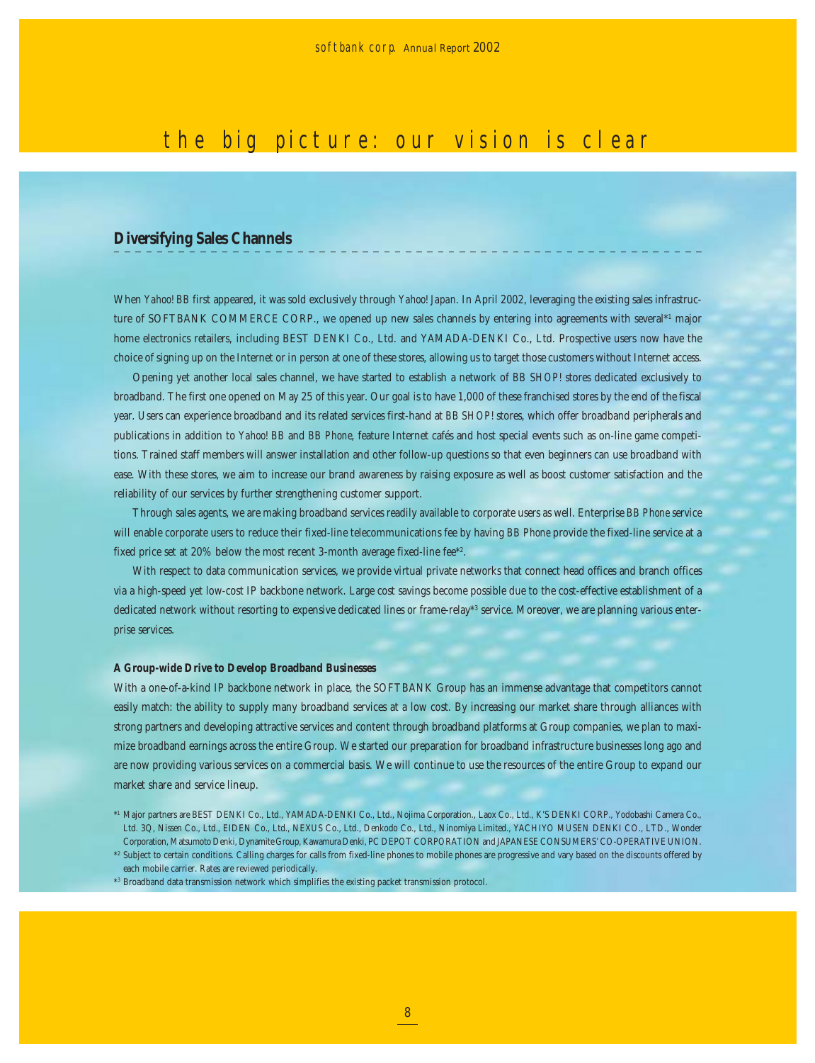# the big picture: our vision is clear

## Diversifying Sales Channels

When *Yahoo! BB* first appeared, it was sold exclusively through *Yahoo! Japan*. In April 2002, leveraging the existing sales infrastructure of SOFTBANK COMMERCE CORP., we opened up new sales channels by entering into agreements with several*[1] major home electronics retailers, including BEST DENKI Co., Ltd. and YAMADA-DENKI Co., Ltd. Prospective users now have the choice of signing up on the Internet or in person at one of these stores, allowing us to target those customers without Internet access.

Opening yet another local sales channel, we have started to establish a network of *BB SHOP!* stores dedicated exclusively to broadband. The first one opened on May 25 of this year. Our goal is to have 1,000 of these franchised stores by the end of the fiscal year. Users can experience broadband and its related services first-hand at *BB SHOP!* stores, which offer broadband peripherals and publications in addition to *Yahoo! BB* and *BB Phone*, feature Internet cafés and host special events such as on-line game competitions. Trained staff members will answer installation and other follow-up questions so that even beginners can use broadband with ease. With these stores, we aim to increase our brand awareness by raising exposure as well as boost customer satisfaction and the reliability of our services by further strengthening customer support.

Through sales agents, we are making broadband services readily available to corporate users as well. Enterprise *BB Phone* service will enable corporate users to reduce their fixed-line telecommunications fee by having *BB Phone* provide the fixed-line service at a fixed price set at 20% below the most recent 3-month average fixed-line fee*[2].

With respect to data communication services, we provide virtual private networks that connect head offices and branch offices via a high-speed yet low-cost IP backbone network. Large cost savings become possible due to the cost-effective establishment of a dedicated network without resorting to expensive dedicated lines or frame-relay*[3] service. Moreover, we are planning various enterprise services.

**A Group-wide Drive to Develop Broadband Businesses**

With a one-of-a-kind IP backbone network in place, the SOFTBANK Group has an immense advantage that competitors cannot easily match: the ability to supply many broadband services at a low cost. By increasing our market share through alliances with strong partners and developing attractive services and content through broadband platforms at Group companies, we plan to maximize broadband earnings across the entire Group. We started our preparation for broadband infrastructure businesses long ago and are now providing various services on a commercial basis. We will continue to use the resources of the entire Group to expand our market share and service lineup.

*[1] Major partners are BEST DENKI Co., Ltd., YAMADA-DENKI Co., Ltd., Nojima Corporation., Laox Co., Ltd., K'S DENKI CORP., Yodobashi Camera Co., Ltd. 3Q, Nissen Co., Ltd., EIDEN Co., Ltd., NEXUS Co., Ltd., Denkodo Co., Ltd., Ninomiya Limited., YACHIYO MUSEN DENKI CO., LTD., Wonder Corporation, Matsumoto Denki, Dynamite Group, Kawamura Denki, PC DEPOT CORPORATION and JAPANESE CONSUMERS' CO-OPERATIVE UNION.

*[2] Subject to certain conditions. Calling charges for calls from fixed-line phones to mobile phones are progressive and vary based on the discounts offered by each mobile carrier. Rates are reviewed periodically.

*[3] Broadband data transmission network which simplifies the existing packet transmission protocol.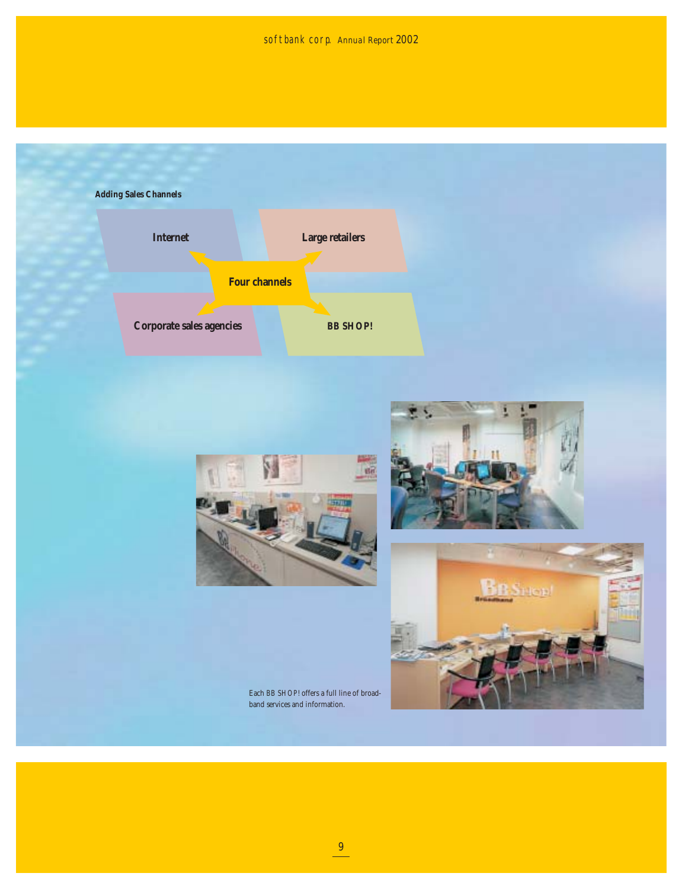**Adding Sales Channels**

- Internet
- Large retailers
- Corporate sales agencies
- BB SHOP!

Four channels

Each BB SHOP! offers a full line of broadband services and information.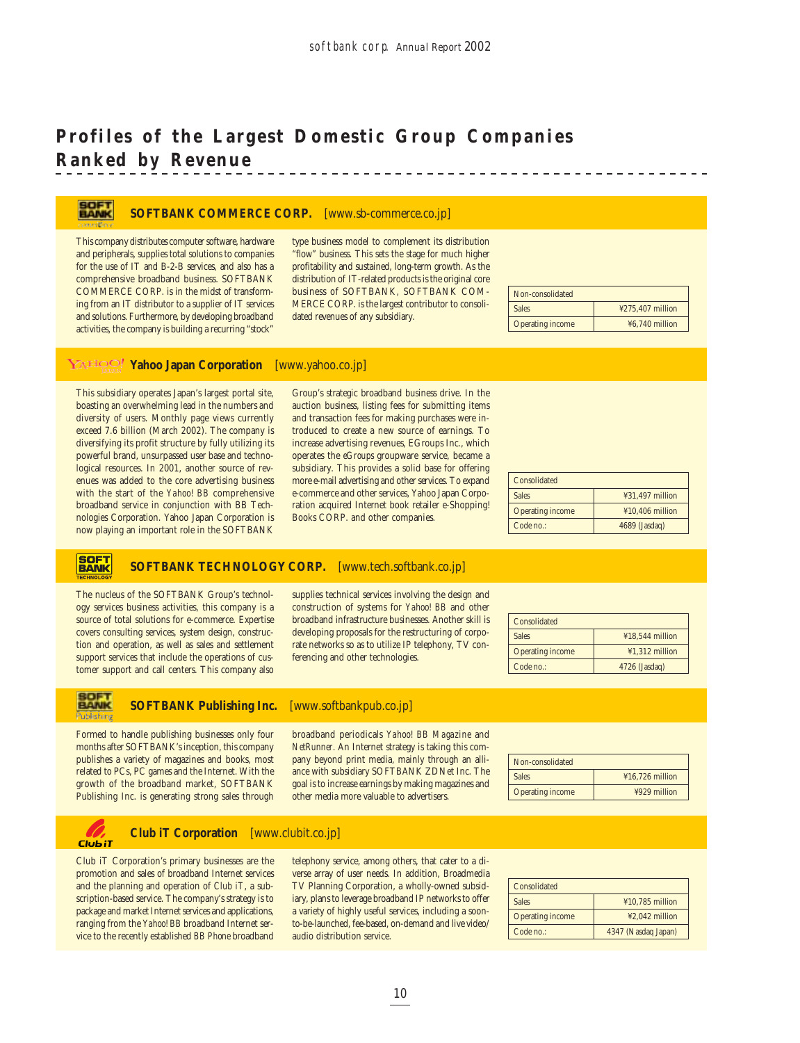# Profiles of the Largest Domestic Group Companies Ranked by Revenue

## SOFTBANK COMMERCE CORP. [www.sb-commerce.co.jp]

This company distributes computer software, hardware and peripherals, supplies total solutions to companies for the use of IT and B-2-B services, and also has a comprehensive broadband business. SOFTBANK COMMERCE CORP. is in the midst of transforming from an IT distributor to a supplier of IT services and solutions. Furthermore, by developing broadband activities, the company is building a recurring "stock" type business model to complement its distribution "flow" business. This sets the stage for much higher profitability and sustained, long-term growth. As the distribution of IT-related products is the original core business of SOFTBANK, SOFTBANK COMMERCE CORP. is the largest contributor to consolidated revenues of any subsidiary.

| Non-consolidated | |
|---|---|
| Sales | ¥275,407 million |
| Operating income | ¥6,740 million |

## Yahoo Japan Corporation [www.yahoo.co.jp]

This subsidiary operates Japan's largest portal site, boasting an overwhelming lead in the numbers and diversity of users. Monthly page views currently exceed 7.6 billion (March 2002). The company is diversifying its profit structure by fully utilizing its powerful brand, unsurpassed user base and technological resources. In 2001, another source of revenues was added to the core advertising business with the start of the *Yahoo! BB* comprehensive broadband service in conjunction with BB Technologies Corporation. Yahoo Japan Corporation is now playing an important role in the SOFTBANK Group's strategic broadband business drive. In the auction business, listing fees for submitting items and transaction fees for making purchases were introduced to create a new source of earnings. To increase advertising revenues, EGroups Inc., which operates the *eGroups* groupware service, became a subsidiary. This provides a solid base for offering more e-mail advertising and other services. To expand e-commerce and other services, Yahoo Japan Corporation acquired Internet book retailer e-Shopping! Books CORP. and other companies.

| Consolidated | |
|---|---|
| Sales | ¥31,497 million |
| Operating income | ¥10,406 million |
| Code no.: | 4689 (Jasdaq) |

## SOFTBANK TECHNOLOGY CORP. [www.tech.softbank.co.jp]

The nucleus of the SOFTBANK Group's technology services business activities, this company is a source of total solutions for e-commerce. Expertise covers consulting services, system design, construction and operation, as well as sales and settlement support services that include the operations of customer support and call centers. This company also supplies technical services involving the design and construction of systems for *Yahoo! BB* and other broadband infrastructure businesses. Another skill is developing proposals for the restructuring of corporate networks so as to utilize IP telephony, TV conferencing and other technologies.

| Consolidated | |
|---|---|
| Sales | ¥18,544 million |
| Operating income | ¥1,312 million |
| Code no.: | 4726 (Jasdaq) |

## SOFTBANK Publishing Inc. [www.softbankpub.co.jp]

Formed to handle publishing businesses only four months after SOFTBANK's inception, this company publishes a variety of magazines and books, most related to PCs, PC games and the Internet. With the growth of the broadband market, SOFTBANK Publishing Inc. is generating strong sales through broadband periodicals *Yahoo! BB Magazine* and *NetRunner*. An Internet strategy is taking this company beyond print media, mainly through an alliance with subsidiary SOFTBANK ZDNet Inc. The goal is to increase earnings by making magazines and other media more valuable to advertisers.

| Non-consolidated | |
|---|---|
| Sales | ¥16,726 million |
| Operating income | ¥929 million |

## Club iT Corporation [www.clubit.co.jp]

Club iT Corporation's primary businesses are the promotion and sales of broadband Internet services and the planning and operation of *Club iT*, a subscription-based service. The company's strategy is to package and market Internet services and applications, ranging from the *Yahoo! BB* broadband Internet service to the recently established *BB Phone* broadband telephony service, among others, that cater to a diverse array of user needs. In addition, Broadmedia TV Planning Corporation, a wholly-owned subsidiary, plans to leverage broadband IP networks to offer a variety of highly useful services, including a soon-to-be-launched, fee-based, on-demand and live video/audio distribution service.

| Consolidated | |
|---|---|
| Sales | ¥10,785 million |
| Operating income | ¥2,042 million |
| Code no.: | 4347 (Nasdaq Japan) |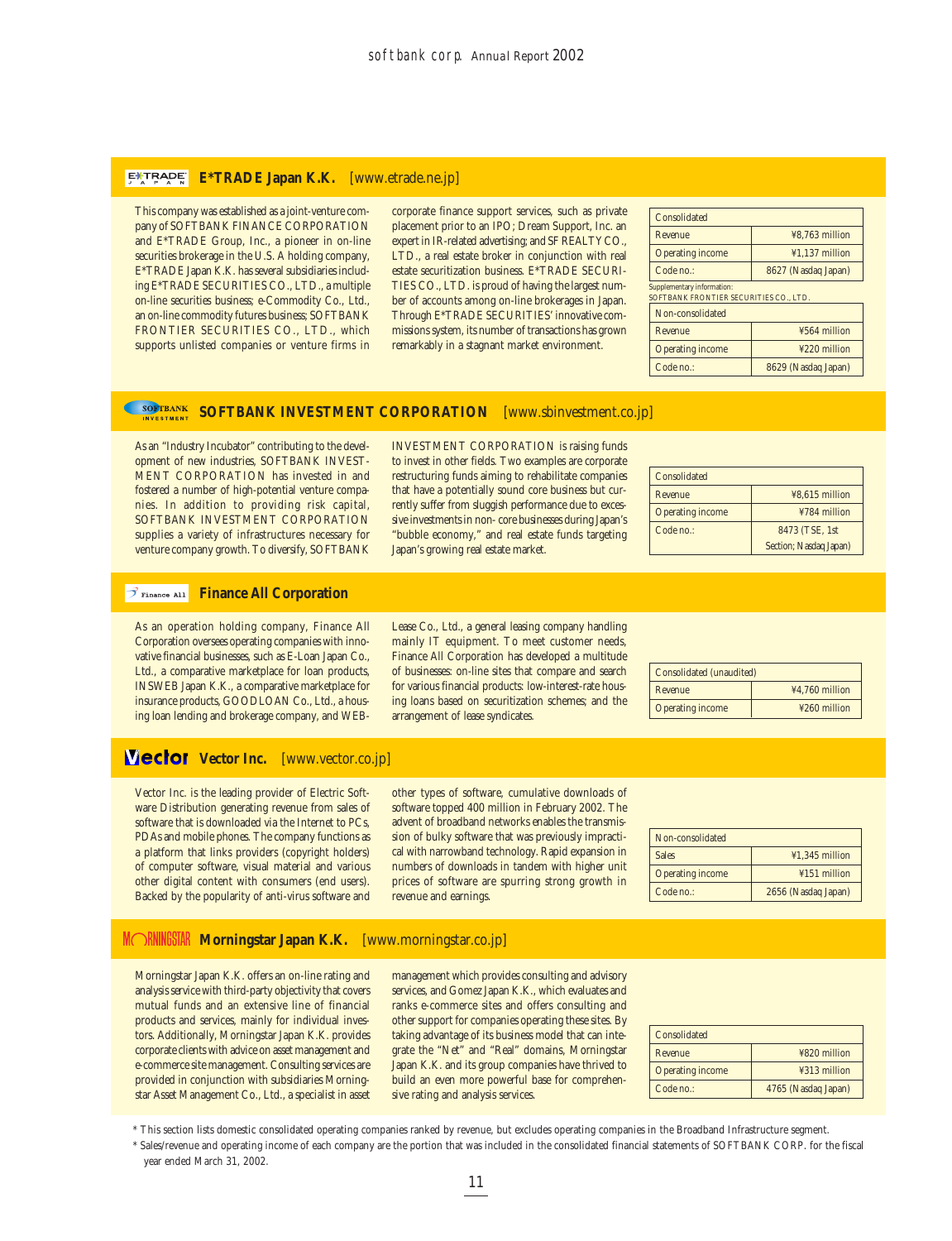## E*TRADE Japan K.K. [www.etrade.ne.jp]

This company was established as a joint-venture company of SOFTBANK FINANCE CORPORATION and E*TRADE Group, Inc., a pioneer in on-line securities brokerage in the U.S. A holding company, E*TRADE Japan K.K. has several subsidiaries including E*TRADE SECURITIES CO., LTD., a multiple on-line securities business; e-Commodity Co., Ltd., an on-line commodity futures business; SOFTBANK FRONTIER SECURITIES CO., LTD., which supports unlisted companies or venture firms in corporate finance support services, such as private placement prior to an IPO; Dream Support, Inc. an expert in IR-related advertising; and SF REALTY CO., LTD., a real estate broker in conjunction with real estate securitization business. E*TRADE SECURITIES CO., LTD. is proud of having the largest number of accounts among on-line brokerages in Japan. Through E*TRADE SECURITIES' innovative commissions system, its number of transactions has grown remarkably in a stagnant market environment.

| Consolidated | |
|---|---|
| Revenue | ¥8,763 million |
| Operating income | ¥1,137 million |
| Code no.: | 8627 (Nasdaq Japan) |

Supplementary information:
SOFTBANK FRONTIER SECURITIES CO., LTD.

| Non-consolidated | |
|---|---|
| Revenue | ¥564 million |
| Operating income | ¥220 million |
| Code no.: | 8629 (Nasdaq Japan) |

## SOFTBANK INVESTMENT CORPORATION [www.sbinvestment.co.jp]

As an "Industry Incubator" contributing to the development of new industries, SOFTBANK INVESTMENT CORPORATION has invested in and fostered a number of high-potential venture companies. In addition to providing risk capital, SOFTBANK INVESTMENT CORPORATION supplies a variety of infrastructures necessary for venture company growth. To diversify, SOFTBANK INVESTMENT CORPORATION is raising funds to invest in other fields. Two examples are corporate restructuring funds aiming to rehabilitate companies that have a potentially sound core business but currently suffer from sluggish performance due to excessive investments in non- core businesses during Japan's "bubble economy," and real estate funds targeting Japan's growing real estate market.

| Consolidated | |
|---|---|
| Revenue | ¥8,615 million |
| Operating income | ¥784 million |
| Code no.: | 8473 (TSE, 1st Section; Nasdaq Japan) |

## Finance All Corporation

As an operation holding company, Finance All Corporation oversees operating companies with innovative financial businesses, such as E-Loan Japan Co., Ltd., a comparative marketplace for loan products, INSWEB Japan K.K., a comparative marketplace for insurance products, GOODLOAN Co., Ltd., a housing loan lending and brokerage company, and WEB-Lease Co., Ltd., a general leasing company handling mainly IT equipment. To meet customer needs, Finance All Corporation has developed a multitude of businesses: on-line sites that compare and search for various financial products: low-interest-rate housing loans based on securitization schemes; and the arrangement of lease syndicates.

| Consolidated (unaudited) | |
|---|---|
| Revenue | ¥4,760 million |
| Operating income | ¥260 million |

## Vector Inc. [www.vector.co.jp]

Vector Inc. is the leading provider of Electric Software Distribution generating revenue from sales of software that is downloaded via the Internet to PCs, PDAs and mobile phones. The company functions as a platform that links providers (copyright holders) of computer software, visual material and various other digital content with consumers (end users). Backed by the popularity of anti-virus software and other types of software, cumulative downloads of software topped 400 million in February 2002. The advent of broadband networks enables the transmission of bulky software that was previously impractical with narrowband technology. Rapid expansion in numbers of downloads in tandem with higher unit prices of software are spurring strong growth in revenue and earnings.

| Non-consolidated | |
|---|---|
| Sales | ¥1,345 million |
| Operating income | ¥151 million |
| Code no.: | 2656 (Nasdaq Japan) |

## Morningstar Japan K.K. [www.morningstar.co.jp]

Morningstar Japan K.K. offers an on-line rating and analysis service with third-party objectivity that covers mutual funds and an extensive line of financial products and services, mainly for individual investors. Additionally, Morningstar Japan K.K. provides corporate clients with advice on asset management and e-commerce site management. Consulting services are provided in conjunction with subsidiaries Morningstar Asset Management Co., Ltd., a specialist in asset management which provides consulting and advisory services, and Gomez Japan K.K., which evaluates and ranks e-commerce sites and offers consulting and other support for companies operating these sites. By taking advantage of its business model that can integrate the "Net" and "Real" domains, Morningstar Japan K.K. and its group companies have thrived to build an even more powerful base for comprehensive rating and analysis services.

| Consolidated | |
|---|---|
| Revenue | ¥820 million |
| Operating income | ¥313 million |
| Code no.: | 4765 (Nasdaq Japan) |

* This section lists domestic consolidated operating companies ranked by revenue, but excludes operating companies in the Broadband Infrastructure segment.
* Sales/revenue and operating income of each company are the portion that was included in the consolidated financial statements of SOFTBANK CORP. for the fiscal year ended March 31, 2002.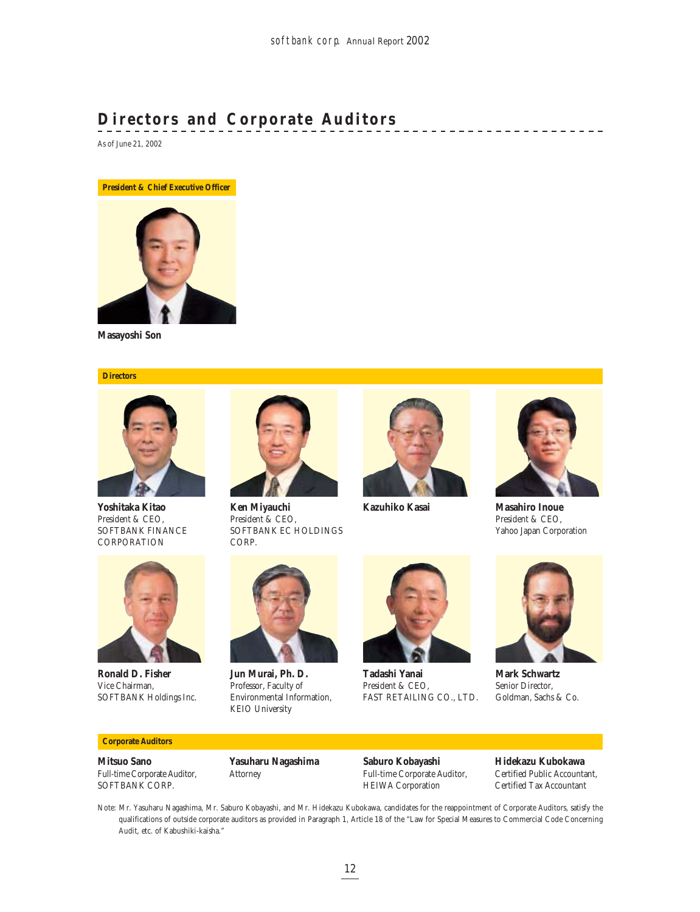# Directors and Corporate Auditors

As of June 21, 2002

**President & Chief Executive Officer**

**Masayoshi Son**

**Directors**

**Yoshitaka Kitao**
President & CEO,
SOFTBANK FINANCE CORPORATION

**Ken Miyauchi**
President & CEO,
SOFTBANK EC HOLDINGS CORP.

**Kazuhiko Kasai**

**Masahiro Inoue**
President & CEO,
Yahoo Japan Corporation

**Ronald D. Fisher**
Vice Chairman,
SOFTBANK Holdings Inc.

**Jun Murai, Ph. D.**
Professor, Faculty of Environmental Information,
KEIO University

**Tadashi Yanai**
President & CEO,
FAST RETAILING CO., LTD.

**Mark Schwartz**
Senior Director,
Goldman, Sachs & Co.

**Corporate Auditors**

**Mitsuo Sano**
Full-time Corporate Auditor,
SOFTBANK CORP.

**Yasuharu Nagashima**
Attorney

**Saburo Kobayashi**
Full-time Corporate Auditor,
HEIWA Corporation

**Hidekazu Kubokawa**
Certified Public Accountant,
Certified Tax Accountant

Note: Mr. Yasuharu Nagashima, Mr. Saburo Kobayashi, and Mr. Hidekazu Kubokawa, candidates for the reappointment of Corporate Auditors, satisfy the qualifications of outside corporate auditors as provided in Paragraph 1, Article 18 of the "Law for Special Measures to Commercial Code Concerning Audit, etc. of Kabushiki-kaisha."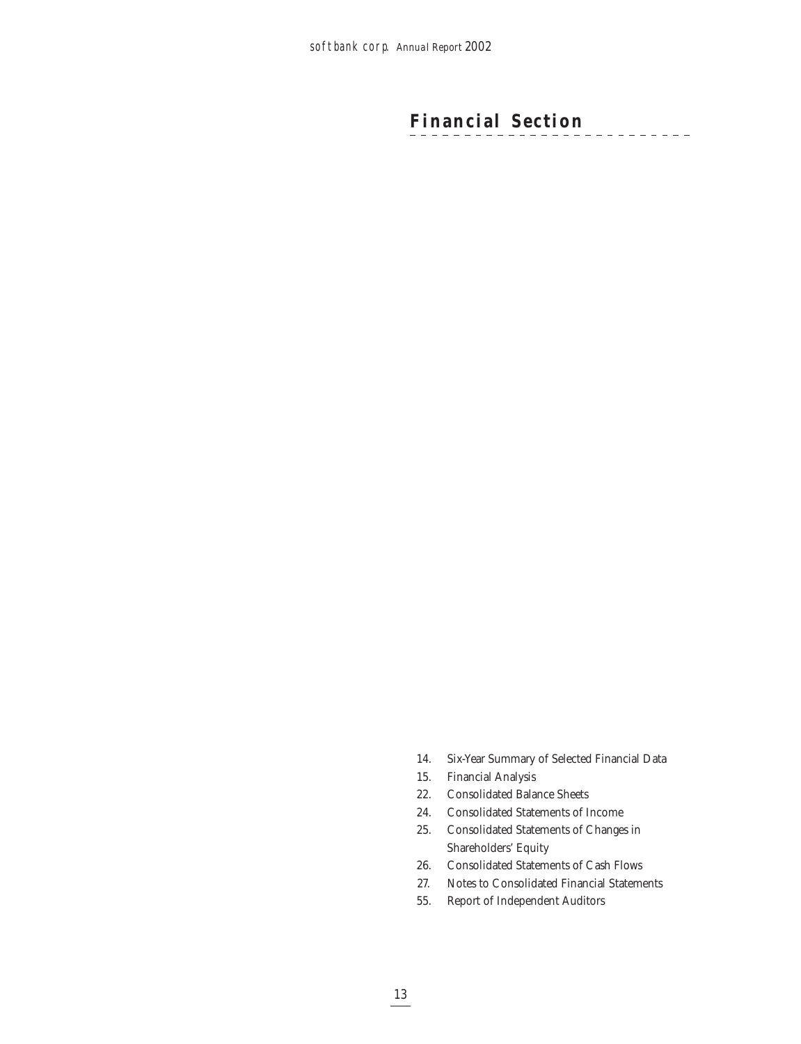# Financial Section

14. Six-Year Summary of Selected Financial Data
15. Financial Analysis
22. Consolidated Balance Sheets
24. Consolidated Statements of Income
25. Consolidated Statements of Changes in Shareholders' Equity
26. Consolidated Statements of Cash Flows
27. Notes to Consolidated Financial Statements
55. Report of Independent Auditors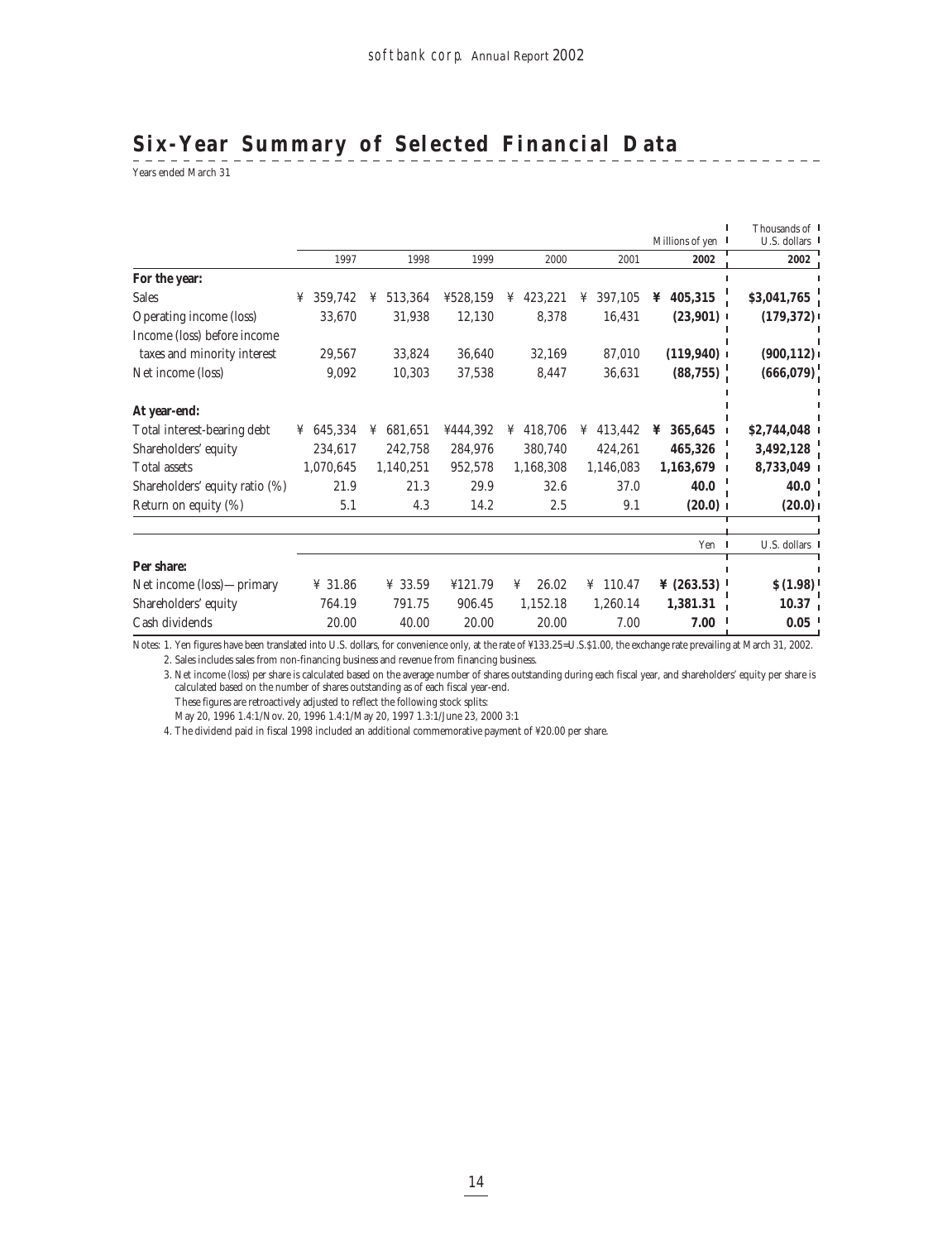## Six-Year Summary of Selected Financial Data

Years ended March 31

| | 1997 | 1998 | 1999 | 2000 | 2001 | 2002 | 2002 |
|---|---|---|---|---|---|---|---|
| | | | | | | Millions of yen | Thousands of U.S. dollars |
| **For the year:** | | | | | | | |
| Sales | ¥ 359,742 | ¥ 513,364 | ¥528,159 | ¥ 423,221 | ¥ 397,105 | **¥ 405,315** | **$3,041,765** |
| Operating income (loss) | 33,670 | 31,938 | 12,130 | 8,378 | 16,431 | **(23,901)** | **(179,372)** |
| Income (loss) before income taxes and minority interest | 29,567 | 33,824 | 36,640 | 32,169 | 87,010 | **(119,940)** | **(900,112)** |
| Net income (loss) | 9,092 | 10,303 | 37,538 | 8,447 | 36,631 | **(88,755)** | **(666,079)** |
| **At year-end:** | | | | | | | |
| Total interest-bearing debt | ¥ 645,334 | ¥ 681,651 | ¥444,392 | ¥ 418,706 | ¥ 413,442 | **¥ 365,645** | **$2,744,048** |
| Shareholders' equity | 234,617 | 242,758 | 284,976 | 380,740 | 424,261 | **465,326** | **3,492,128** |
| Total assets | 1,070,645 | 1,140,251 | 952,578 | 1,168,308 | 1,146,083 | **1,163,679** | **8,733,049** |
| Shareholders' equity ratio (%) | 21.9 | 21.3 | 29.9 | 32.6 | 37.0 | **40.0** | **40.0** |
| Return on equity (%) | 5.1 | 4.3 | 14.2 | 2.5 | 9.1 | **(20.0)** | **(20.0)** |
| | | | | | | Yen | U.S. dollars |
| **Per share:** | | | | | | | |
| Net income (loss)—primary | ¥ 31.86 | ¥ 33.59 | ¥121.79 | ¥ 26.02 | ¥ 110.47 | **¥ (263.53)** | **$ (1.98)** |
| Shareholders' equity | 764.19 | 791.75 | 906.45 | 1,152.18 | 1,260.14 | **1,381.31** | **10.37** |
| Cash dividends | 20.00 | 40.00 | 20.00 | 20.00 | 7.00 | **7.00** | **0.05** |

Notes: 1. Yen figures have been translated into U.S. dollars, for convenience only, at the rate of ¥133.25=U.S.$1.00, the exchange rate prevailing at March 31, 2002.

2. Sales includes sales from non-financing business and revenue from financing business.

3. Net income (loss) per share is calculated based on the average number of shares outstanding during each fiscal year, and shareholders' equity per share is calculated based on the number of shares outstanding as of each fiscal year-end.
These figures are retroactively adjusted to reflect the following stock splits:
May 20, 1996 1.4:1/Nov. 20, 1996 1.4:1/May 20, 1997 1.3:1/June 23, 2000 3:1

4. The dividend paid in fiscal 1998 included an additional commemorative payment of ¥20.00 per share.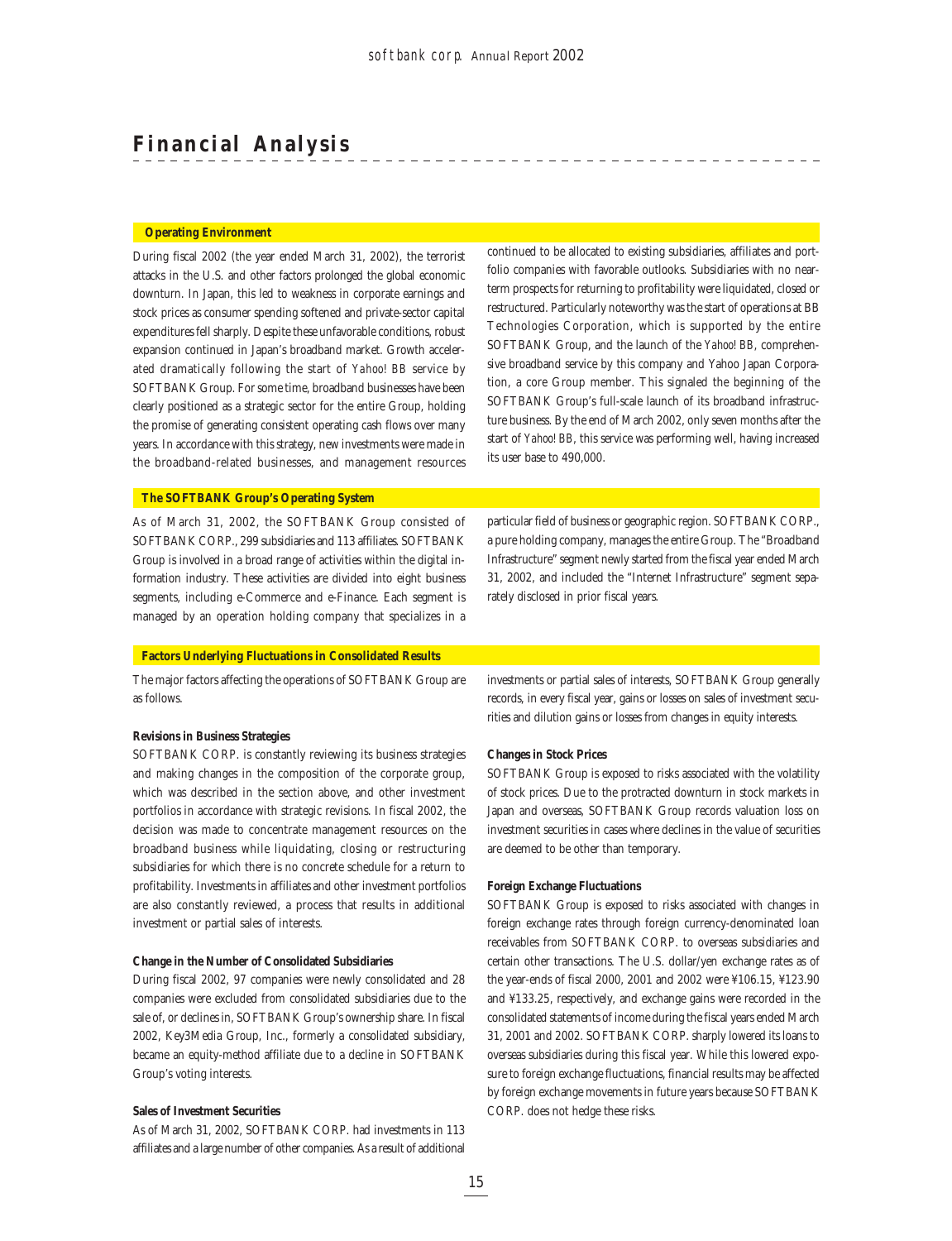# Financial Analysis

## Operating Environment

During fiscal 2002 (the year ended March 31, 2002), the terrorist attacks in the U.S. and other factors prolonged the global economic downturn. In Japan, this led to weakness in corporate earnings and stock prices as consumer spending softened and private-sector capital expenditures fell sharply. Despite these unfavorable conditions, robust expansion continued in Japan's broadband market. Growth accelerated dramatically following the start of *Yahoo! BB* service by SOFTBANK Group. For some time, broadband businesses have been clearly positioned as a strategic sector for the entire Group, holding the promise of generating consistent operating cash flows over many years. In accordance with this strategy, new investments were made in the broadband-related businesses, and management resources continued to be allocated to existing subsidiaries, affiliates and portfolio companies with favorable outlooks. Subsidiaries with no near-term prospects for returning to profitability were liquidated, closed or restructured. Particularly noteworthy was the start of operations at BB Technologies Corporation, which is supported by the entire SOFTBANK Group, and the launch of the *Yahoo! BB*, comprehensive broadband service by this company and Yahoo Japan Corporation, a core Group member. This signaled the beginning of the SOFTBANK Group's full-scale launch of its broadband infrastructure business. By the end of March 2002, only seven months after the start of *Yahoo! BB*, this service was performing well, having increased its user base to 490,000.

## The SOFTBANK Group's Operating System

As of March 31, 2002, the SOFTBANK Group consisted of SOFTBANK CORP., 299 subsidiaries and 113 affiliates. SOFTBANK Group is involved in a broad range of activities within the digital information industry. These activities are divided into eight business segments, including e-Commerce and e-Finance. Each segment is managed by an operation holding company that specializes in a particular field of business or geographic region. SOFTBANK CORP., a pure holding company, manages the entire Group. The "Broadband Infrastructure" segment newly started from the fiscal year ended March 31, 2002, and included the "Internet Infrastructure" segment separately disclosed in prior fiscal years.

## Factors Underlying Fluctuations in Consolidated Results

The major factors affecting the operations of SOFTBANK Group are as follows.

**Revisions in Business Strategies**

SOFTBANK CORP. is constantly reviewing its business strategies and making changes in the composition of the corporate group, which was described in the section above, and other investment portfolios in accordance with strategic revisions. In fiscal 2002, the decision was made to concentrate management resources on the broadband business while liquidating, closing or restructuring subsidiaries for which there is no concrete schedule for a return to profitability. Investments in affiliates and other investment portfolios are also constantly reviewed, a process that results in additional investment or partial sales of interests.

**Change in the Number of Consolidated Subsidiaries**

During fiscal 2002, 97 companies were newly consolidated and 28 companies were excluded from consolidated subsidiaries due to the sale of, or declines in, SOFTBANK Group's ownership share. In fiscal 2002, Key3Media Group, Inc., formerly a consolidated subsidiary, became an equity-method affiliate due to a decline in SOFTBANK Group's voting interests.

**Sales of Investment Securities**

As of March 31, 2002, SOFTBANK CORP. had investments in 113 affiliates and a large number of other companies. As a result of additional investments or partial sales of interests, SOFTBANK Group generally records, in every fiscal year, gains or losses on sales of investment securities and dilution gains or losses from changes in equity interests.

**Changes in Stock Prices**

SOFTBANK Group is exposed to risks associated with the volatility of stock prices. Due to the protracted downturn in stock markets in Japan and overseas, SOFTBANK Group records valuation loss on investment securities in cases where declines in the value of securities are deemed to be other than temporary.

**Foreign Exchange Fluctuations**

SOFTBANK Group is exposed to risks associated with changes in foreign exchange rates through foreign currency-denominated loan receivables from SOFTBANK CORP. to overseas subsidiaries and certain other transactions. The U.S. dollar/yen exchange rates as of the year-ends of fiscal 2000, 2001 and 2002 were ¥106.15, ¥123.90 and ¥133.25, respectively, and exchange gains were recorded in the consolidated statements of income during the fiscal years ended March 31, 2001 and 2002. SOFTBANK CORP. sharply lowered its loans to overseas subsidiaries during this fiscal year. While this lowered exposure to foreign exchange fluctuations, financial results may be affected by foreign exchange movements in future years because SOFTBANK CORP. does not hedge these risks.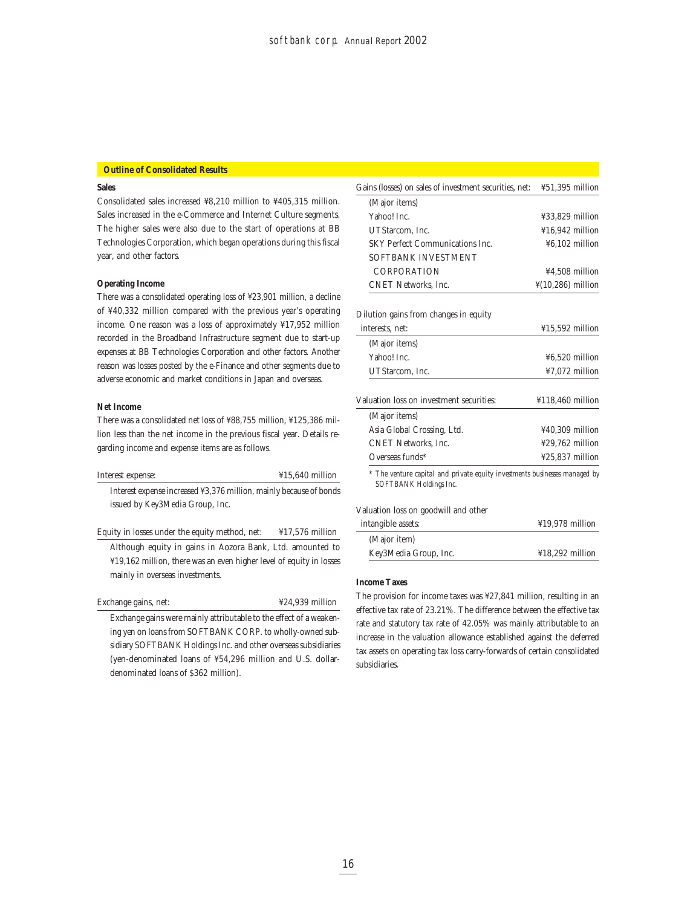## Outline of Consolidated Results

### Sales

Consolidated sales increased ¥8,210 million to ¥405,315 million. Sales increased in the e-Commerce and Internet Culture segments. The higher sales were also due to the start of operations at BB Technologies Corporation, which began operations during this fiscal year, and other factors.

### Operating Income

There was a consolidated operating loss of ¥23,901 million, a decline of ¥40,332 million compared with the previous year's operating income. One reason was a loss of approximately ¥17,952 million recorded in the Broadband Infrastructure segment due to start-up expenses at BB Technologies Corporation and other factors. Another reason was losses posted by the e-Finance and other segments due to adverse economic and market conditions in Japan and overseas.

### Net Income

There was a consolidated net loss of ¥88,755 million, ¥125,386 million less than the net income in the previous fiscal year. Details regarding income and expense items are as follows.

| Interest expense: | ¥15,640 million |
|---|---|

Interest expense increased ¥3,376 million, mainly because of bonds issued by Key3Media Group, Inc.

| Equity in losses under the equity method, net: | ¥17,576 million |
|---|---|

Although equity in gains in Aozora Bank, Ltd. amounted to ¥19,162 million, there was an even higher level of equity in losses mainly in overseas investments.

| Exchange gains, net: | ¥24,939 million |
|---|---|

Exchange gains were mainly attributable to the effect of a weakening yen on loans from SOFTBANK CORP. to wholly-owned subsidiary SOFTBANK Holdings Inc. and other overseas subsidiaries (yen-denominated loans of ¥54,296 million and U.S. dollar-denominated loans of $362 million).

| Gains (losses) on sales of investment securities, net: | ¥51,395 million |
|---|---|
| (Major items) | |
| Yahoo! Inc. | ¥33,829 million |
| UTStarcom, Inc. | ¥16,942 million |
| SKY Perfect Communications Inc. | ¥6,102 million |
| SOFTBANK INVESTMENT CORPORATION | ¥4,508 million |
| CNET Networks, Inc. | ¥(10,286) million |

| Dilution gains from changes in equity interests, net: | ¥15,592 million |
|---|---|
| (Major items) | |
| Yahoo! Inc. | ¥6,520 million |
| UTStarcom, Inc. | ¥7,072 million |

| Valuation loss on investment securities: | ¥118,460 million |
|---|---|
| (Major items) | |
| Asia Global Crossing, Ltd. | ¥40,309 million |
| CNET Networks, Inc. | ¥29,762 million |
| Overseas funds* | ¥25,837 million |

\* The venture capital and private equity investments businesses managed by SOFTBANK Holdings Inc.

| Valuation loss on goodwill and other intangible assets: | ¥19,978 million |
|---|---|
| (Major item) | |
| Key3Media Group, Inc. | ¥18,292 million |

### Income Taxes

The provision for income taxes was ¥27,841 million, resulting in an effective tax rate of 23.21%. The difference between the effective tax rate and statutory tax rate of 42.05% was mainly attributable to an increase in the valuation allowance established against the deferred tax assets on operating tax loss carry-forwards of certain consolidated subsidiaries.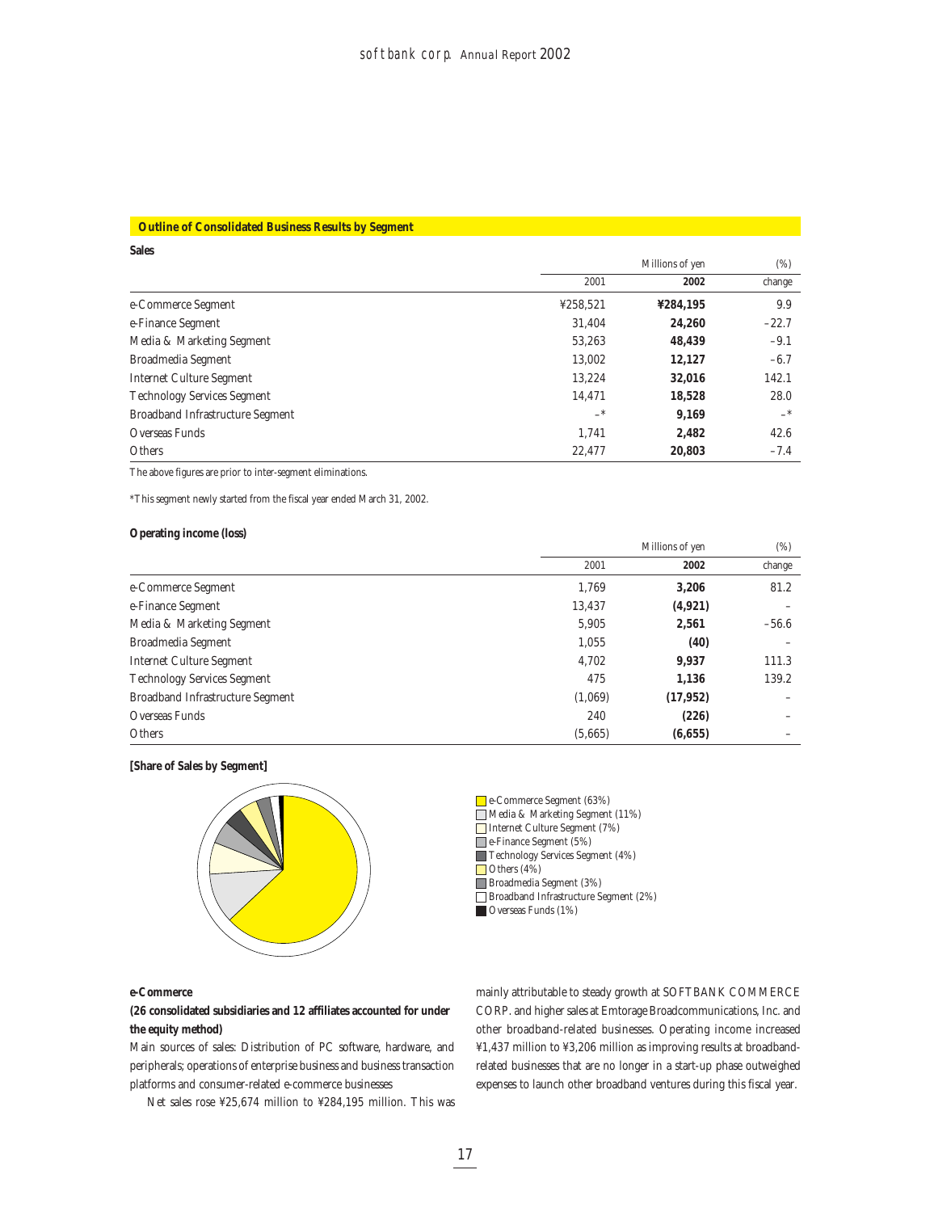## Outline of Consolidated Business Results by Segment

**Sales**

| | Millions of yen | | (%) |
|---|---|---|---|
| | 2001 | **2002** | change |
| e-Commerce Segment | ¥258,521 | **¥284,195** | 9.9 |
| e-Finance Segment | 31,404 | **24,260** | –22.7 |
| Media & Marketing Segment | 53,263 | **48,439** | –9.1 |
| Broadmedia Segment | 13,002 | **12,127** | –6.7 |
| Internet Culture Segment | 13,224 | **32,016** | 142.1 |
| Technology Services Segment | 14,471 | **18,528** | 28.0 |
| Broadband Infrastructure Segment | –* | **9,169** | –* |
| Overseas Funds | 1,741 | **2,482** | 42.6 |
| Others | 22,477 | **20,803** | –7.4 |

The above figures are prior to inter-segment eliminations.

*This segment newly started from the fiscal year ended March 31, 2002.

**Operating income (loss)**

| | Millions of yen | | (%) |
|---|---|---|---|
| | 2001 | **2002** | change |
| e-Commerce Segment | 1,769 | **3,206** | 81.2 |
| e-Finance Segment | 13,437 | **(4,921)** | – |
| Media & Marketing Segment | 5,905 | **2,561** | –56.6 |
| Broadmedia Segment | 1,055 | **(40)** | – |
| Internet Culture Segment | 4,702 | **9,937** | 111.3 |
| Technology Services Segment | 475 | **1,136** | 139.2 |
| Broadband Infrastructure Segment | (1,069) | **(17,952)** | – |
| Overseas Funds | 240 | **(226)** | – |
| Others | (5,665) | **(6,655)** | – |

**[Share of Sales by Segment]**

- e-Commerce Segment (63%)
- Media & Marketing Segment (11%)
- Internet Culture Segment (7%)
- e-Finance Segment (5%)
- Technology Services Segment (4%)
- Others (4%)
- Broadmedia Segment (3%)
- Broadband Infrastructure Segment (2%)
- Overseas Funds (1%)

**e-Commerce**

**(26 consolidated subsidiaries and 12 affiliates accounted for under the equity method)**

Main sources of sales: Distribution of PC software, hardware, and peripherals; operations of enterprise business and business transaction platforms and consumer-related e-commerce businesses

Net sales rose ¥25,674 million to ¥284,195 million. This was mainly attributable to steady growth at SOFTBANK COMMERCE CORP. and higher sales at Emtorage Broadcommunications, Inc. and other broadband-related businesses. Operating income increased ¥1,437 million to ¥3,206 million as improving results at broadband-related businesses that are no longer in a start-up phase outweighed expenses to launch other broadband ventures during this fiscal year.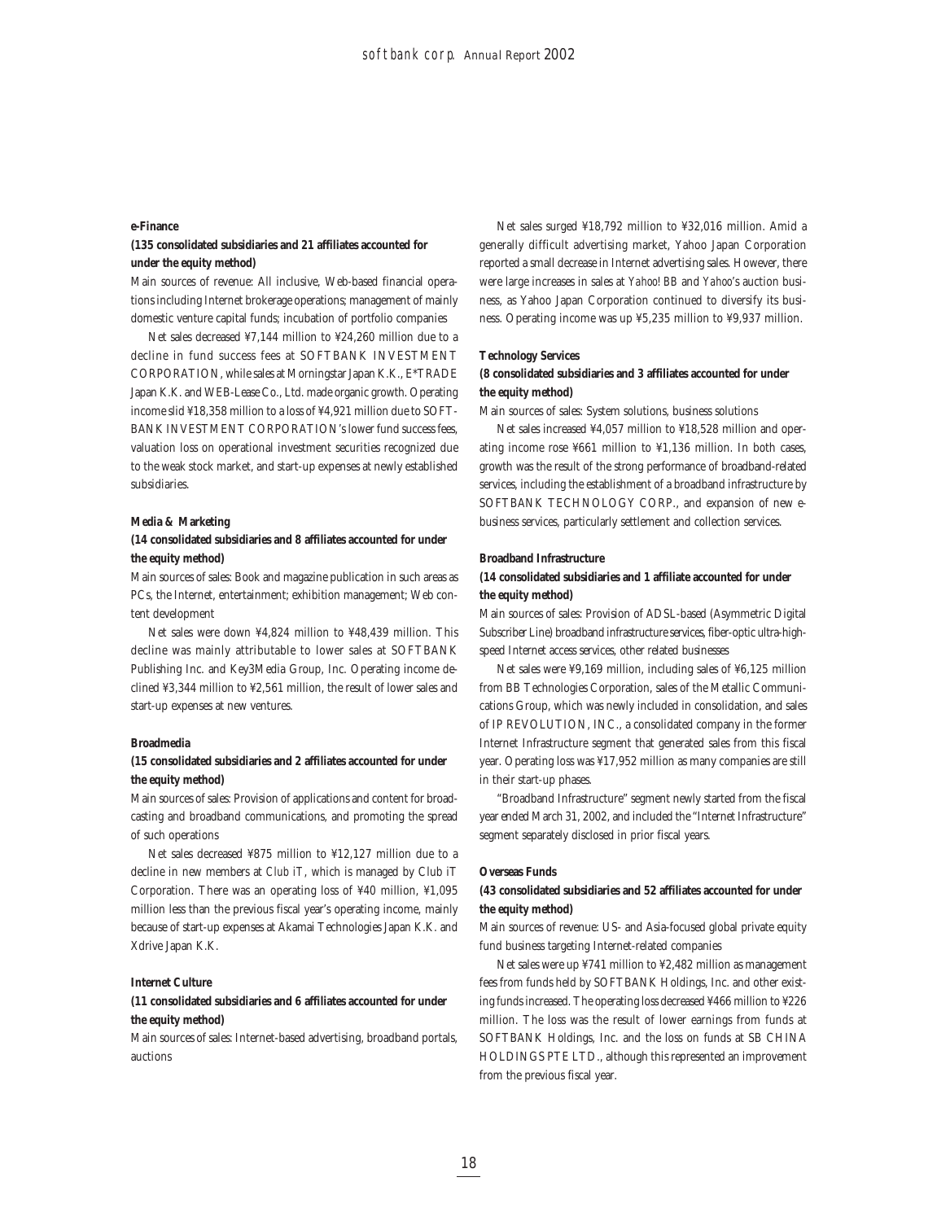**e-Finance**

**(135 consolidated subsidiaries and 21 affiliates accounted for under the equity method)**

Main sources of revenue: All inclusive, Web-based financial operations including Internet brokerage operations; management of mainly domestic venture capital funds; incubation of portfolio companies

Net sales decreased ¥7,144 million to ¥24,260 million due to a decline in fund success fees at SOFTBANK INVESTMENT CORPORATION, while sales at Morningstar Japan K.K., E*TRADE Japan K.K. and WEB-Lease Co., Ltd. made organic growth. Operating income slid ¥18,358 million to a loss of ¥4,921 million due to SOFTBANK INVESTMENT CORPORATION's lower fund success fees, valuation loss on operational investment securities recognized due to the weak stock market, and start-up expenses at newly established subsidiaries.

**Media & Marketing**

**(14 consolidated subsidiaries and 8 affiliates accounted for under the equity method)**

Main sources of sales: Book and magazine publication in such areas as PCs, the Internet, entertainment; exhibition management; Web content development

Net sales were down ¥4,824 million to ¥48,439 million. This decline was mainly attributable to lower sales at SOFTBANK Publishing Inc. and Key3Media Group, Inc. Operating income declined ¥3,344 million to ¥2,561 million, the result of lower sales and start-up expenses at new ventures.

**Broadmedia**

**(15 consolidated subsidiaries and 2 affiliates accounted for under the equity method)**

Main sources of sales: Provision of applications and content for broadcasting and broadband communications, and promoting the spread of such operations

Net sales decreased ¥875 million to ¥12,127 million due to a decline in new members at Club iT, which is managed by Club iT Corporation. There was an operating loss of ¥40 million, ¥1,095 million less than the previous fiscal year's operating income, mainly because of start-up expenses at Akamai Technologies Japan K.K. and Xdrive Japan K.K.

**Internet Culture**

**(11 consolidated subsidiaries and 6 affiliates accounted for under the equity method)**

Main sources of sales: Internet-based advertising, broadband portals, auctions

Net sales surged ¥18,792 million to ¥32,016 million. Amid a generally difficult advertising market, Yahoo Japan Corporation reported a small decrease in Internet advertising sales. However, there were large increases in sales at *Yahoo! BB* and *Yahoo's* auction business, as Yahoo Japan Corporation continued to diversify its business. Operating income was up ¥5,235 million to ¥9,937 million.

**Technology Services**

**(8 consolidated subsidiaries and 3 affiliates accounted for under the equity method)**

Main sources of sales: System solutions, business solutions

Net sales increased ¥4,057 million to ¥18,528 million and operating income rose ¥661 million to ¥1,136 million. In both cases, growth was the result of the strong performance of broadband-related services, including the establishment of a broadband infrastructure by SOFTBANK TECHNOLOGY CORP., and expansion of new e-business services, particularly settlement and collection services.

**Broadband Infrastructure**

**(14 consolidated subsidiaries and 1 affiliate accounted for under the equity method)**

Main sources of sales: Provision of ADSL-based (Asymmetric Digital Subscriber Line) broadband infrastructure services, fiber-optic ultra-high-speed Internet access services, other related businesses

Net sales were ¥9,169 million, including sales of ¥6,125 million from BB Technologies Corporation, sales of the Metallic Communications Group, which was newly included in consolidation, and sales of IP REVOLUTION, INC., a consolidated company in the former Internet Infrastructure segment that generated sales from this fiscal year. Operating loss was ¥17,952 million as many companies are still in their start-up phases.

"Broadband Infrastructure" segment newly started from the fiscal year ended March 31, 2002, and included the "Internet Infrastructure" segment separately disclosed in prior fiscal years.

**Overseas Funds**

**(43 consolidated subsidiaries and 52 affiliates accounted for under the equity method)**

Main sources of revenue: US- and Asia-focused global private equity fund business targeting Internet-related companies

Net sales were up ¥741 million to ¥2,482 million as management fees from funds held by SOFTBANK Holdings, Inc. and other existing funds increased. The operating loss decreased ¥466 million to ¥226 million. The loss was the result of lower earnings from funds at SOFTBANK Holdings, Inc. and the loss on funds at SB CHINA HOLDINGS PTE LTD., although this represented an improvement from the previous fiscal year.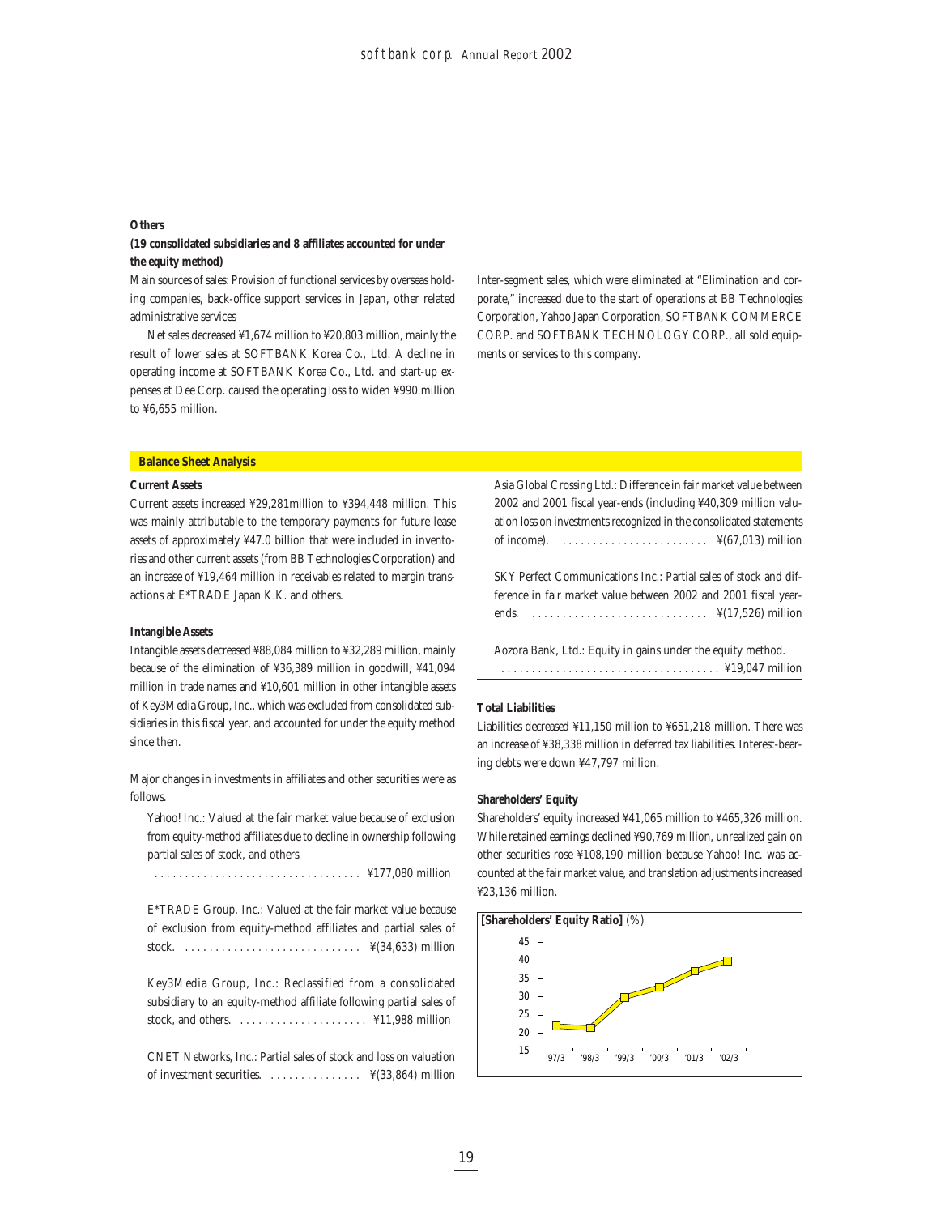**Others**

**(19 consolidated subsidiaries and 8 affiliates accounted for under the equity method)**

Main sources of sales: Provision of functional services by overseas holding companies, back-office support services in Japan, other related administrative services

Net sales decreased ¥1,674 million to ¥20,803 million, mainly the result of lower sales at SOFTBANK Korea Co., Ltd. A decline in operating income at SOFTBANK Korea Co., Ltd. and start-up expenses at Dee Corp. caused the operating loss to widen ¥990 million to ¥6,655 million.

Inter-segment sales, which were eliminated at "Elimination and corporate," increased due to the start of operations at BB Technologies Corporation, Yahoo Japan Corporation, SOFTBANK COMMERCE CORP. and SOFTBANK TECHNOLOGY CORP., all sold equipments or services to this company.

## Balance Sheet Analysis

**Current Assets**

Current assets increased ¥29,281million to ¥394,448 million. This was mainly attributable to the temporary payments for future lease assets of approximately ¥47.0 billion that were included in inventories and other current assets (from BB Technologies Corporation) and an increase of ¥19,464 million in receivables related to margin transactions at E*TRADE Japan K.K. and others.

**Intangible Assets**

Intangible assets decreased ¥88,084 million to ¥32,289 million, mainly because of the elimination of ¥36,389 million in goodwill, ¥41,094 million in trade names and ¥10,601 million in other intangible assets of Key3Media Group, Inc., which was excluded from consolidated subsidiaries in this fiscal year, and accounted for under the equity method since then.

Major changes in investments in affiliates and other securities were as follows.

| | |
|---|---|
| Yahoo! Inc.: Valued at the fair market value because of exclusion from equity-method affiliates due to decline in ownership following partial sales of stock, and others. | ¥177,080 million |
| E*TRADE Group, Inc.: Valued at the fair market value because of exclusion from equity-method affiliates and partial sales of stock. | ¥(34,633) million |
| Key3Media Group, Inc.: Reclassified from a consolidated subsidiary to an equity-method affiliate following partial sales of stock, and others. | ¥11,988 million |
| CNET Networks, Inc.: Partial sales of stock and loss on valuation of investment securities. | ¥(33,864) million |
| Asia Global Crossing Ltd.: Difference in fair market value between 2002 and 2001 fiscal year-ends (including ¥40,309 million valuation loss on investments recognized in the consolidated statements of income). | ¥(67,013) million |
| SKY Perfect Communications Inc.: Partial sales of stock and difference in fair market value between 2002 and 2001 fiscal year-ends. | ¥(17,526) million |
| Aozora Bank, Ltd.: Equity in gains under the equity method. | ¥19,047 million |

**Total Liabilities**

Liabilities decreased ¥11,150 million to ¥651,218 million. There was an increase of ¥38,338 million in deferred tax liabilities. Interest-bearing debts were down ¥47,797 million.

**Shareholders' Equity**

Shareholders' equity increased ¥41,065 million to ¥465,326 million. While retained earnings declined ¥90,769 million, unrealized gain on other securities rose ¥108,190 million because Yahoo! Inc. was accounted at the fair market value, and translation adjustments increased ¥23,136 million.

**[Shareholders' Equity Ratio]** (%)

| '97/3 | '98/3 | '99/3 | '00/3 | '01/3 | '02/3 |
|---|---|---|---|---|---|
| ~22 | ~21.5 | ~29.5 | ~32.5 | ~37 | ~40 |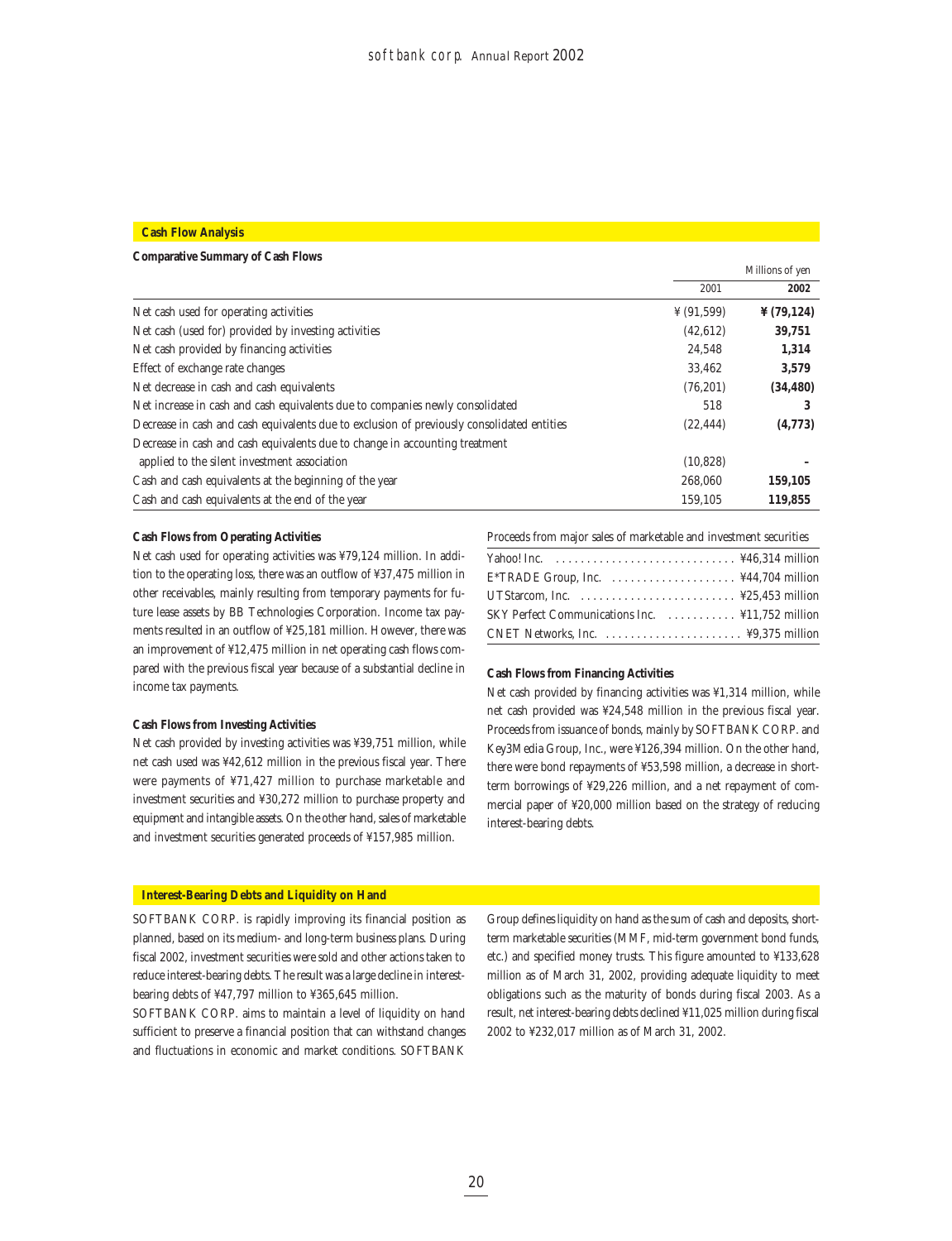## Cash Flow Analysis

### Comparative Summary of Cash Flows

| | Millions of yen | |
|---|---|---|
| | 2001 | **2002** |
| Net cash used for operating activities | ¥ (91,599) | **¥ (79,124)** |
| Net cash (used for) provided by investing activities | (42,612) | **39,751** |
| Net cash provided by financing activities | 24,548 | **1,314** |
| Effect of exchange rate changes | 33,462 | **3,579** |
| Net decrease in cash and cash equivalents | (76,201) | **(34,480)** |
| Net increase in cash and cash equivalents due to companies newly consolidated | 518 | **3** |
| Decrease in cash and cash equivalents due to exclusion of previously consolidated entities | (22,444) | **(4,773)** |
| Decrease in cash and cash equivalents due to change in accounting treatment applied to the silent investment association | (10,828) | **–** |
| Cash and cash equivalents at the beginning of the year | 268,060 | **159,105** |
| Cash and cash equivalents at the end of the year | 159,105 | **119,855** |

#### Cash Flows from Operating Activities

Net cash used for operating activities was ¥79,124 million. In addition to the operating loss, there was an outflow of ¥37,475 million in other receivables, mainly resulting from temporary payments for future lease assets by BB Technologies Corporation. Income tax payments resulted in an outflow of ¥25,181 million. However, there was an improvement of ¥12,475 million in net operating cash flows compared with the previous fiscal year because of a substantial decline in income tax payments.

#### Cash Flows from Investing Activities

Net cash provided by investing activities was ¥39,751 million, while net cash used was ¥42,612 million in the previous fiscal year. There were payments of ¥71,427 million to purchase marketable and investment securities and ¥30,272 million to purchase property and equipment and intangible assets. On the other hand, sales of marketable and investment securities generated proceeds of ¥157,985 million.

Proceeds from major sales of marketable and investment securities

| | |
|---|---|
| Yahoo! Inc. | ¥46,314 million |
| E*TRADE Group, Inc. | ¥44,704 million |
| UTStarcom, Inc. | ¥25,453 million |
| SKY Perfect Communications Inc. | ¥11,752 million |
| CNET Networks, Inc. | ¥9,375 million |

#### Cash Flows from Financing Activities

Net cash provided by financing activities was ¥1,314 million, while net cash provided was ¥24,548 million in the previous fiscal year. Proceeds from issuance of bonds, mainly by SOFTBANK CORP. and Key3Media Group, Inc., were ¥126,394 million. On the other hand, there were bond repayments of ¥53,598 million, a decrease in short-term borrowings of ¥29,226 million, and a net repayment of commercial paper of ¥20,000 million based on the strategy of reducing interest-bearing debts.

## Interest-Bearing Debts and Liquidity on Hand

SOFTBANK CORP. is rapidly improving its financial position as planned, based on its medium- and long-term business plans. During fiscal 2002, investment securities were sold and other actions taken to reduce interest-bearing debts. The result was a large decline in interest-bearing debts of ¥47,797 million to ¥365,645 million.

SOFTBANK CORP. aims to maintain a level of liquidity on hand sufficient to preserve a financial position that can withstand changes and fluctuations in economic and market conditions. SOFTBANK Group defines liquidity on hand as the sum of cash and deposits, short-term marketable securities (MMF, mid-term government bond funds, etc.) and specified money trusts. This figure amounted to ¥133,628 million as of March 31, 2002, providing adequate liquidity to meet obligations such as the maturity of bonds during fiscal 2003. As a result, net interest-bearing debts declined ¥11,025 million during fiscal 2002 to ¥232,017 million as of March 31, 2002.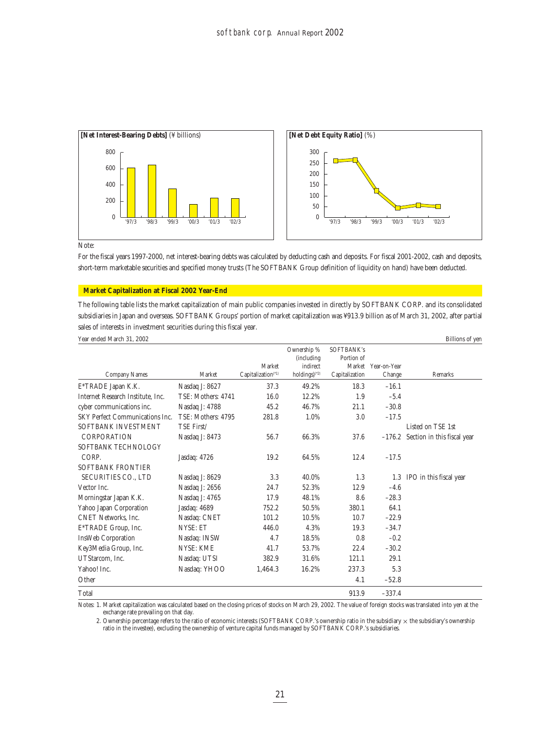**[Net Interest-Bearing Debts]** (¥ billions)

**[Net Debt Equity Ratio]** (%)

Note:

For the fiscal years 1997-2000, net interest-bearing debts was calculated by deducting cash and deposits. For fiscal 2001-2002, cash and deposits, short-term marketable securities and specified money trusts (The SOFTBANK Group definition of liquidity on hand) have been deducted.

## Market Capitalization at Fiscal 2002 Year-End

The following table lists the market capitalization of main public companies invested in directly by SOFTBANK CORP. and its consolidated subsidiaries in Japan and overseas. SOFTBANK Groups' portion of market capitalization was ¥913.9 billion as of March 31, 2002, after partial sales of interests in investment securities during this fiscal year.

Year ended March 31, 2002 — Billions of yen

| Company Names | Market | Market Capitalization(*1) | Ownership % (including indirect holdings)(*2) | SOFTBANK's Portion of Market Capitalization | Year-on-Year Change | Remarks |
|---|---|---|---|---|---|---|
| E*TRADE Japan K.K. | Nasdaq J: 8627 | 37.3 | 49.2% | 18.3 | –16.1 | |
| Internet Research Institute, Inc. | TSE: Mothers: 4741 | 16.0 | 12.2% | 1.9 | –5.4 | |
| cyber communications inc. | Nasdaq J: 4788 | 45.2 | 46.7% | 21.1 | –30.8 | |
| SKY Perfect Communications Inc. | TSE: Mothers: 4795 | 281.8 | 1.0% | 3.0 | –17.5 | |
| SOFTBANK INVESTMENT CORPORATION | TSE First/ Nasdaq J: 8473 | 56.7 | 66.3% | 37.6 | –176.2 | Listed on TSE 1st Section in this fiscal year |
| SOFTBANK TECHNOLOGY CORP. | Jasdaq: 4726 | 19.2 | 64.5% | 12.4 | –17.5 | |
| SOFTBANK FRONTIER SECURITIES CO., LTD | Nasdaq J: 8629 | 3.3 | 40.0% | 1.3 | 1.3 | IPO in this fiscal year |
| Vector Inc. | Nasdaq J: 2656 | 24.7 | 52.3% | 12.9 | –4.6 | |
| Morningstar Japan K.K. | Nasdaq J: 4765 | 17.9 | 48.1% | 8.6 | –28.3 | |
| Yahoo Japan Corporation | Jasdaq: 4689 | 752.2 | 50.5% | 380.1 | 64.1 | |
| CNET Networks, Inc. | Nasdaq: CNET | 101.2 | 10.5% | 10.7 | –22.9 | |
| E*TRADE Group, Inc. | NYSE: ET | 446.0 | 4.3% | 19.3 | –34.7 | |
| InsWeb Corporation | Nasdaq: INSW | 4.7 | 18.5% | 0.8 | –0.2 | |
| Key3Media Group, Inc. | NYSE: KME | 41.7 | 53.7% | 22.4 | –30.2 | |
| UTStarcom, Inc. | Nasdaq: UTSI | 382.9 | 31.6% | 121.1 | 29.1 | |
| Yahoo! Inc. | Nasdaq: YHOO | 1,464.3 | 16.2% | 237.3 | 5.3 | |
| Other | | | | 4.1 | –52.8 | |
| Total | | | | 913.9 | –337.4 | |

Notes: 1. Market capitalization was calculated based on the closing prices of stocks on March 29, 2002. The value of foreign stocks was translated into yen at the exchange rate prevailing on that day.

2. Ownership percentage refers to the ratio of economic interests (SOFTBANK CORP.'s ownership ratio in the subsidiary × the subsidiary's ownership ratio in the investee), excluding the ownership of venture capital funds managed by SOFTBANK CORP.'s subsidiaries.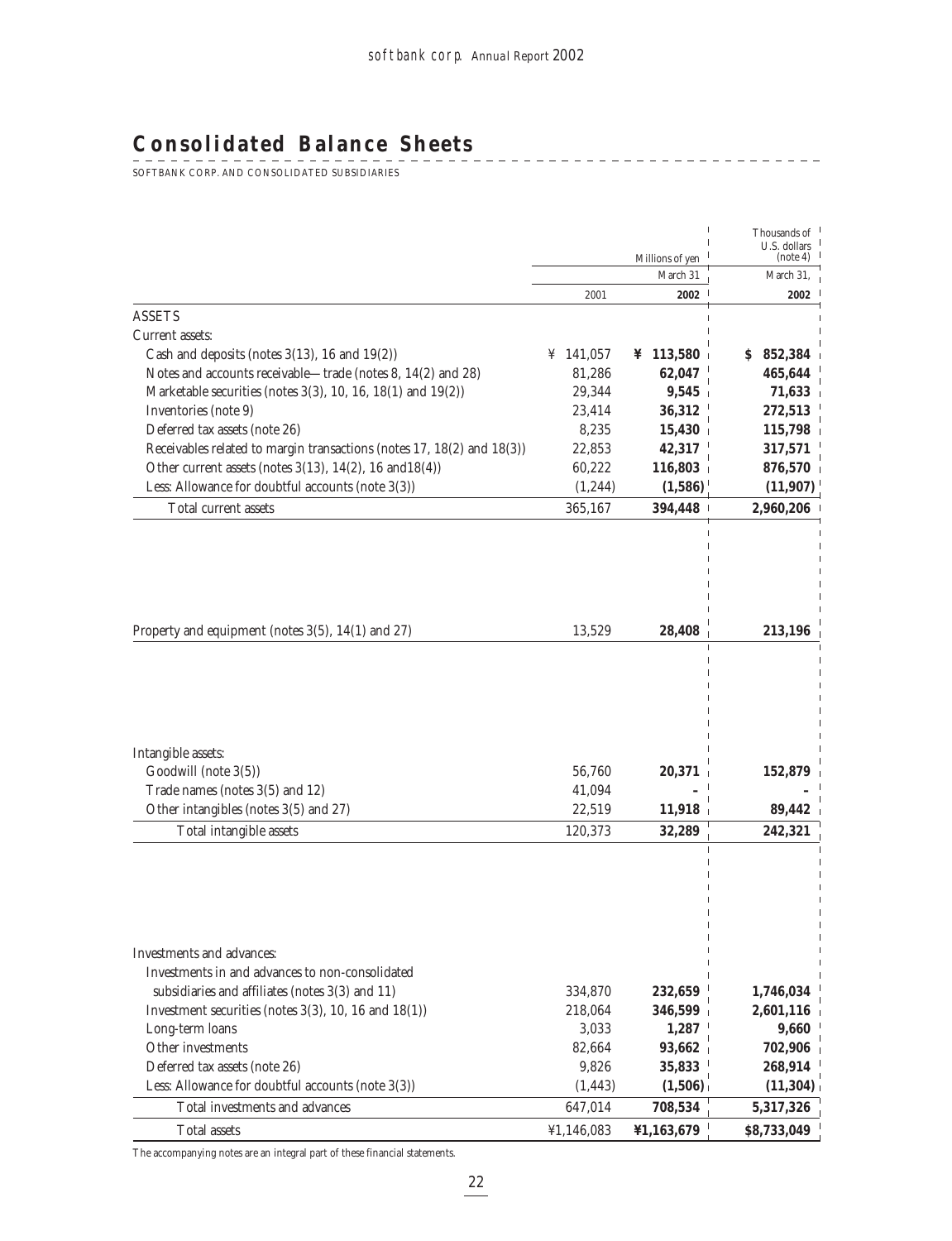# Consolidated Balance Sheets

SOFTBANK CORP. AND CONSOLIDATED SUBSIDIARIES

| | Millions of yen | | Thousands of U.S. dollars (note 4) |
|---|---|---|---|
| | March 31 | | March 31, |
| | 2001 | **2002** | **2002** |
| ASSETS | | | |
| Current assets: | | | |
| Cash and deposits (notes 3(13), 16 and 19(2)) | ¥ 141,057 | **¥ 113,580** | **$ 852,384** |
| Notes and accounts receivable—trade (notes 8, 14(2) and 28) | 81,286 | **62,047** | **465,644** |
| Marketable securities (notes 3(3), 10, 16, 18(1) and 19(2)) | 29,344 | **9,545** | **71,633** |
| Inventories (note 9) | 23,414 | **36,312** | **272,513** |
| Deferred tax assets (note 26) | 8,235 | **15,430** | **115,798** |
| Receivables related to margin transactions (notes 17, 18(2) and 18(3)) | 22,853 | **42,317** | **317,571** |
| Other current assets (notes 3(13), 14(2), 16 and18(4)) | 60,222 | **116,803** | **876,570** |
| Less: Allowance for doubtful accounts (note 3(3)) | (1,244) | **(1,586)** | **(11,907)** |
| Total current assets | 365,167 | **394,448** | **2,960,206** |
| | | | |
| Property and equipment (notes 3(5), 14(1) and 27) | 13,529 | **28,408** | **213,196** |
| | | | |
| Intangible assets: | | | |
| Goodwill (note 3(5)) | 56,760 | **20,371** | **152,879** |
| Trade names (notes 3(5) and 12) | 41,094 | **–** | **–** |
| Other intangibles (notes 3(5) and 27) | 22,519 | **11,918** | **89,442** |
| Total intangible assets | 120,373 | **32,289** | **242,321** |
| | | | |
| Investments and advances: | | | |
| Investments in and advances to non-consolidated subsidiaries and affiliates (notes 3(3) and 11) | 334,870 | **232,659** | **1,746,034** |
| Investment securities (notes 3(3), 10, 16 and 18(1)) | 218,064 | **346,599** | **2,601,116** |
| Long-term loans | 3,033 | **1,287** | **9,660** |
| Other investments | 82,664 | **93,662** | **702,906** |
| Deferred tax assets (note 26) | 9,826 | **35,833** | **268,914** |
| Less: Allowance for doubtful accounts (note 3(3)) | (1,443) | **(1,506)** | **(11,304)** |
| Total investments and advances | 647,014 | **708,534** | **5,317,326** |
| Total assets | ¥1,146,083 | **¥1,163,679** | **$8,733,049** |

The accompanying notes are an integral part of these financial statements.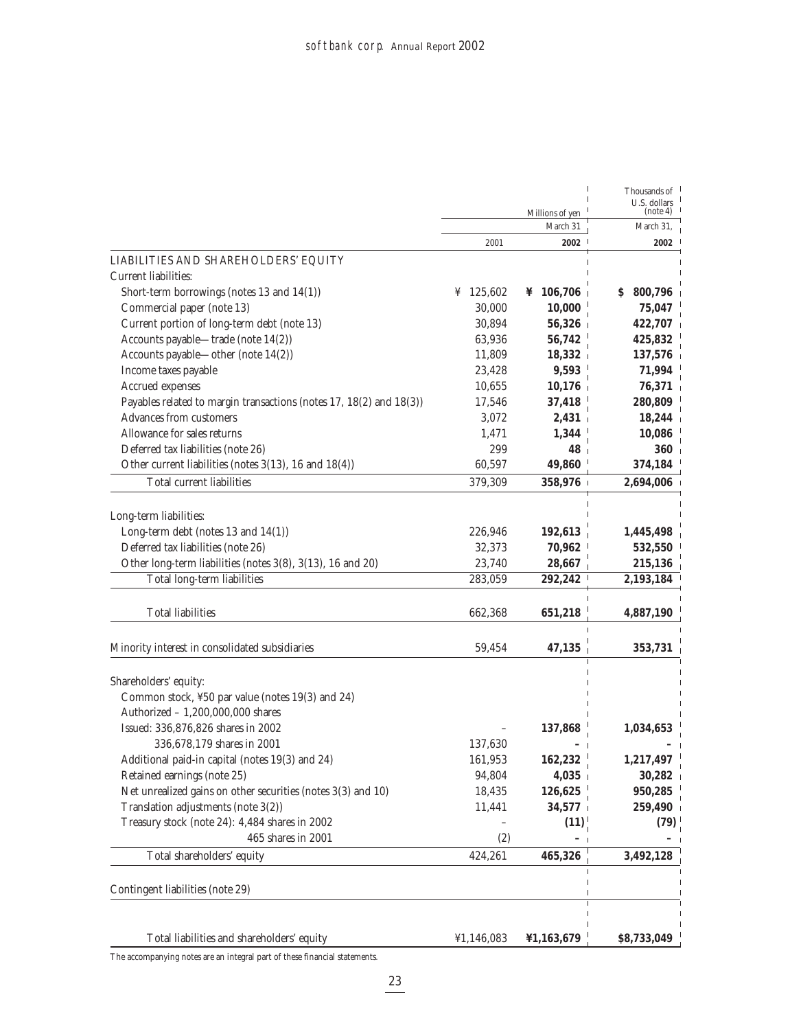| | Millions of yen | | Thousands of U.S. dollars (note 4) |
|---|---|---|---|
| | March 31 | | March 31, |
| | 2001 | **2002** | **2002** |
| LIABILITIES AND SHAREHOLDERS' EQUITY | | | |
| Current liabilities: | | | |
| Short-term borrowings (notes 13 and 14(1)) | ¥ 125,602 | **¥ 106,706** | **$ 800,796** |
| Commercial paper (note 13) | 30,000 | **10,000** | **75,047** |
| Current portion of long-term debt (note 13) | 30,894 | **56,326** | **422,707** |
| Accounts payable—trade (note 14(2)) | 63,936 | **56,742** | **425,832** |
| Accounts payable—other (note 14(2)) | 11,809 | **18,332** | **137,576** |
| Income taxes payable | 23,428 | **9,593** | **71,994** |
| Accrued expenses | 10,655 | **10,176** | **76,371** |
| Payables related to margin transactions (notes 17, 18(2) and 18(3)) | 17,546 | **37,418** | **280,809** |
| Advances from customers | 3,072 | **2,431** | **18,244** |
| Allowance for sales returns | 1,471 | **1,344** | **10,086** |
| Deferred tax liabilities (note 26) | 299 | **48** | **360** |
| Other current liabilities (notes 3(13), 16 and 18(4)) | 60,597 | **49,860** | **374,184** |
| Total current liabilities | 379,309 | **358,976** | **2,694,006** |
| Long-term liabilities: | | | |
| Long-term debt (notes 13 and 14(1)) | 226,946 | **192,613** | **1,445,498** |
| Deferred tax liabilities (note 26) | 32,373 | **70,962** | **532,550** |
| Other long-term liabilities (notes 3(8), 3(13), 16 and 20) | 23,740 | **28,667** | **215,136** |
| Total long-term liabilities | 283,059 | **292,242** | **2,193,184** |
| Total liabilities | 662,368 | **651,218** | **4,887,190** |
| Minority interest in consolidated subsidiaries | 59,454 | **47,135** | **353,731** |
| Shareholders' equity: | | | |
| Common stock, ¥50 par value (notes 19(3) and 24) | | | |
| Authorized – 1,200,000,000 shares | | | |
| Issued: 336,876,826 shares in 2002 | – | **137,868** | **1,034,653** |
| 336,678,179 shares in 2001 | 137,630 | **–** | **–** |
| Additional paid-in capital (notes 19(3) and 24) | 161,953 | **162,232** | **1,217,497** |
| Retained earnings (note 25) | 94,804 | **4,035** | **30,282** |
| Net unrealized gains on other securities (notes 3(3) and 10) | 18,435 | **126,625** | **950,285** |
| Translation adjustments (note 3(2)) | 11,441 | **34,577** | **259,490** |
| Treasury stock (note 24): 4,484 shares in 2002 | – | **(11)** | **(79)** |
| 465 shares in 2001 | (2) | **–** | **–** |
| Total shareholders' equity | 424,261 | **465,326** | **3,492,128** |
| Contingent liabilities (note 29) | | | |
| Total liabilities and shareholders' equity | ¥1,146,083 | **¥1,163,679** | **$8,733,049** |

The accompanying notes are an integral part of these financial statements.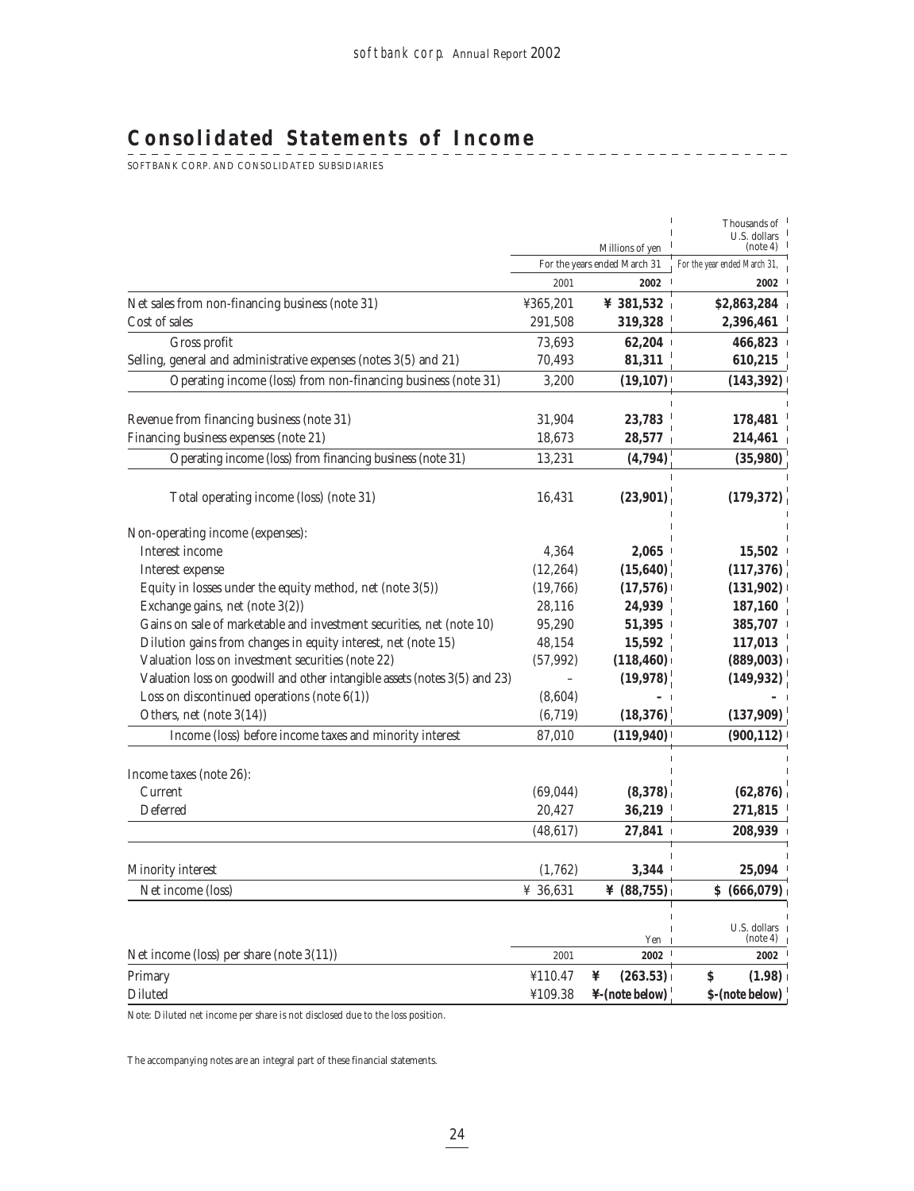# Consolidated Statements of Income

SOFTBANK CORP. AND CONSOLIDATED SUBSIDIARIES

| | Millions of yen | | Thousands of U.S. dollars (note 4) |
|---|---|---|---|
| | For the years ended March 31 | | For the year ended March 31, |
| | 2001 | 2002 | 2002 |
| Net sales from non-financing business (note 31) | ¥365,201 | ¥ 381,532 | $2,863,284 |
| Cost of sales | 291,508 | 319,328 | 2,396,461 |
| Gross profit | 73,693 | 62,204 | 466,823 |
| Selling, general and administrative expenses (notes 3(5) and 21) | 70,493 | 81,311 | 610,215 |
| Operating income (loss) from non-financing business (note 31) | 3,200 | (19,107) | (143,392) |
| Revenue from financing business (note 31) | 31,904 | 23,783 | 178,481 |
| Financing business expenses (note 21) | 18,673 | 28,577 | 214,461 |
| Operating income (loss) from financing business (note 31) | 13,231 | (4,794) | (35,980) |
| Total operating income (loss) (note 31) | 16,431 | (23,901) | (179,372) |
| Non-operating income (expenses): | | | |
| Interest income | 4,364 | 2,065 | 15,502 |
| Interest expense | (12,264) | (15,640) | (117,376) |
| Equity in losses under the equity method, net (note 3(5)) | (19,766) | (17,576) | (131,902) |
| Exchange gains, net (note 3(2)) | 28,116 | 24,939 | 187,160 |
| Gains on sale of marketable and investment securities, net (note 10) | 95,290 | 51,395 | 385,707 |
| Dilution gains from changes in equity interest, net (note 15) | 48,154 | 15,592 | 117,013 |
| Valuation loss on investment securities (note 22) | (57,992) | (118,460) | (889,003) |
| Valuation loss on goodwill and other intangible assets (notes 3(5) and 23) | – | (19,978) | (149,932) |
| Loss on discontinued operations (note 6(1)) | (8,604) | – | – |
| Others, net (note 3(14)) | (6,719) | (18,376) | (137,909) |
| Income (loss) before income taxes and minority interest | 87,010 | (119,940) | (900,112) |
| Income taxes (note 26): | | | |
| Current | (69,044) | (8,378) | (62,876) |
| Deferred | 20,427 | 36,219 | 271,815 |
| | (48,617) | 27,841 | 208,939 |
| Minority interest | (1,762) | 3,344 | 25,094 |
| Net income (loss) | ¥ 36,631 | ¥ (88,755) | $ (666,079) |

| | Yen | | U.S. dollars (note 4) |
|---|---|---|---|
| Net income (loss) per share (note 3(11)) | 2001 | 2002 | 2002 |
| Primary | ¥110.47 | ¥ (263.53) | $ (1.98) |
| Diluted | ¥109.38 | ¥-(note below) | $-(note below) |

Note: Diluted net income per share is not disclosed due to the loss position.

The accompanying notes are an integral part of these financial statements.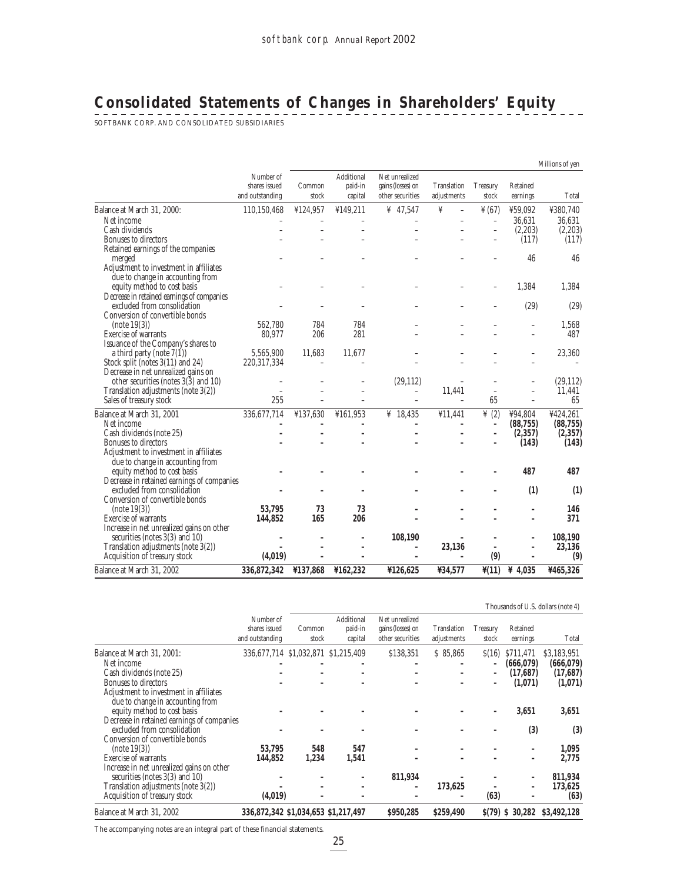# Consolidated Statements of Changes in Shareholders' Equity

SOFTBANK CORP. AND CONSOLIDATED SUBSIDIARIES

Millions of yen

| | Number of shares issued and outstanding | Common stock | Additional paid-in capital | Net unrealized gains (losses) on other securities | Translation adjustments | Treasury stock | Retained earnings | Total |
|---|---|---|---|---|---|---|---|---|
| Balance at March 31, 2000: | 110,150,468 | ¥124,957 | ¥149,211 | ¥ 47,547 | ¥ – | ¥ (67) | ¥59,092 | ¥380,740 |
| Net income | – | – | – | – | – | – | 36,631 | 36,631 |
| Cash dividends | – | – | – | – | – | – | (2,203) | (2,203) |
| Bonuses to directors | – | – | – | – | – | – | (117) | (117) |
| Retained earnings of the companies merged | – | – | – | – | – | – | 46 | 46 |
| Adjustment to investment in affiliates due to change in accounting from equity method to cost basis | – | – | – | – | – | – | 1,384 | 1,384 |
| Decrease in retained earnings of companies excluded from consolidation | – | – | – | – | – | – | (29) | (29) |
| Conversion of convertible bonds (note 19(3)) | 562,780 | 784 | 784 | – | – | – | – | 1,568 |
| Exercise of warrants | 80,977 | 206 | 281 | – | – | – | – | 487 |
| Issuance of the Company's shares to a third party (note 7(1)) | 5,565,900 | 11,683 | 11,677 | – | – | – | – | 23,360 |
| Stock split (notes 3(11) and 24) | 220,317,334 | – | – | – | – | – | – | – |
| Decrease in net unrealized gains on other securities (notes 3(3) and 10) | – | – | – | (29,112) | – | – | – | (29,112) |
| Translation adjustments (note 3(2)) | – | – | – | – | 11,441 | – | – | 11,441 |
| Sales of treasury stock | 255 | – | – | – | – | 65 | – | 65 |
| Balance at March 31, 2001 | 336,677,714 | ¥137,630 | ¥161,953 | ¥ 18,435 | ¥11,441 | ¥ (2) | ¥94,804 | ¥424,261 |
| Net income | **-** | **-** | **-** | **-** | **-** | **-** | **(88,755)** | **(88,755)** |
| Cash dividends (note 25) | **-** | **-** | **-** | **-** | **-** | **-** | **(2,357)** | **(2,357)** |
| Bonuses to directors | **-** | **-** | **-** | **-** | **-** | **-** | **(143)** | **(143)** |
| Adjustment to investment in affiliates due to change in accounting from equity method to cost basis | **-** | **-** | **-** | **-** | **-** | **-** | **487** | **487** |
| Decrease in retained earnings of companies excluded from consolidation | **-** | **-** | **-** | **-** | **-** | **-** | **(1)** | **(1)** |
| Conversion of convertible bonds (note 19(3)) | **53,795** | **73** | **73** | **-** | **-** | **-** | **-** | **146** |
| Exercise of warrants | **144,852** | **165** | **206** | **-** | **-** | **-** | **-** | **371** |
| Increase in net unrealized gains on other securities (notes 3(3) and 10) | **-** | **-** | **-** | **108,190** | **-** | **-** | **-** | **108,190** |
| Translation adjustments (note 3(2)) | **-** | **-** | **-** | **-** | **23,136** | **-** | **-** | **23,136** |
| Acquisition of treasury stock | **(4,019)** | **-** | **-** | **-** | **-** | **(9)** | **-** | **(9)** |
| Balance at March 31, 2002 | **336,872,342** | **¥137,868** | **¥162,232** | **¥126,625** | **¥34,577** | **¥(11)** | **¥ 4,035** | **¥465,326** |

Thousands of U.S. dollars (note 4)

| | Number of shares issued and outstanding | Common stock | Additional paid-in capital | Net unrealized gains (losses) on other securities | Translation adjustments | Treasury stock | Retained earnings | Total |
|---|---|---|---|---|---|---|---|---|
| Balance at March 31, 2001: | 336,677,714 | $1,032,871 | $1,215,409 | $138,351 | $ 85,865 | $(16) | $711,471 | $3,183,951 |
| Net income | **-** | **-** | **-** | **-** | **-** | **-** | **(666,079)** | **(666,079)** |
| Cash dividends (note 25) | **-** | **-** | **-** | **-** | **-** | **-** | **(17,687)** | **(17,687)** |
| Bonuses to directors | **-** | **-** | **-** | **-** | **-** | **-** | **(1,071)** | **(1,071)** |
| Adjustment to investment in affiliates due to change in accounting from equity method to cost basis | **-** | **-** | **-** | **-** | **-** | **-** | **3,651** | **3,651** |
| Decrease in retained earnings of companies excluded from consolidation | **-** | **-** | **-** | **-** | **-** | **-** | **(3)** | **(3)** |
| Conversion of convertible bonds (note 19(3)) | **53,795** | **548** | **547** | **-** | **-** | **-** | **-** | **1,095** |
| Exercise of warrants | **144,852** | **1,234** | **1,541** | **-** | **-** | **-** | **-** | **2,775** |
| Increase in net unrealized gains on other securities (notes 3(3) and 10) | **-** | **-** | **-** | **811,934** | **-** | **-** | **-** | **811,934** |
| Translation adjustments (note 3(2)) | **-** | **-** | **-** | **-** | **173,625** | **-** | **-** | **173,625** |
| Acquisition of treasury stock | **(4,019)** | **-** | **-** | **-** | **-** | **(63)** | **-** | **(63)** |
| Balance at March 31, 2002 | **336,872,342** | **$1,034,653** | **$1,217,497** | **$950,285** | **$259,490** | **$(79)** | **$ 30,282** | **$3,492,128** |

The accompanying notes are an integral part of these financial statements.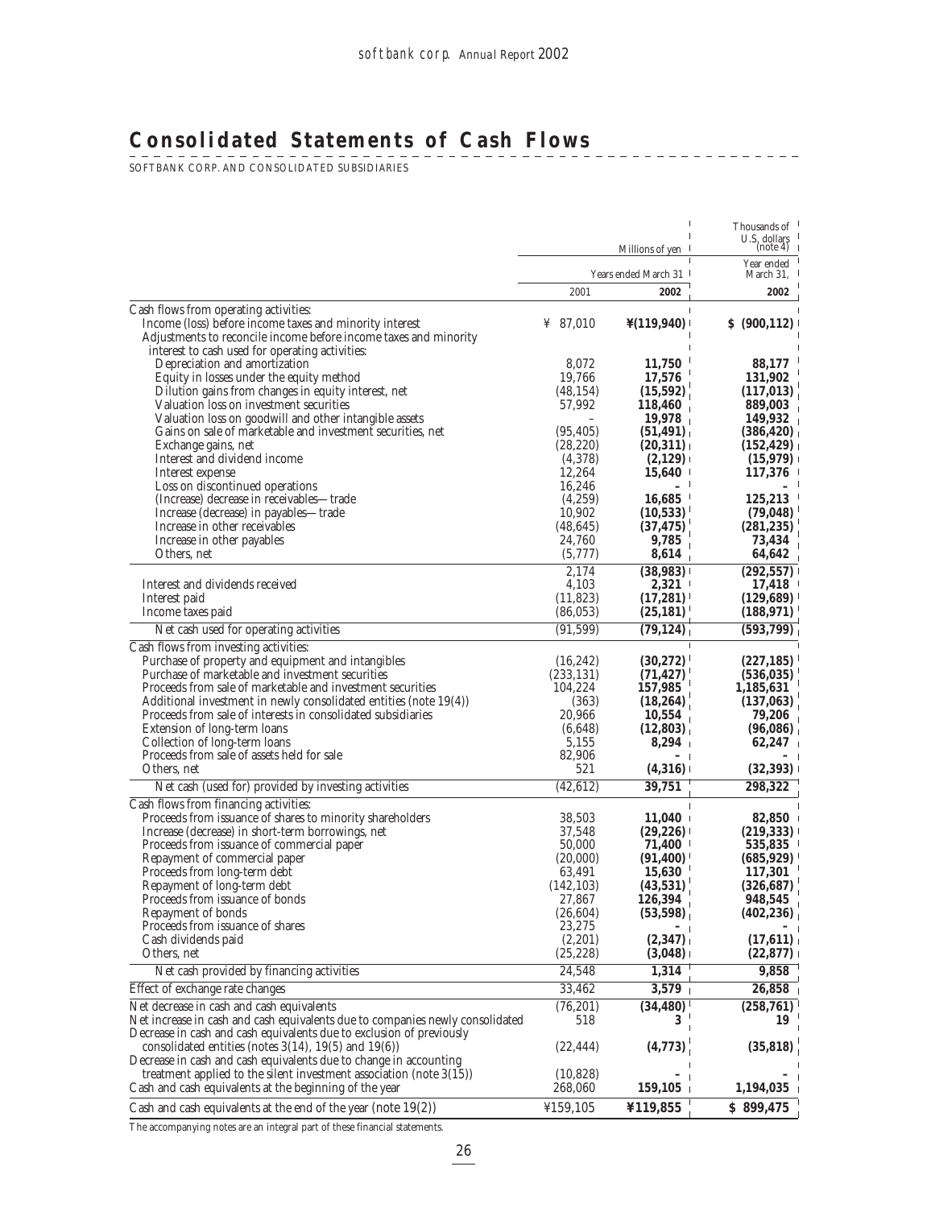# Consolidated Statements of Cash Flows

SOFTBANK CORP. AND CONSOLIDATED SUBSIDIARIES

| | Millions of yen | | Thousands of U.S. dollars (note 4) |
|---|---|---|---|
| | Years ended March 31 | | Year ended March 31, |
| | 2001 | **2002** | **2002** |
| Cash flows from operating activities: | | | |
| Income (loss) before income taxes and minority interest | ¥ 87,010 | **¥(119,940)** | **$ (900,112)** |
| Adjustments to reconcile income before income taxes and minority interest to cash used for operating activities: | | | |
| Depreciation and amortization | 8,072 | **11,750** | **88,177** |
| Equity in losses under the equity method | 19,766 | **17,576** | **131,902** |
| Dilution gains from changes in equity interest, net | (48,154) | **(15,592)** | **(117,013)** |
| Valuation loss on investment securities | 57,992 | **118,460** | **889,003** |
| Valuation loss on goodwill and other intangible assets | – | **19,978** | **149,932** |
| Gains on sale of marketable and investment securities, net | (95,405) | **(51,491)** | **(386,420)** |
| Exchange gains, net | (28,220) | **(20,311)** | **(152,429)** |
| Interest and dividend income | (4,378) | **(2,129)** | **(15,979)** |
| Interest expense | 12,264 | **15,640** | **117,376** |
| Loss on discontinued operations | 16,246 | **-** | **-** |
| (Increase) decrease in receivables—trade | (4,259) | **16,685** | **125,213** |
| Increase (decrease) in payables—trade | 10,902 | **(10,533)** | **(79,048)** |
| Increase in other receivables | (48,645) | **(37,475)** | **(281,235)** |
| Increase in other payables | 24,760 | **9,785** | **73,434** |
| Others, net | (5,777) | **8,614** | **64,642** |
| | 2,174 | **(38,983)** | **(292,557)** |
| Interest and dividends received | 4,103 | **2,321** | **17,418** |
| Interest paid | (11,823) | **(17,281)** | **(129,689)** |
| Income taxes paid | (86,053) | **(25,181)** | **(188,971)** |
| Net cash used for operating activities | (91,599) | **(79,124)** | **(593,799)** |
| Cash flows from investing activities: | | | |
| Purchase of property and equipment and intangibles | (16,242) | **(30,272)** | **(227,185)** |
| Purchase of marketable and investment securities | (233,131) | **(71,427)** | **(536,035)** |
| Proceeds from sale of marketable and investment securities | 104,224 | **157,985** | **1,185,631** |
| Additional investment in newly consolidated entities (note 19(4)) | (363) | **(18,264)** | **(137,063)** |
| Proceeds from sale of interests in consolidated subsidiaries | 20,966 | **10,554** | **79,206** |
| Extension of long-term loans | (6,648) | **(12,803)** | **(96,086)** |
| Collection of long-term loans | 5,155 | **8,294** | **62,247** |
| Proceeds from sale of assets held for sale | 82,906 | **-** | **-** |
| Others, net | 521 | **(4,316)** | **(32,393)** |
| Net cash (used for) provided by investing activities | (42,612) | **39,751** | **298,322** |
| Cash flows from financing activities: | | | |
| Proceeds from issuance of shares to minority shareholders | 38,503 | **11,040** | **82,850** |
| Increase (decrease) in short-term borrowings, net | 37,548 | **(29,226)** | **(219,333)** |
| Proceeds from issuance of commercial paper | 50,000 | **71,400** | **535,835** |
| Repayment of commercial paper | (20,000) | **(91,400)** | **(685,929)** |
| Proceeds from long-term debt | 63,491 | **15,630** | **117,301** |
| Repayment of long-term debt | (142,103) | **(43,531)** | **(326,687)** |
| Proceeds from issuance of bonds | 27,867 | **126,394** | **948,545** |
| Repayment of bonds | (26,604) | **(53,598)** | **(402,236)** |
| Proceeds from issuance of shares | 23,275 | **-** | **-** |
| Cash dividends paid | (2,201) | **(2,347)** | **(17,611)** |
| Others, net | (25,228) | **(3,048)** | **(22,877)** |
| Net cash provided by financing activities | 24,548 | **1,314** | **9,858** |
| Effect of exchange rate changes | 33,462 | **3,579** | **26,858** |
| Net decrease in cash and cash equivalents | (76,201) | **(34,480)** | **(258,761)** |
| Net increase in cash and cash equivalents due to companies newly consolidated | 518 | **3** | **19** |
| Decrease in cash and cash equivalents due to exclusion of previously consolidated entities (notes 3(14), 19(5) and 19(6)) | (22,444) | **(4,773)** | **(35,818)** |
| Decrease in cash and cash equivalents due to change in accounting treatment applied to the silent investment association (note 3(15)) | (10,828) | **-** | **-** |
| Cash and cash equivalents at the beginning of the year | 268,060 | **159,105** | **1,194,035** |
| Cash and cash equivalents at the end of the year (note 19(2)) | ¥159,105 | **¥119,855** | **$ 899,475** |

The accompanying notes are an integral part of these financial statements.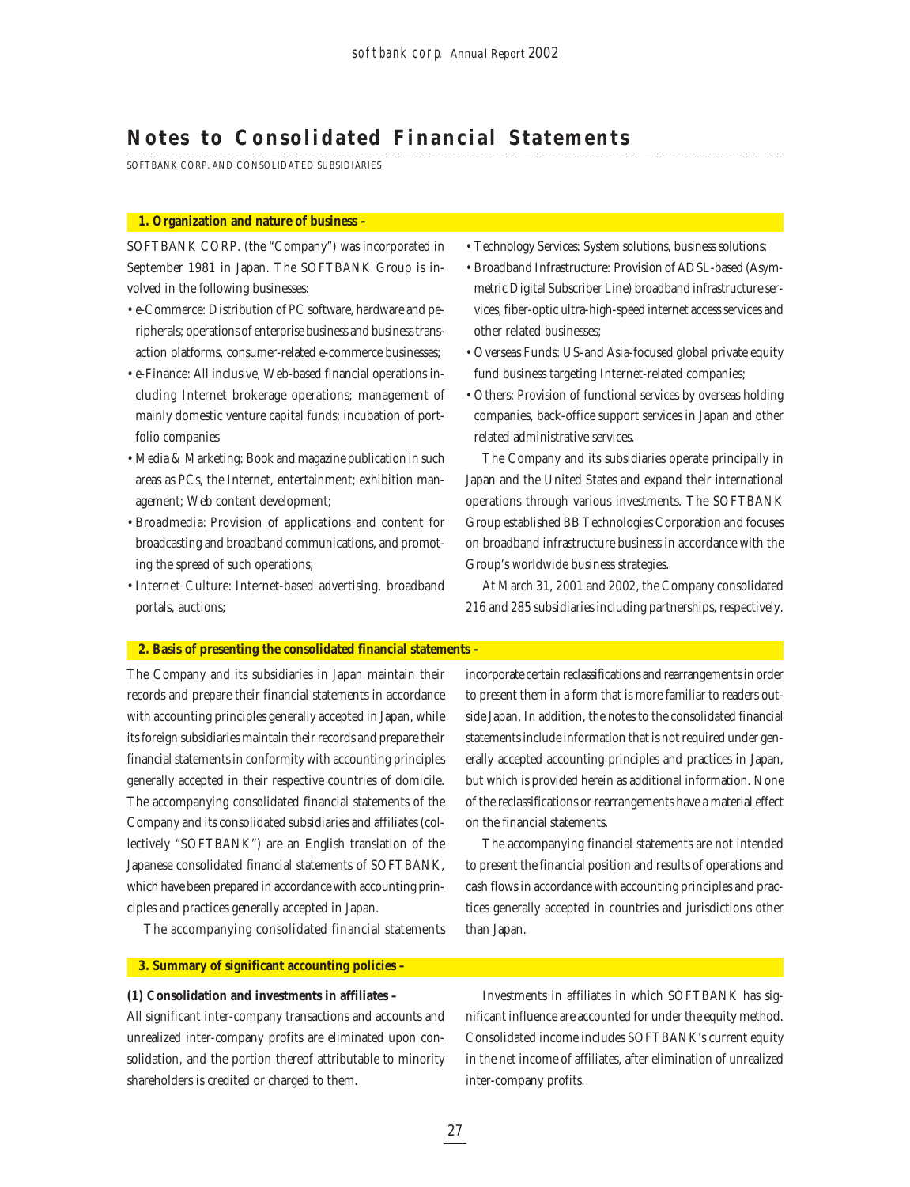# Notes to Consolidated Financial Statements

SOFTBANK CORP. AND CONSOLIDATED SUBSIDIARIES

## 1. Organization and nature of business –

SOFTBANK CORP. (the "Company") was incorporated in September 1981 in Japan. The SOFTBANK Group is involved in the following businesses:

- e-Commerce: Distribution of PC software, hardware and peripherals; operations of enterprise business and business transaction platforms, consumer-related e-commerce businesses;
- e-Finance: All inclusive, Web-based financial operations including Internet brokerage operations; management of mainly domestic venture capital funds; incubation of portfolio companies
- Media & Marketing: Book and magazine publication in such areas as PCs, the Internet, entertainment; exhibition management; Web content development;
- Broadmedia: Provision of applications and content for broadcasting and broadband communications, and promoting the spread of such operations;
- Internet Culture: Internet-based advertising, broadband portals, auctions;
- Technology Services: System solutions, business solutions;
- Broadband Infrastructure: Provision of ADSL-based (Asymmetric Digital Subscriber Line) broadband infrastructure services, fiber-optic ultra-high-speed internet access services and other related businesses;
- Overseas Funds: US-and Asia-focused global private equity fund business targeting Internet-related companies;
- Others: Provision of functional services by overseas holding companies, back-office support services in Japan and other related administrative services.

The Company and its subsidiaries operate principally in Japan and the United States and expand their international operations through various investments. The SOFTBANK Group established BB Technologies Corporation and focuses on broadband infrastructure business in accordance with the Group's worldwide business strategies.

At March 31, 2001 and 2002, the Company consolidated 216 and 285 subsidiaries including partnerships, respectively.

## 2. Basis of presenting the consolidated financial statements –

The Company and its subsidiaries in Japan maintain their records and prepare their financial statements in accordance with accounting principles generally accepted in Japan, while its foreign subsidiaries maintain their records and prepare their financial statements in conformity with accounting principles generally accepted in their respective countries of domicile. The accompanying consolidated financial statements of the Company and its consolidated subsidiaries and affiliates (collectively "SOFTBANK") are an English translation of the Japanese consolidated financial statements of SOFTBANK, which have been prepared in accordance with accounting principles and practices generally accepted in Japan.

The accompanying consolidated financial statements incorporate certain reclassifications and rearrangements in order to present them in a form that is more familiar to readers outside Japan. In addition, the notes to the consolidated financial statements include information that is not required under generally accepted accounting principles and practices in Japan, but which is provided herein as additional information. None of the reclassifications or rearrangements have a material effect on the financial statements.

The accompanying financial statements are not intended to present the financial position and results of operations and cash flows in accordance with accounting principles and practices generally accepted in countries and jurisdictions other than Japan.

## 3. Summary of significant accounting policies –

**(1) Consolidation and investments in affiliates –**

All significant inter-company transactions and accounts and unrealized inter-company profits are eliminated upon consolidation, and the portion thereof attributable to minority shareholders is credited or charged to them.

Investments in affiliates in which SOFTBANK has significant influence are accounted for under the equity method. Consolidated income includes SOFTBANK's current equity in the net income of affiliates, after elimination of unrealized inter-company profits.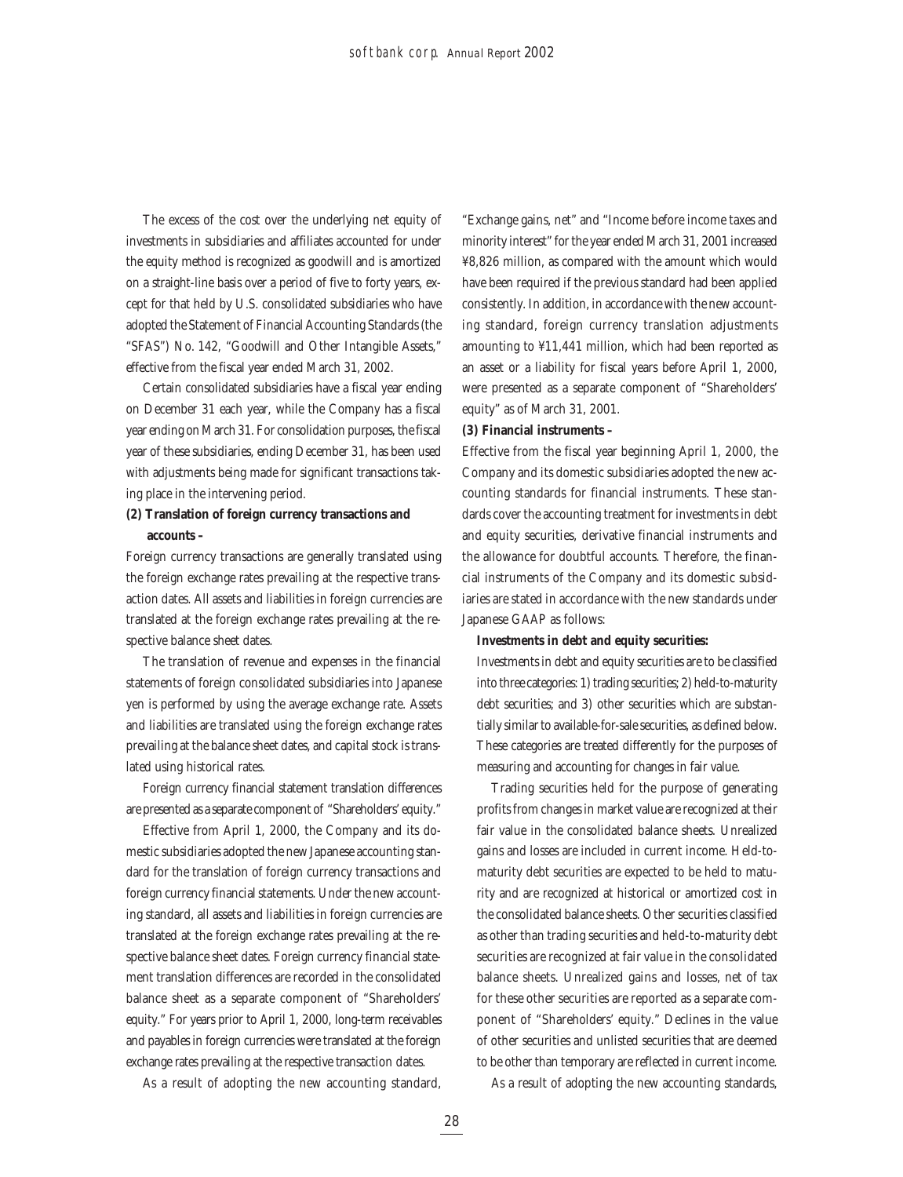The excess of the cost over the underlying net equity of investments in subsidiaries and affiliates accounted for under the equity method is recognized as goodwill and is amortized on a straight-line basis over a period of five to forty years, except for that held by U.S. consolidated subsidiaries who have adopted the Statement of Financial Accounting Standards (the "SFAS") No. 142, "Goodwill and Other Intangible Assets," effective from the fiscal year ended March 31, 2002.

Certain consolidated subsidiaries have a fiscal year ending on December 31 each year, while the Company has a fiscal year ending on March 31. For consolidation purposes, the fiscal year of these subsidiaries, ending December 31, has been used with adjustments being made for significant transactions taking place in the intervening period.

**(2) Translation of foreign currency transactions and accounts –**

Foreign currency transactions are generally translated using the foreign exchange rates prevailing at the respective transaction dates. All assets and liabilities in foreign currencies are translated at the foreign exchange rates prevailing at the respective balance sheet dates.

The translation of revenue and expenses in the financial statements of foreign consolidated subsidiaries into Japanese yen is performed by using the average exchange rate. Assets and liabilities are translated using the foreign exchange rates prevailing at the balance sheet dates, and capital stock is translated using historical rates.

Foreign currency financial statement translation differences are presented as a separate component of "Shareholders' equity."

Effective from April 1, 2000, the Company and its domestic subsidiaries adopted the new Japanese accounting standard for the translation of foreign currency transactions and foreign currency financial statements. Under the new accounting standard, all assets and liabilities in foreign currencies are translated at the foreign exchange rates prevailing at the respective balance sheet dates. Foreign currency financial statement translation differences are recorded in the consolidated balance sheet as a separate component of "Shareholders' equity." For years prior to April 1, 2000, long-term receivables and payables in foreign currencies were translated at the foreign exchange rates prevailing at the respective transaction dates.

As a result of adopting the new accounting standard, "Exchange gains, net" and "Income before income taxes and minority interest" for the year ended March 31, 2001 increased ¥8,826 million, as compared with the amount which would have been required if the previous standard had been applied consistently. In addition, in accordance with the new accounting standard, foreign currency translation adjustments amounting to ¥11,441 million, which had been reported as an asset or a liability for fiscal years before April 1, 2000, were presented as a separate component of "Shareholders' equity" as of March 31, 2001.

**(3) Financial instruments –**

Effective from the fiscal year beginning April 1, 2000, the Company and its domestic subsidiaries adopted the new accounting standards for financial instruments. These standards cover the accounting treatment for investments in debt and equity securities, derivative financial instruments and the allowance for doubtful accounts. Therefore, the financial instruments of the Company and its domestic subsidiaries are stated in accordance with the new standards under Japanese GAAP as follows:

**Investments in debt and equity securities:**

Investments in debt and equity securities are to be classified into three categories: 1) trading securities; 2) held-to-maturity debt securities; and 3) other securities which are substantially similar to available-for-sale securities, as defined below. These categories are treated differently for the purposes of measuring and accounting for changes in fair value.

Trading securities held for the purpose of generating profits from changes in market value are recognized at their fair value in the consolidated balance sheets. Unrealized gains and losses are included in current income. Held-to-maturity debt securities are expected to be held to maturity and are recognized at historical or amortized cost in the consolidated balance sheets. Other securities classified as other than trading securities and held-to-maturity debt securities are recognized at fair value in the consolidated balance sheets. Unrealized gains and losses, net of tax for these other securities are reported as a separate component of "Shareholders' equity." Declines in the value of other securities and unlisted securities that are deemed to be other than temporary are reflected in current income.

As a result of adopting the new accounting standards,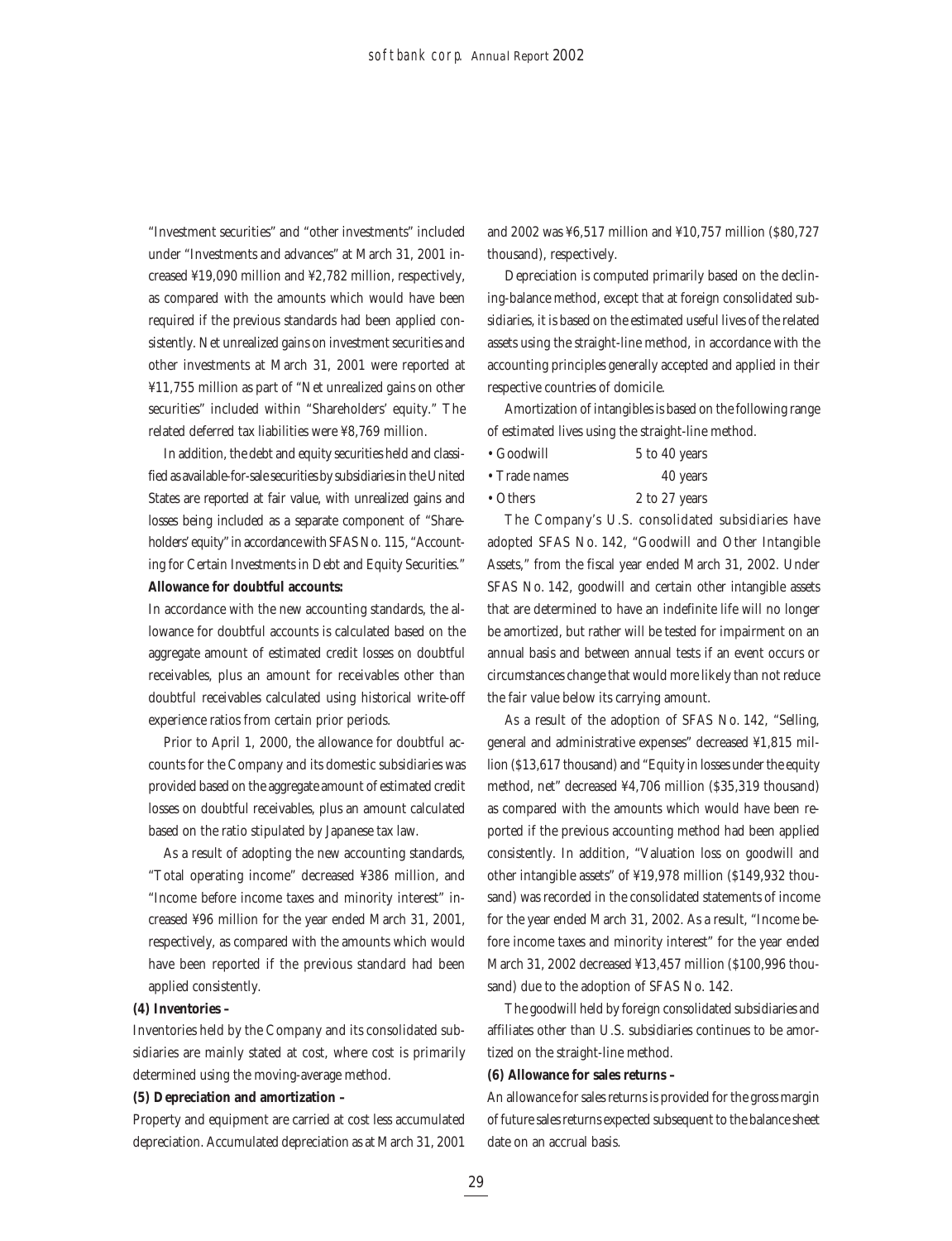"Investment securities" and "other investments" included under "Investments and advances" at March 31, 2001 increased ¥19,090 million and ¥2,782 million, respectively, as compared with the amounts which would have been required if the previous standards had been applied consistently. Net unrealized gains on investment securities and other investments at March 31, 2001 were reported at ¥11,755 million as part of "Net unrealized gains on other securities" included within "Shareholders' equity." The related deferred tax liabilities were ¥8,769 million.

In addition, the debt and equity securities held and classified as available-for-sale securities by subsidiaries in the United States are reported at fair value, with unrealized gains and losses being included as a separate component of "Shareholders' equity" in accordance with SFAS No. 115, "Accounting for Certain Investments in Debt and Equity Securities."

**Allowance for doubtful accounts:**

In accordance with the new accounting standards, the allowance for doubtful accounts is calculated based on the aggregate amount of estimated credit losses on doubtful receivables, plus an amount for receivables other than doubtful receivables calculated using historical write-off experience ratios from certain prior periods.

Prior to April 1, 2000, the allowance for doubtful accounts for the Company and its domestic subsidiaries was provided based on the aggregate amount of estimated credit losses on doubtful receivables, plus an amount calculated based on the ratio stipulated by Japanese tax law.

As a result of adopting the new accounting standards, "Total operating income" decreased ¥386 million, and "Income before income taxes and minority interest" increased ¥96 million for the year ended March 31, 2001, respectively, as compared with the amounts which would have been reported if the previous standard had been applied consistently.

**(4) Inventories –**

Inventories held by the Company and its consolidated subsidiaries are mainly stated at cost, where cost is primarily determined using the moving-average method.

**(5) Depreciation and amortization –**

Property and equipment are carried at cost less accumulated depreciation. Accumulated depreciation as at March 31, 2001 and 2002 was ¥6,517 million and ¥10,757 million ($80,727 thousand), respectively.

Depreciation is computed primarily based on the declining-balance method, except that at foreign consolidated subsidiaries, it is based on the estimated useful lives of the related assets using the straight-line method, in accordance with the accounting principles generally accepted and applied in their respective countries of domicile.

Amortization of intangibles is based on the following range of estimated lives using the straight-line method.

| | |
|---|---|
| • Goodwill | 5 to 40 years |
| • Trade names | 40 years |
| • Others | 2 to 27 years |

The Company's U.S. consolidated subsidiaries have adopted SFAS No. 142, "Goodwill and Other Intangible Assets," from the fiscal year ended March 31, 2002. Under SFAS No. 142, goodwill and certain other intangible assets that are determined to have an indefinite life will no longer be amortized, but rather will be tested for impairment on an annual basis and between annual tests if an event occurs or circumstances change that would more likely than not reduce the fair value below its carrying amount.

As a result of the adoption of SFAS No. 142, "Selling, general and administrative expenses" decreased ¥1,815 million ($13,617 thousand) and "Equity in losses under the equity method, net" decreased ¥4,706 million ($35,319 thousand) as compared with the amounts which would have been reported if the previous accounting method had been applied consistently. In addition, "Valuation loss on goodwill and other intangible assets" of ¥19,978 million ($149,932 thousand) was recorded in the consolidated statements of income for the year ended March 31, 2002. As a result, "Income before income taxes and minority interest" for the year ended March 31, 2002 decreased ¥13,457 million ($100,996 thousand) due to the adoption of SFAS No. 142.

The goodwill held by foreign consolidated subsidiaries and affiliates other than U.S. subsidiaries continues to be amortized on the straight-line method.

**(6) Allowance for sales returns –**

An allowance for sales returns is provided for the gross margin of future sales returns expected subsequent to the balance sheet date on an accrual basis.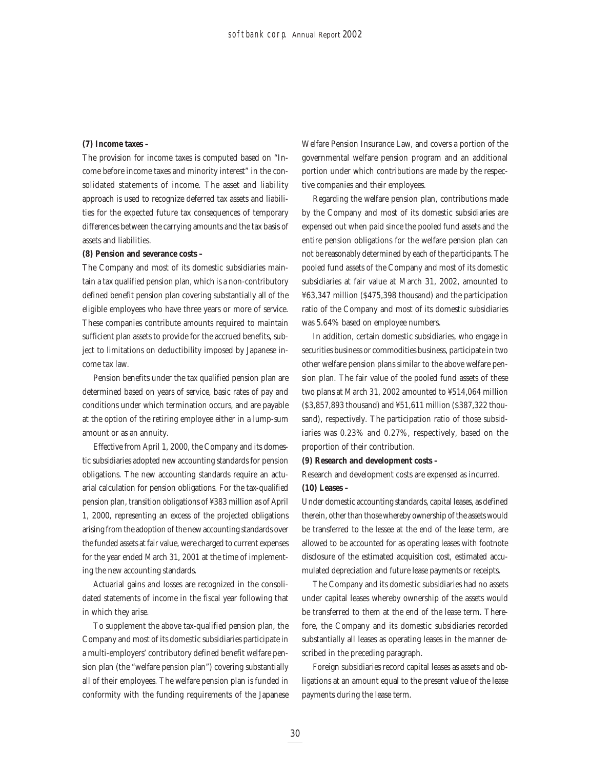**(7) Income taxes –**

The provision for income taxes is computed based on "Income before income taxes and minority interest" in the consolidated statements of income. The asset and liability approach is used to recognize deferred tax assets and liabilities for the expected future tax consequences of temporary differences between the carrying amounts and the tax basis of assets and liabilities.

**(8) Pension and severance costs –**

The Company and most of its domestic subsidiaries maintain a tax qualified pension plan, which is a non-contributory defined benefit pension plan covering substantially all of the eligible employees who have three years or more of service. These companies contribute amounts required to maintain sufficient plan assets to provide for the accrued benefits, subject to limitations on deductibility imposed by Japanese income tax law.

Pension benefits under the tax qualified pension plan are determined based on years of service, basic rates of pay and conditions under which termination occurs, and are payable at the option of the retiring employee either in a lump-sum amount or as an annuity.

Effective from April 1, 2000, the Company and its domestic subsidiaries adopted new accounting standards for pension obligations. The new accounting standards require an actuarial calculation for pension obligations. For the tax-qualified pension plan, transition obligations of ¥383 million as of April 1, 2000, representing an excess of the projected obligations arising from the adoption of the new accounting standards over the funded assets at fair value, were charged to current expenses for the year ended March 31, 2001 at the time of implementing the new accounting standards.

Actuarial gains and losses are recognized in the consolidated statements of income in the fiscal year following that in which they arise.

To supplement the above tax-qualified pension plan, the Company and most of its domestic subsidiaries participate in a multi-employers' contributory defined benefit welfare pension plan (the "welfare pension plan") covering substantially all of their employees. The welfare pension plan is funded in conformity with the funding requirements of the Japanese Welfare Pension Insurance Law, and covers a portion of the governmental welfare pension program and an additional portion under which contributions are made by the respective companies and their employees.

Regarding the welfare pension plan, contributions made by the Company and most of its domestic subsidiaries are expensed out when paid since the pooled fund assets and the entire pension obligations for the welfare pension plan can not be reasonably determined by each of the participants. The pooled fund assets of the Company and most of its domestic subsidiaries at fair value at March 31, 2002, amounted to ¥63,347 million ($475,398 thousand) and the participation ratio of the Company and most of its domestic subsidiaries was 5.64% based on employee numbers.

In addition, certain domestic subsidiaries, who engage in securities business or commodities business, participate in two other welfare pension plans similar to the above welfare pension plan. The fair value of the pooled fund assets of these two plans at March 31, 2002 amounted to ¥514,064 million ($3,857,893 thousand) and ¥51,611 million ($387,322 thousand), respectively. The participation ratio of those subsidiaries was 0.23% and 0.27%, respectively, based on the proportion of their contribution.

**(9) Research and development costs –**

Research and development costs are expensed as incurred.

**(10) Leases –**

Under domestic accounting standards, capital leases, as defined therein, other than those whereby ownership of the assets would be transferred to the lessee at the end of the lease term, are allowed to be accounted for as operating leases with footnote disclosure of the estimated acquisition cost, estimated accumulated depreciation and future lease payments or receipts.

The Company and its domestic subsidiaries had no assets under capital leases whereby ownership of the assets would be transferred to them at the end of the lease term. Therefore, the Company and its domestic subsidiaries recorded substantially all leases as operating leases in the manner described in the preceding paragraph.

Foreign subsidiaries record capital leases as assets and obligations at an amount equal to the present value of the lease payments during the lease term.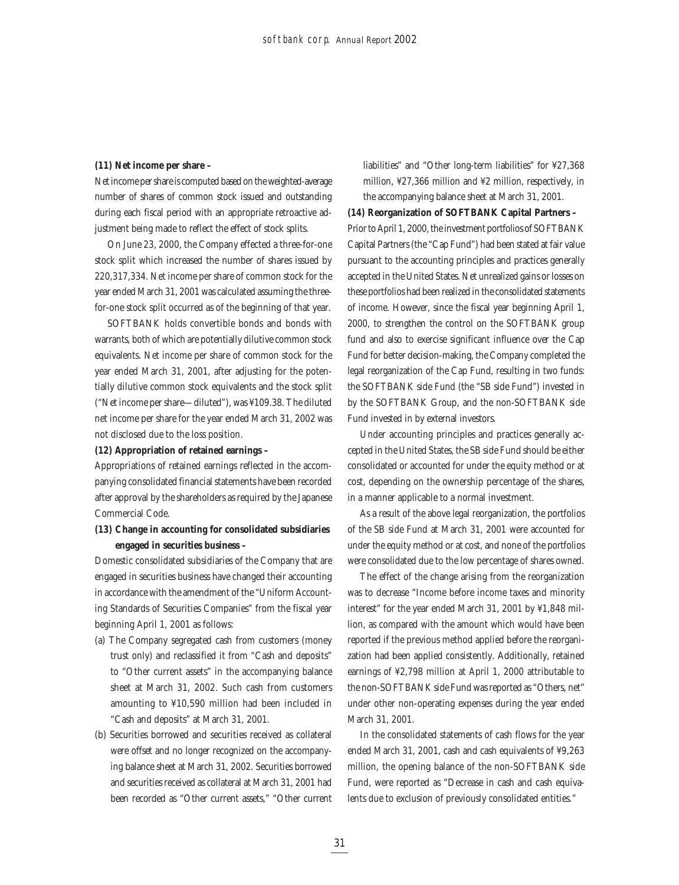**(11) Net income per share –**

Net income per share is computed based on the weighted-average number of shares of common stock issued and outstanding during each fiscal period with an appropriate retroactive adjustment being made to reflect the effect of stock splits.

On June 23, 2000, the Company effected a three-for-one stock split which increased the number of shares issued by 220,317,334. Net income per share of common stock for the year ended March 31, 2001 was calculated assuming the three-for-one stock split occurred as of the beginning of that year.

SOFTBANK holds convertible bonds and bonds with warrants, both of which are potentially dilutive common stock equivalents. Net income per share of common stock for the year ended March 31, 2001, after adjusting for the potentially dilutive common stock equivalents and the stock split ("Net income per share—diluted"), was ¥109.38. The diluted net income per share for the year ended March 31, 2002 was not disclosed due to the loss position.

**(12) Appropriation of retained earnings –**

Appropriations of retained earnings reflected in the accompanying consolidated financial statements have been recorded after approval by the shareholders as required by the Japanese Commercial Code.

**(13) Change in accounting for consolidated subsidiaries engaged in securities business –**

Domestic consolidated subsidiaries of the Company that are engaged in securities business have changed their accounting in accordance with the amendment of the "Uniform Accounting Standards of Securities Companies" from the fiscal year beginning April 1, 2001 as follows:

(a) The Company segregated cash from customers (money trust only) and reclassified it from "Cash and deposits" to "Other current assets" in the accompanying balance sheet at March 31, 2002. Such cash from customers amounting to ¥10,590 million had been included in "Cash and deposits" at March 31, 2001.

(b) Securities borrowed and securities received as collateral were offset and no longer recognized on the accompanying balance sheet at March 31, 2002. Securities borrowed and securities received as collateral at March 31, 2001 had been recorded as "Other current assets," "Other current liabilities" and "Other long-term liabilities" for ¥27,368 million, ¥27,366 million and ¥2 million, respectively, in the accompanying balance sheet at March 31, 2001.

**(14) Reorganization of SOFTBANK Capital Partners –**

Prior to April 1, 2000, the investment portfolios of SOFTBANK Capital Partners (the "Cap Fund") had been stated at fair value pursuant to the accounting principles and practices generally accepted in the United States. Net unrealized gains or losses on these portfolios had been realized in the consolidated statements of income. However, since the fiscal year beginning April 1, 2000, to strengthen the control on the SOFTBANK group fund and also to exercise significant influence over the Cap Fund for better decision-making, the Company completed the legal reorganization of the Cap Fund, resulting in two funds: the SOFTBANK side Fund (the "SB side Fund") invested in by the SOFTBANK Group, and the non-SOFTBANK side Fund invested in by external investors.

Under accounting principles and practices generally accepted in the United States, the SB side Fund should be either consolidated or accounted for under the equity method or at cost, depending on the ownership percentage of the shares, in a manner applicable to a normal investment.

As a result of the above legal reorganization, the portfolios of the SB side Fund at March 31, 2001 were accounted for under the equity method or at cost, and none of the portfolios were consolidated due to the low percentage of shares owned.

The effect of the change arising from the reorganization was to decrease "Income before income taxes and minority interest" for the year ended March 31, 2001 by ¥1,848 million, as compared with the amount which would have been reported if the previous method applied before the reorganization had been applied consistently. Additionally, retained earnings of ¥2,798 million at April 1, 2000 attributable to the non-SOFTBANK side Fund was reported as "Others, net" under other non-operating expenses during the year ended March 31, 2001.

In the consolidated statements of cash flows for the year ended March 31, 2001, cash and cash equivalents of ¥9,263 million, the opening balance of the non-SOFTBANK side Fund, were reported as "Decrease in cash and cash equivalents due to exclusion of previously consolidated entities."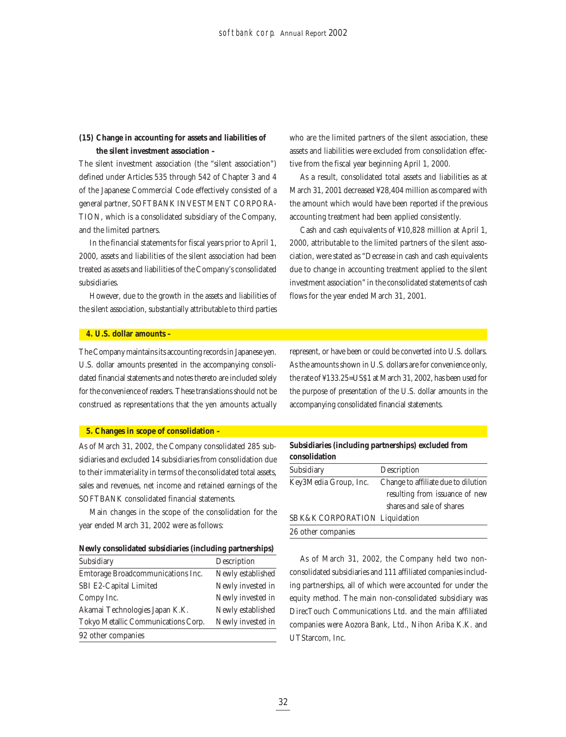**(15) Change in accounting for assets and liabilities of the silent investment association –**

The silent investment association (the "silent association") defined under Articles 535 through 542 of Chapter 3 and 4 of the Japanese Commercial Code effectively consisted of a general partner, SOFTBANK INVESTMENT CORPORATION, which is a consolidated subsidiary of the Company, and the limited partners.

In the financial statements for fiscal years prior to April 1, 2000, assets and liabilities of the silent association had been treated as assets and liabilities of the Company's consolidated subsidiaries.

However, due to the growth in the assets and liabilities of the silent association, substantially attributable to third parties who are the limited partners of the silent association, these assets and liabilities were excluded from consolidation effective from the fiscal year beginning April 1, 2000.

As a result, consolidated total assets and liabilities as at March 31, 2001 decreased ¥28,404 million as compared with the amount which would have been reported if the previous accounting treatment had been applied consistently.

Cash and cash equivalents of ¥10,828 million at April 1, 2000, attributable to the limited partners of the silent association, were stated as "Decrease in cash and cash equivalents due to change in accounting treatment applied to the silent investment association" in the consolidated statements of cash flows for the year ended March 31, 2001.

## 4. U.S. dollar amounts –

The Company maintains its accounting records in Japanese yen. U.S. dollar amounts presented in the accompanying consolidated financial statements and notes thereto are included solely for the convenience of readers. These translations should not be construed as representations that the yen amounts actually represent, or have been or could be converted into U.S. dollars. As the amounts shown in U.S. dollars are for convenience only, the rate of ¥133.25=US$1 at March 31, 2002, has been used for the purpose of presentation of the U.S. dollar amounts in the accompanying consolidated financial statements.

## 5. Changes in scope of consolidation –

As of March 31, 2002, the Company consolidated 285 subsidiaries and excluded 14 subsidiaries from consolidation due to their immateriality in terms of the consolidated total assets, sales and revenues, net income and retained earnings of the SOFTBANK consolidated financial statements.

Main changes in the scope of the consolidation for the year ended March 31, 2002 were as follows:

**Newly consolidated subsidiaries (including partnerships)**

| Subsidiary | Description |
|---|---|
| Emtorage Broadcommunications Inc. | Newly established |
| SBI E2-Capital Limited | Newly invested in |
| Compy Inc. | Newly invested in |
| Akamai Technologies Japan K.K. | Newly established |
| Tokyo Metallic Communications Corp. | Newly invested in |
| 92 other companies | |

**Subsidiaries (including partnerships) excluded from consolidation**

| Subsidiary | Description |
|---|---|
| Key3Media Group, Inc. | Change to affiliate due to dilution resulting from issuance of new shares and sale of shares |
| SBK&K CORPORATION | Liquidation |
| 26 other companies | |

As of March 31, 2002, the Company held two non-consolidated subsidiaries and 111 affiliated companies including partnerships, all of which were accounted for under the equity method. The main non-consolidated subsidiary was DirecTouch Communications Ltd. and the main affiliated companies were Aozora Bank, Ltd., Nihon Ariba K.K. and UTStarcom, Inc.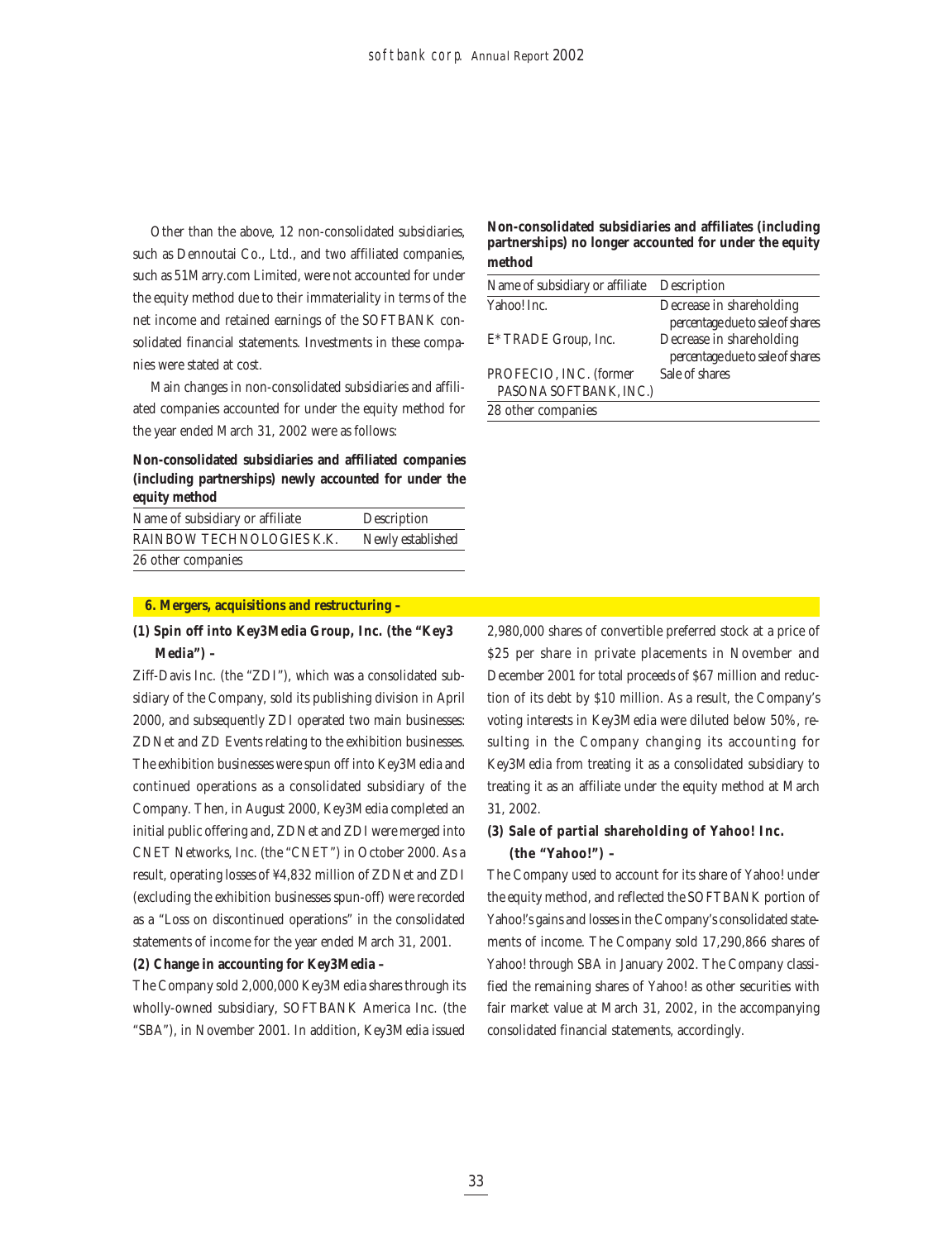Other than the above, 12 non-consolidated subsidiaries, such as Dennoutai Co., Ltd., and two affiliated companies, such as 51Marry.com Limited, were not accounted for under the equity method due to their immateriality in terms of the net income and retained earnings of the SOFTBANK consolidated financial statements. Investments in these companies were stated at cost.

Main changes in non-consolidated subsidiaries and affiliated companies accounted for under the equity method for the year ended March 31, 2002 were as follows:

**Non-consolidated subsidiaries and affiliated companies (including partnerships) newly accounted for under the equity method**

| Name of subsidiary or affiliate | Description |
|---|---|
| RAINBOW TECHNOLOGIES K.K. | Newly established |
| 26 other companies | |

**Non-consolidated subsidiaries and affiliates (including partnerships) no longer accounted for under the equity method**

| Name of subsidiary or affiliate | Description |
|---|---|
| Yahoo! Inc. | Decrease in shareholding percentage due to sale of shares |
| E*TRADE Group, Inc. | Decrease in shareholding percentage due to sale of shares |
| PROFECIO, INC. (former PASONA SOFTBANK, INC.) | Sale of shares |
| 28 other companies | |

## 6. Mergers, acquisitions and restructuring –

### (1) Spin off into Key3Media Group, Inc. (the "Key3 Media") –

Ziff-Davis Inc. (the "ZDI"), which was a consolidated subsidiary of the Company, sold its publishing division in April 2000, and subsequently ZDI operated two main businesses: ZDNet and ZD Events relating to the exhibition businesses. The exhibition businesses were spun off into Key3Media and continued operations as a consolidated subsidiary of the Company. Then, in August 2000, Key3Media completed an initial public offering and, ZDNet and ZDI were merged into CNET Networks, Inc. (the "CNET") in October 2000. As a result, operating losses of ¥4,832 million of ZDNet and ZDI (excluding the exhibition businesses spun-off) were recorded as a "Loss on discontinued operations" in the consolidated statements of income for the year ended March 31, 2001.

### (2) Change in accounting for Key3Media –

The Company sold 2,000,000 Key3Media shares through its wholly-owned subsidiary, SOFTBANK America Inc. (the "SBA"), in November 2001. In addition, Key3Media issued 2,980,000 shares of convertible preferred stock at a price of $25 per share in private placements in November and December 2001 for total proceeds of $67 million and reduction of its debt by $10 million. As a result, the Company's voting interests in Key3Media were diluted below 50%, resulting in the Company changing its accounting for Key3Media from treating it as a consolidated subsidiary to treating it as an affiliate under the equity method at March 31, 2002.

### (3) Sale of partial shareholding of Yahoo! Inc. (the "Yahoo!") –

The Company used to account for its share of Yahoo! under the equity method, and reflected the SOFTBANK portion of Yahoo!'s gains and losses in the Company's consolidated statements of income. The Company sold 17,290,866 shares of Yahoo! through SBA in January 2002. The Company classified the remaining shares of Yahoo! as other securities with fair market value at March 31, 2002, in the accompanying consolidated financial statements, accordingly.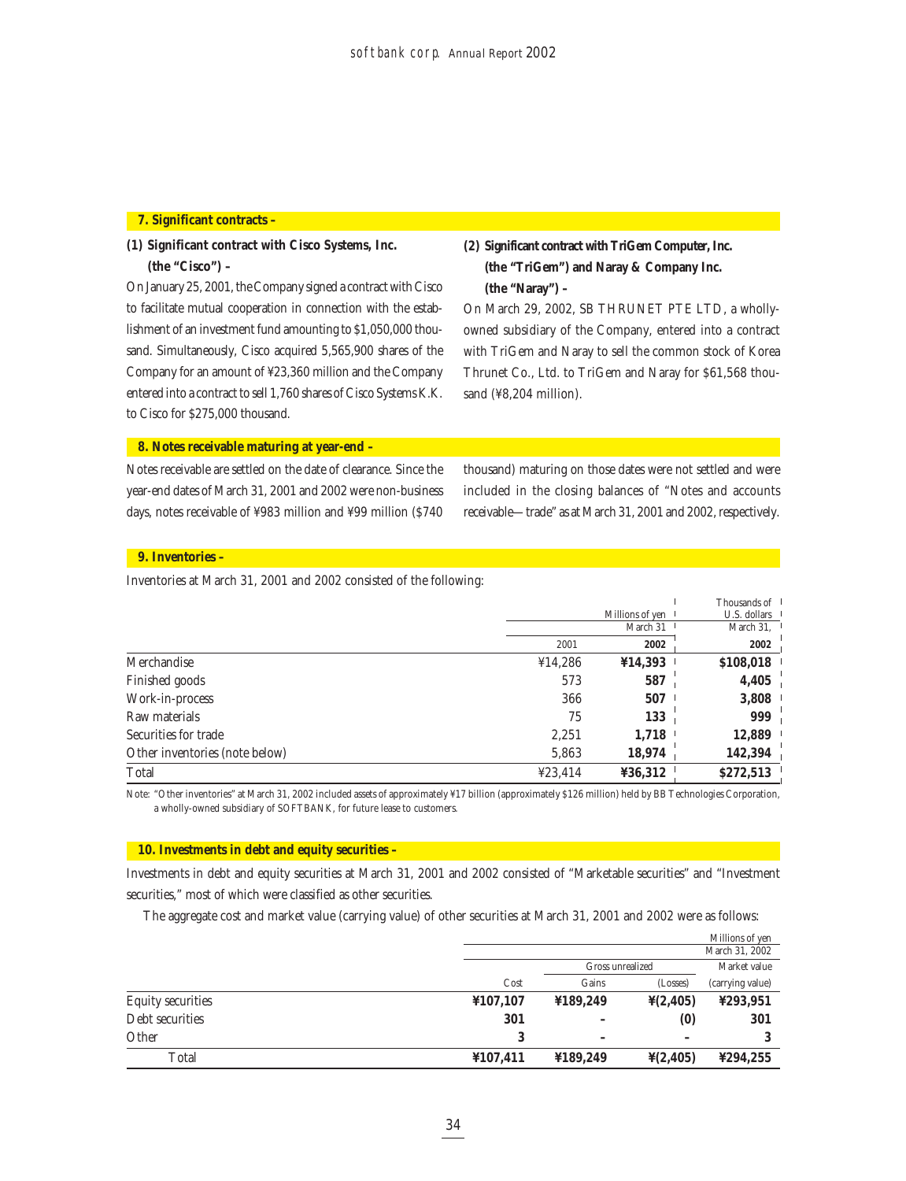## 7. Significant contracts –

**(1) Significant contract with Cisco Systems, Inc. (the "Cisco") –**

On January 25, 2001, the Company signed a contract with Cisco to facilitate mutual cooperation in connection with the establishment of an investment fund amounting to $1,050,000 thousand. Simultaneously, Cisco acquired 5,565,900 shares of the Company for an amount of ¥23,360 million and the Company entered into a contract to sell 1,760 shares of Cisco Systems K.K. to Cisco for $275,000 thousand.

**(2) Significant contract with TriGem Computer, Inc. (the "TriGem") and Naray & Company Inc. (the "Naray") –**

On March 29, 2002, SB THRUNET PTE LTD, a wholly-owned subsidiary of the Company, entered into a contract with TriGem and Naray to sell the common stock of Korea Thrunet Co., Ltd. to TriGem and Naray for $61,568 thousand (¥8,204 million).

## 8. Notes receivable maturing at year-end –

Notes receivable are settled on the date of clearance. Since the year-end dates of March 31, 2001 and 2002 were non-business days, notes receivable of ¥983 million and ¥99 million ($740 thousand) maturing on those dates were not settled and were included in the closing balances of "Notes and accounts receivable—trade" as at March 31, 2001 and 2002, respectively.

## 9. Inventories –

Inventories at March 31, 2001 and 2002 consisted of the following:

| | Millions of yen | | Thousands of U.S. dollars |
|---|---|---|---|
| | March 31 | | March 31, |
| | 2001 | **2002** | **2002** |
| Merchandise | ¥14,286 | **¥14,393** | **$108,018** |
| Finished goods | 573 | **587** | **4,405** |
| Work-in-process | 366 | **507** | **3,808** |
| Raw materials | 75 | **133** | **999** |
| Securities for trade | 2,251 | **1,718** | **12,889** |
| Other inventories (note below) | 5,863 | **18,974** | **142,394** |
| Total | ¥23,414 | **¥36,312** | **$272,513** |

Note: "Other inventories" at March 31, 2002 included assets of approximately ¥17 billion (approximately $126 million) held by BB Technologies Corporation, a wholly-owned subsidiary of SOFTBANK, for future lease to customers.

## 10. Investments in debt and equity securities –

Investments in debt and equity securities at March 31, 2001 and 2002 consisted of "Marketable securities" and "Investment securities," most of which were classified as other securities.

The aggregate cost and market value (carrying value) of other securities at March 31, 2001 and 2002 were as follows:

| | Millions of yen | | | |
|---|---|---|---|---|
| | March 31, 2002 | | | |
| | | Gross unrealized | | Market value |
| | Cost | Gains | (Losses) | (carrying value) |
| Equity securities | **¥107,107** | **¥189,249** | **¥(2,405)** | **¥293,951** |
| Debt securities | **301** | **–** | **(0)** | **301** |
| Other | **3** | **–** | **–** | **3** |
| Total | **¥107,411** | **¥189,249** | **¥(2,405)** | **¥294,255** |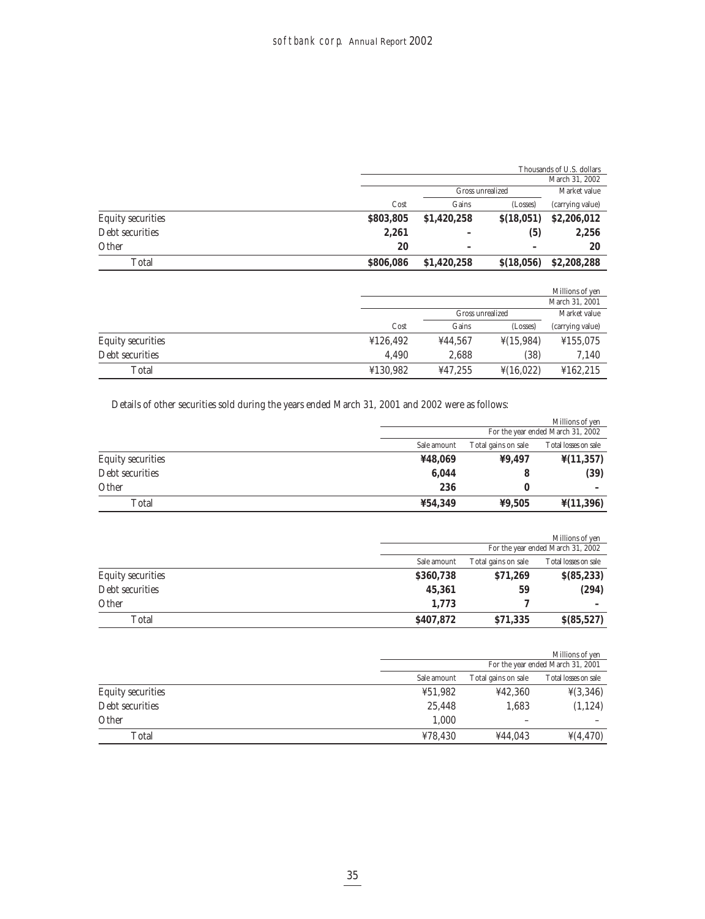| | | | | Thousands of U.S. dollars |
|---|---|---|---|---|
| | | | | March 31, 2002 |
| | | Gross unrealized | | Market value |
| | Cost | Gains | (Losses) | (carrying value) |
| **Equity securities** | **$803,805** | **$1,420,258** | **$(18,051)** | **$2,206,012** |
| **Debt securities** | **2,261** | **–** | **(5)** | **2,256** |
| **Other** | **20** | **–** | **–** | **20** |
| **Total** | **$806,086** | **$1,420,258** | **$(18,056)** | **$2,208,288** |

| | | | | Millions of yen |
|---|---|---|---|---|
| | | | | March 31, 2001 |
| | | Gross unrealized | | Market value |
| | Cost | Gains | (Losses) | (carrying value) |
| Equity securities | ¥126,492 | ¥44,567 | ¥(15,984) | ¥155,075 |
| Debt securities | 4,490 | 2,688 | (38) | 7,140 |
| Total | ¥130,982 | ¥47,255 | ¥(16,022) | ¥162,215 |

Details of other securities sold during the years ended March 31, 2001 and 2002 were as follows:

| | | | Millions of yen |
|---|---|---|---|
| | | | For the year ended March 31, 2002 |
| | Sale amount | Total gains on sale | Total losses on sale |
| **Equity securities** | **¥48,069** | **¥9,497** | **¥(11,357)** |
| **Debt securities** | **6,044** | **8** | **(39)** |
| **Other** | **236** | **0** | **–** |
| **Total** | **¥54,349** | **¥9,505** | **¥(11,396)** |

| | | | Millions of yen |
|---|---|---|---|
| | | | For the year ended March 31, 2002 |
| | Sale amount | Total gains on sale | Total losses on sale |
| **Equity securities** | **$360,738** | **$71,269** | **$(85,233)** |
| **Debt securities** | **45,361** | **59** | **(294)** |
| **Other** | **1,773** | **7** | **–** |
| **Total** | **$407,872** | **$71,335** | **$(85,527)** |

| | | | Millions of yen |
|---|---|---|---|
| | | | For the year ended March 31, 2001 |
| | Sale amount | Total gains on sale | Total losses on sale |
| Equity securities | ¥51,982 | ¥42,360 | ¥(3,346) |
| Debt securities | 25,448 | 1,683 | (1,124) |
| Other | 1,000 | – | – |
| Total | ¥78,430 | ¥44,043 | ¥(4,470) |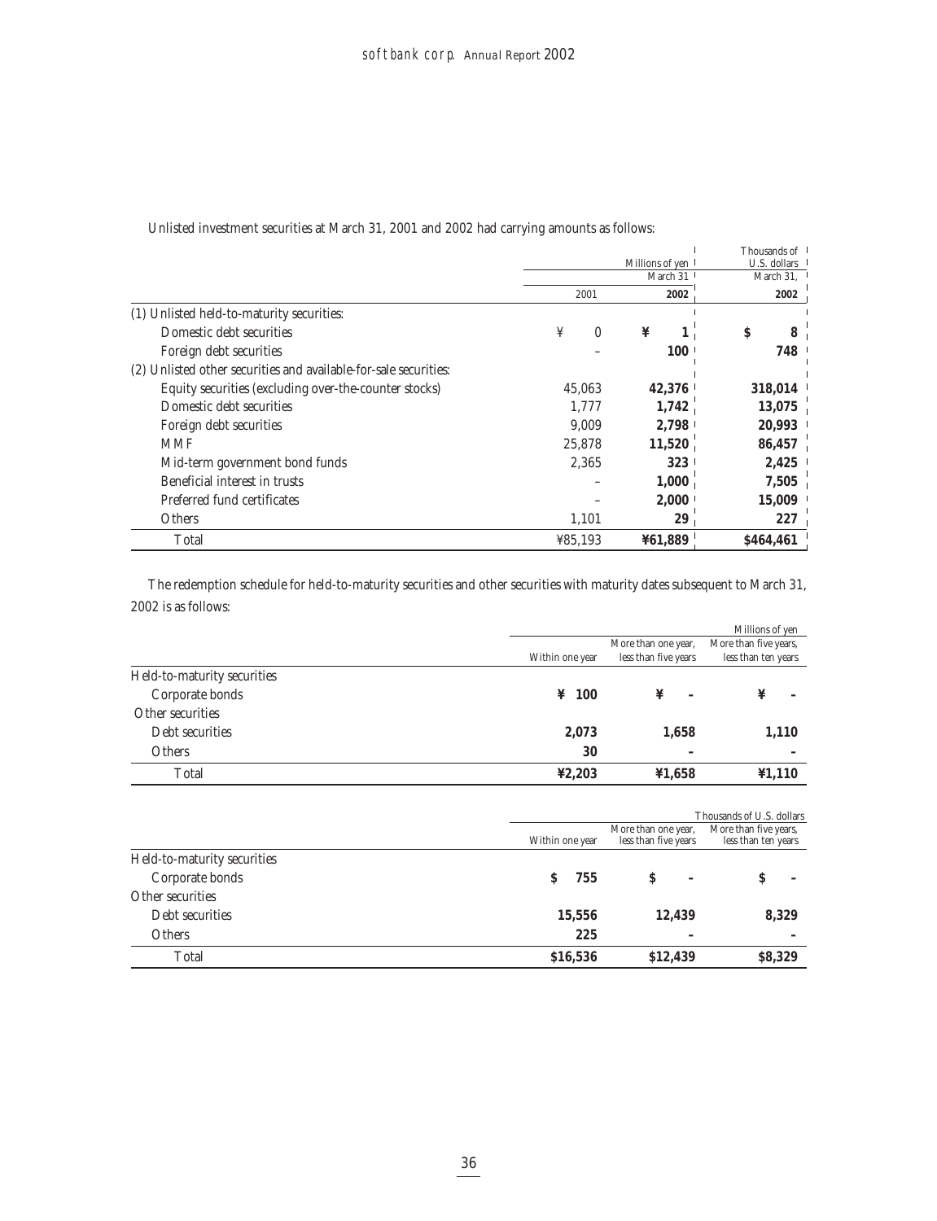Unlisted investment securities at March 31, 2001 and 2002 had carrying amounts as follows:

| | Millions of yen | | Thousands of U.S. dollars |
|---|---|---|---|
| | March 31 | | March 31, |
| | 2001 | 2002 | 2002 |
| (1) Unlisted held-to-maturity securities: | | | |
| Domestic debt securities | ¥ 0 | ¥ 1 | $ 8 |
| Foreign debt securities | – | 100 | 748 |
| (2) Unlisted other securities and available-for-sale securities: | | | |
| Equity securities (excluding over-the-counter stocks) | 45,063 | 42,376 | 318,014 |
| Domestic debt securities | 1,777 | 1,742 | 13,075 |
| Foreign debt securities | 9,009 | 2,798 | 20,993 |
| MMF | 25,878 | 11,520 | 86,457 |
| Mid-term government bond funds | 2,365 | 323 | 2,425 |
| Beneficial interest in trusts | – | 1,000 | 7,505 |
| Preferred fund certificates | – | 2,000 | 15,009 |
| Others | 1,101 | 29 | 227 |
| Total | ¥85,193 | ¥61,889 | $464,461 |

The redemption schedule for held-to-maturity securities and other securities with maturity dates subsequent to March 31, 2002 is as follows:

| | Millions of yen | | |
|---|---|---|---|
| | Within one year | More than one year, less than five years | More than five years, less than ten years |
| Held-to-maturity securities | | | |
| Corporate bonds | ¥ 100 | ¥ – | ¥ – |
| Other securities | | | |
| Debt securities | 2,073 | 1,658 | 1,110 |
| Others | 30 | – | – |
| Total | ¥2,203 | ¥1,658 | ¥1,110 |

| | Thousands of U.S. dollars | | |
|---|---|---|---|
| | Within one year | More than one year, less than five years | More than five years, less than ten years |
| Held-to-maturity securities | | | |
| Corporate bonds | $ 755 | $ – | $ – |
| Other securities | | | |
| Debt securities | 15,556 | 12,439 | 8,329 |
| Others | 225 | – | – |
| Total | $16,536 | $12,439 | $8,329 |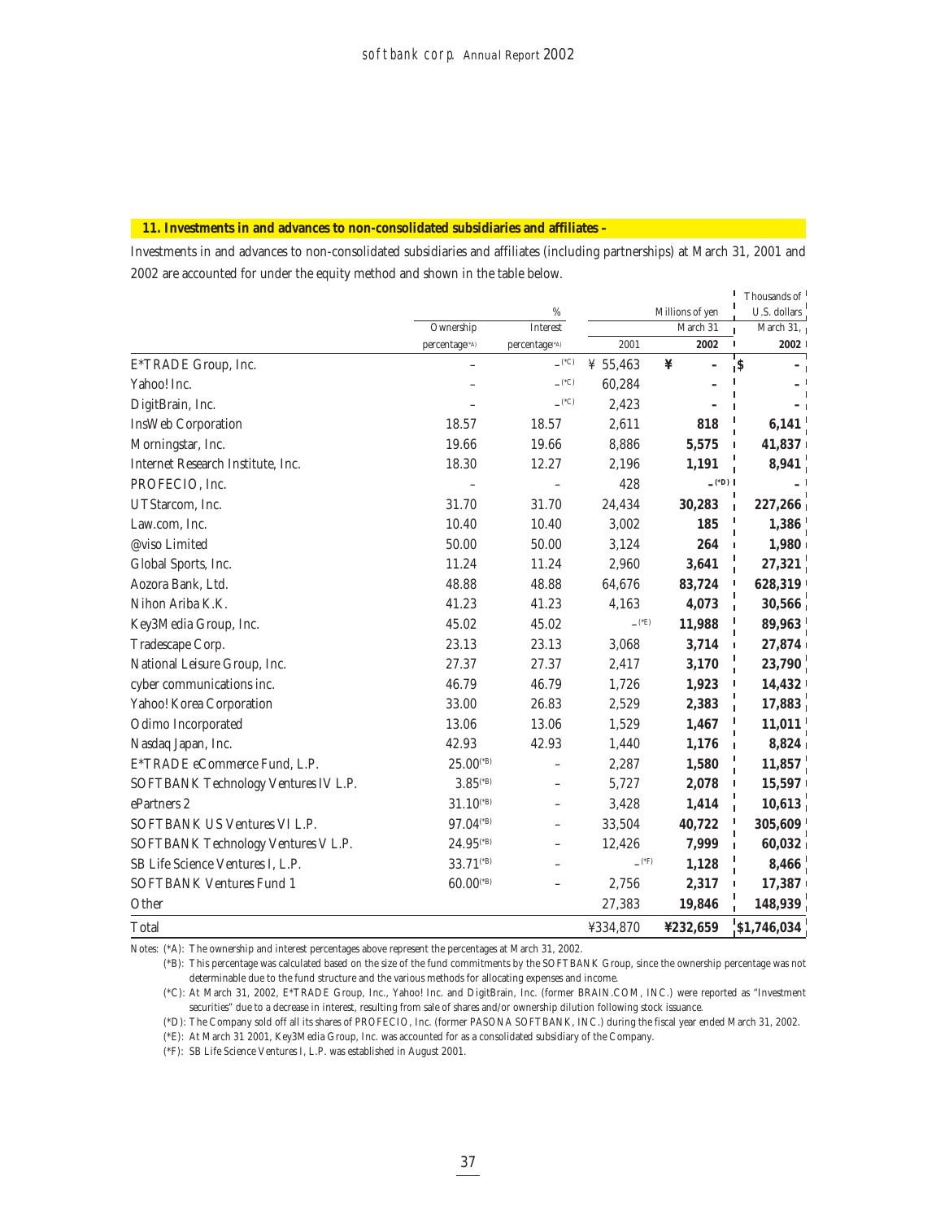## 11. Investments in and advances to non-consolidated subsidiaries and affiliates –

Investments in and advances to non-consolidated subsidiaries and affiliates (including partnerships) at March 31, 2001 and 2002 are accounted for under the equity method and shown in the table below.

| | % | | Millions of yen | | Thousands of U.S. dollars |
|---|---|---|---|---|---|
| | Ownership | Interest | March 31 | | March 31, |
| | percentage(*A) | percentage(*A) | 2001 | 2002 | 2002 |
| E*TRADE Group, Inc. | – | –(*C) | ¥ 55,463 | ¥ – | $ – |
| Yahoo! Inc. | – | –(*C) | 60,284 | – | – |
| DigitBrain, Inc. | – | –(*C) | 2,423 | – | – |
| InsWeb Corporation | 18.57 | 18.57 | 2,611 | **818** | **6,141** |
| Morningstar, Inc. | 19.66 | 19.66 | 8,886 | **5,575** | **41,837** |
| Internet Research Institute, Inc. | 18.30 | 12.27 | 2,196 | **1,191** | **8,941** |
| PROFECIO, Inc. | – | – | 428 | –(*D) | – |
| UTStarcom, Inc. | 31.70 | 31.70 | 24,434 | **30,283** | **227,266** |
| Law.com, Inc. | 10.40 | 10.40 | 3,002 | **185** | **1,386** |
| @viso Limited | 50.00 | 50.00 | 3,124 | **264** | **1,980** |
| Global Sports, Inc. | 11.24 | 11.24 | 2,960 | **3,641** | **27,321** |
| Aozora Bank, Ltd. | 48.88 | 48.88 | 64,676 | **83,724** | **628,319** |
| Nihon Ariba K.K. | 41.23 | 41.23 | 4,163 | **4,073** | **30,566** |
| Key3Media Group, Inc. | 45.02 | 45.02 | –(*E) | **11,988** | **89,963** |
| Tradescape Corp. | 23.13 | 23.13 | 3,068 | **3,714** | **27,874** |
| National Leisure Group, Inc. | 27.37 | 27.37 | 2,417 | **3,170** | **23,790** |
| cyber communications inc. | 46.79 | 46.79 | 1,726 | **1,923** | **14,432** |
| Yahoo! Korea Corporation | 33.00 | 26.83 | 2,529 | **2,383** | **17,883** |
| Odimo Incorporated | 13.06 | 13.06 | 1,529 | **1,467** | **11,011** |
| Nasdaq Japan, Inc. | 42.93 | 42.93 | 1,440 | **1,176** | **8,824** |
| E*TRADE eCommerce Fund, L.P. | 25.00(*B) | – | 2,287 | **1,580** | **11,857** |
| SOFTBANK Technology Ventures IV L.P. | 3.85(*B) | – | 5,727 | **2,078** | **15,597** |
| ePartners 2 | 31.10(*B) | – | 3,428 | **1,414** | **10,613** |
| SOFTBANK US Ventures VI L.P. | 97.04(*B) | – | 33,504 | **40,722** | **305,609** |
| SOFTBANK Technology Ventures V L.P. | 24.95(*B) | – | 12,426 | **7,999** | **60,032** |
| SB Life Science Ventures I, L.P. | 33.71(*B) | – | –(*F) | **1,128** | **8,466** |
| SOFTBANK Ventures Fund 1 | 60.00(*B) | – | 2,756 | **2,317** | **17,387** |
| Other | | | 27,383 | **19,846** | **148,939** |
| Total | | | ¥334,870 | **¥232,659** | **$1,746,034** |

Notes: (*A): The ownership and interest percentages above represent the percentages at March 31, 2002.

(*B): This percentage was calculated based on the size of the fund commitments by the SOFTBANK Group, since the ownership percentage was not determinable due to the fund structure and the various methods for allocating expenses and income.

(*C): At March 31, 2002, E*TRADE Group, Inc., Yahoo! Inc. and DigitBrain, Inc. (former BRAIN.COM, INC.) were reported as "Investment securities" due to a decrease in interest, resulting from sale of shares and/or ownership dilution following stock issuance.

(*D): The Company sold off all its shares of PROFECIO, Inc. (former PASONA SOFTBANK, INC.) during the fiscal year ended March 31, 2002.

(*E): At March 31 2001, Key3Media Group, Inc. was accounted for as a consolidated subsidiary of the Company.

(*F): SB Life Science Ventures I, L.P. was established in August 2001.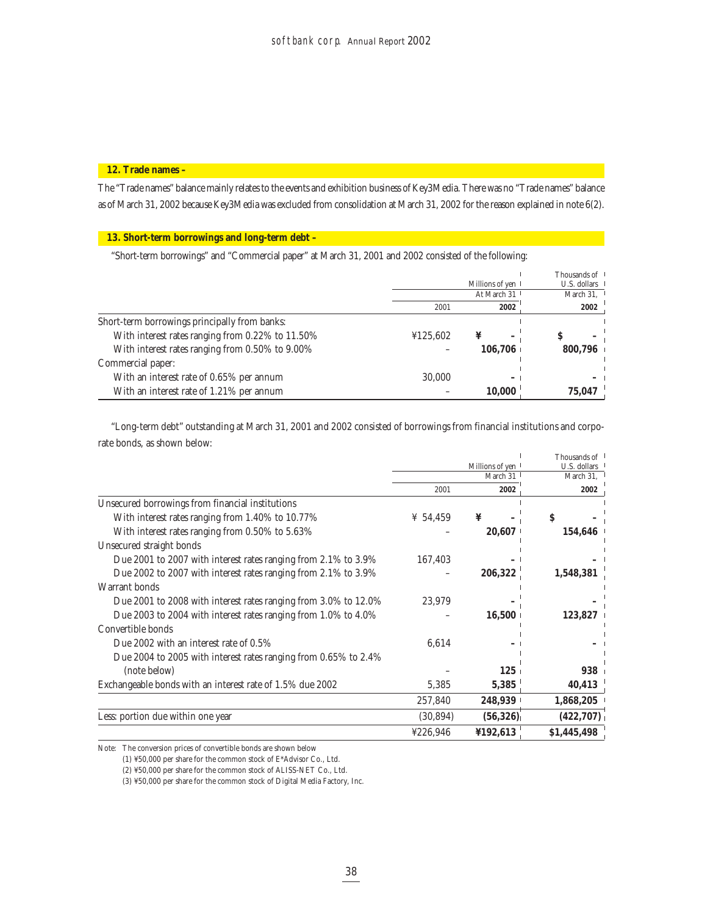## 12. Trade names –

The "Trade names" balance mainly relates to the events and exhibition business of Key3Media. There was no "Trade names" balance as of March 31, 2002 because Key3Media was excluded from consolidation at March 31, 2002 for the reason explained in note 6(2).

## 13. Short-term borrowings and long-term debt –

"Short-term borrowings" and "Commercial paper" at March 31, 2001 and 2002 consisted of the following:

| | Millions of yen | | Thousands of U.S. dollars |
|---|---|---|---|
| | At March 31 | | March 31, |
| | 2001 | **2002** | **2002** |
| Short-term borrowings principally from banks: | | | |
| With interest rates ranging from 0.22% to 11.50% | ¥125,602 | **¥ –** | **$ –** |
| With interest rates ranging from 0.50% to 9.00% | – | **106,706** | **800,796** |
| Commercial paper: | | | |
| With an interest rate of 0.65% per annum | 30,000 | **–** | **–** |
| With an interest rate of 1.21% per annum | – | **10,000** | **75,047** |

"Long-term debt" outstanding at March 31, 2001 and 2002 consisted of borrowings from financial institutions and corporate bonds, as shown below:

| | Millions of yen | | Thousands of U.S. dollars |
|---|---|---|---|
| | March 31 | | March 31, |
| | 2001 | **2002** | **2002** |
| Unsecured borrowings from financial institutions | | | |
| With interest rates ranging from 1.40% to 10.77% | ¥ 54,459 | **¥ –** | **$ –** |
| With interest rates ranging from 0.50% to 5.63% | – | **20,607** | **154,646** |
| Unsecured straight bonds | | | |
| Due 2001 to 2007 with interest rates ranging from 2.1% to 3.9% | 167,403 | **–** | **–** |
| Due 2002 to 2007 with interest rates ranging from 2.1% to 3.9% | – | **206,322** | **1,548,381** |
| Warrant bonds | | | |
| Due 2001 to 2008 with interest rates ranging from 3.0% to 12.0% | 23,979 | **–** | **–** |
| Due 2003 to 2004 with interest rates ranging from 1.0% to 4.0% | – | **16,500** | **123,827** |
| Convertible bonds | | | |
| Due 2002 with an interest rate of 0.5% | 6,614 | **–** | **–** |
| Due 2004 to 2005 with interest rates ranging from 0.65% to 2.4% (note below) | – | **125** | **938** |
| Exchangeable bonds with an interest rate of 1.5% due 2002 | 5,385 | **5,385** | **40,413** |
| | 257,840 | **248,939** | **1,868,205** |
| Less: portion due within one year | (30,894) | **(56,326)** | **(422,707)** |
| | ¥226,946 | **¥192,613** | **$1,445,498** |

Note: The conversion prices of convertible bonds are shown below

(1) ¥50,000 per share for the common stock of E*Advisor Co., Ltd.

(2) ¥50,000 per share for the common stock of ALISS-NET Co., Ltd.

(3) ¥50,000 per share for the common stock of Digital Media Factory, Inc.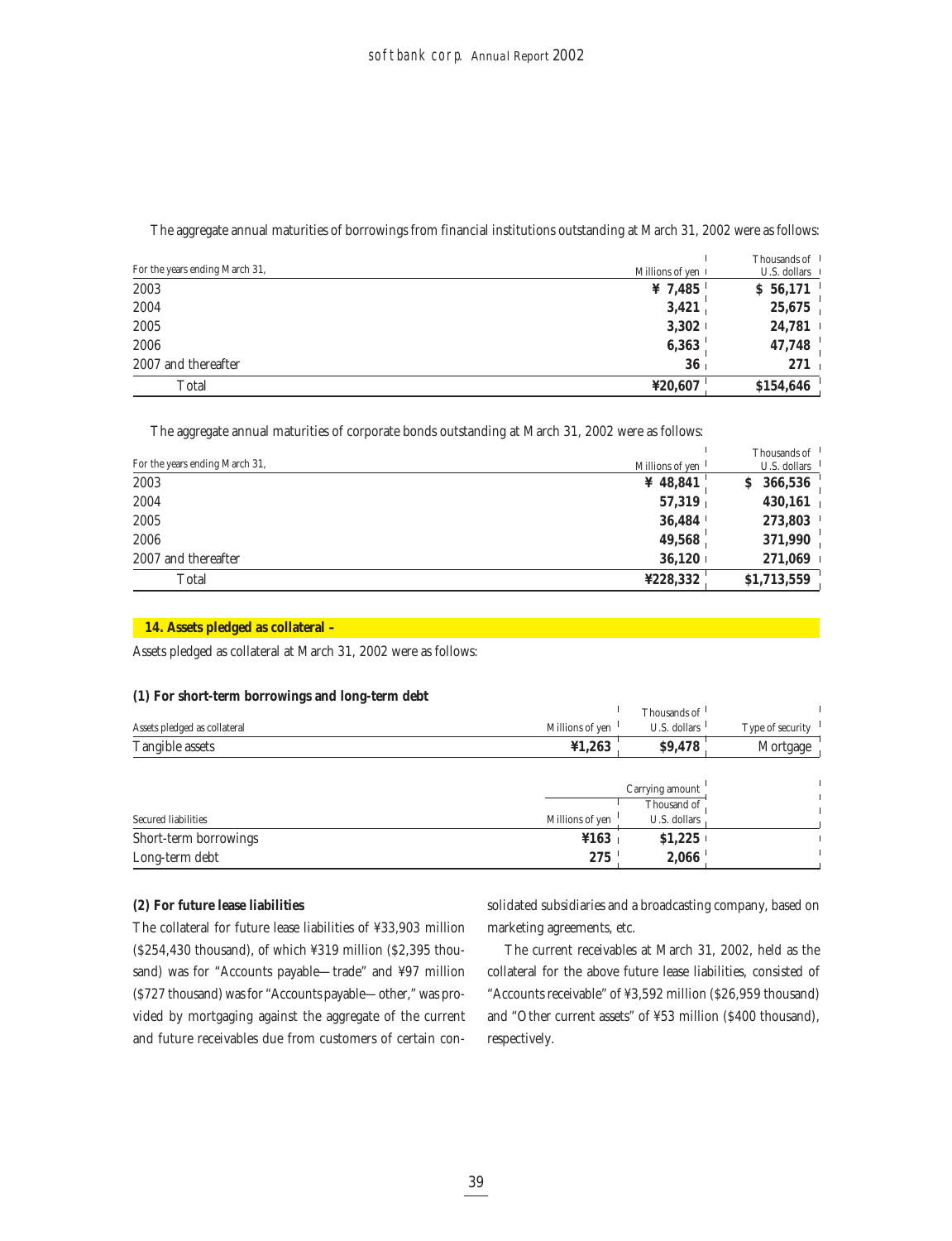The aggregate annual maturities of borrowings from financial institutions outstanding at March 31, 2002 were as follows:

| For the years ending March 31, | Millions of yen | Thousands of U.S. dollars |
|---|---|---|
| 2003 | **¥ 7,485** | **$ 56,171** |
| 2004 | **3,421** | **25,675** |
| 2005 | **3,302** | **24,781** |
| 2006 | **6,363** | **47,748** |
| 2007 and thereafter | **36** | **271** |
| Total | **¥20,607** | **$154,646** |

The aggregate annual maturities of corporate bonds outstanding at March 31, 2002 were as follows:

| For the years ending March 31, | Millions of yen | Thousands of U.S. dollars |
|---|---|---|
| 2003 | **¥ 48,841** | **$ 366,536** |
| 2004 | **57,319** | **430,161** |
| 2005 | **36,484** | **273,803** |
| 2006 | **49,568** | **371,990** |
| 2007 and thereafter | **36,120** | **271,069** |
| Total | **¥228,332** | **$1,713,559** |

## 14. Assets pledged as collateral –

Assets pledged as collateral at March 31, 2002 were as follows:

### (1) For short-term borrowings and long-term debt

| Assets pledged as collateral | Millions of yen | Thousands of U.S. dollars | Type of security |
|---|---|---|---|
| Tangible assets | **¥1,263** | **$9,478** | Mortgage |

| | Carrying amount | |
|---|---|---|
| Secured liabilities | Millions of yen | Thousand of U.S. dollars |
| Short-term borrowings | **¥163** | **$1,225** |
| Long-term debt | **275** | **2,066** |

### (2) For future lease liabilities

The collateral for future lease liabilities of ¥33,903 million ($254,430 thousand), of which ¥319 million ($2,395 thousand) was for "Accounts payable—trade" and ¥97 million ($727 thousand) was for "Accounts payable—other," was provided by mortgaging against the aggregate of the current and future receivables due from customers of certain consolidated subsidiaries and a broadcasting company, based on marketing agreements, etc.

The current receivables at March 31, 2002, held as the collateral for the above future lease liabilities, consisted of "Accounts receivable" of ¥3,592 million ($26,959 thousand) and "Other current assets" of ¥53 million ($400 thousand), respectively.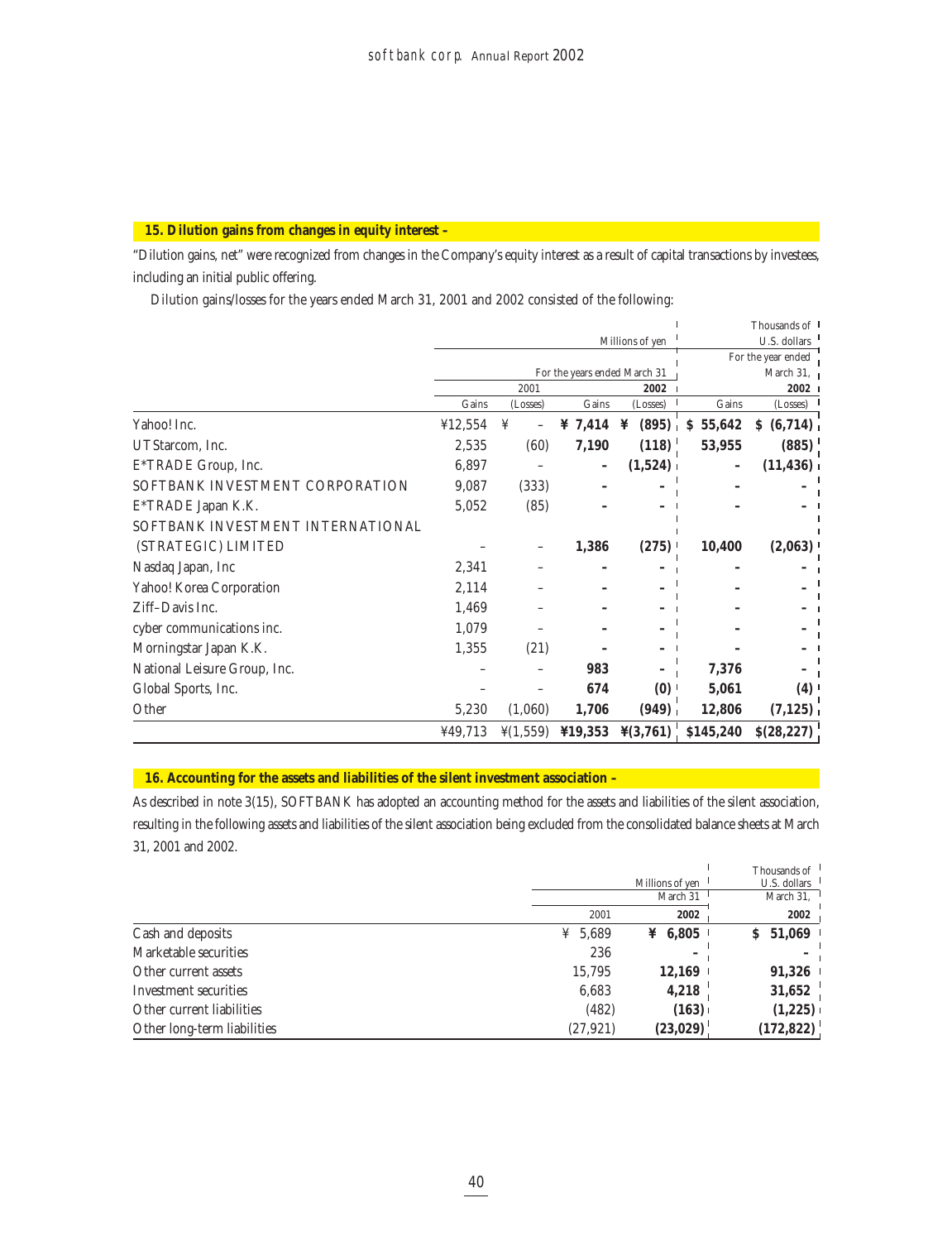## 15. Dilution gains from changes in equity interest –

"Dilution gains, net" were recognized from changes in the Company's equity interest as a result of capital transactions by investees, including an initial public offering.

Dilution gains/losses for the years ended March 31, 2001 and 2002 consisted of the following:

| | Millions of yen | | | | Thousands of U.S. dollars | |
|---|---|---|---|---|---|---|
| | For the years ended March 31 | | | | For the year ended March 31, | |
| | 2001 | | **2002** | | **2002** | |
| | Gains | (Losses) | Gains | (Losses) | Gains | (Losses) |
| Yahoo! Inc. | ¥12,554 | ¥ – | **¥ 7,414** | **¥ (895)** | **$ 55,642** | **$ (6,714)** |
| UTStarcom, Inc. | 2,535 | (60) | **7,190** | **(118)** | **53,955** | **(885)** |
| E*TRADE Group, Inc. | 6,897 | – | **–** | **(1,524)** | **–** | **(11,436)** |
| SOFTBANK INVESTMENT CORPORATION | 9,087 | (333) | **–** | **–** | **–** | **–** |
| E*TRADE Japan K.K. | 5,052 | (85) | **–** | **–** | **–** | **–** |
| SOFTBANK INVESTMENT INTERNATIONAL (STRATEGIC) LIMITED | – | – | **1,386** | **(275)** | **10,400** | **(2,063)** |
| Nasdaq Japan, Inc | 2,341 | – | **–** | **–** | **–** | **–** |
| Yahoo! Korea Corporation | 2,114 | – | **–** | **–** | **–** | **–** |
| Ziff–Davis Inc. | 1,469 | – | **–** | **–** | **–** | **–** |
| cyber communications inc. | 1,079 | – | **–** | **–** | **–** | **–** |
| Morningstar Japan K.K. | 1,355 | (21) | **–** | **–** | **–** | **–** |
| National Leisure Group, Inc. | – | – | **983** | **–** | **7,376** | **–** |
| Global Sports, Inc. | – | – | **674** | **(0)** | **5,061** | **(4)** |
| Other | 5,230 | (1,060) | **1,706** | **(949)** | **12,806** | **(7,125)** |
| | ¥49,713 | ¥(1,559) | **¥19,353** | **¥(3,761)** | **$145,240** | **$(28,227)** |

## 16. Accounting for the assets and liabilities of the silent investment association –

As described in note 3(15), SOFTBANK has adopted an accounting method for the assets and liabilities of the silent association, resulting in the following assets and liabilities of the silent association being excluded from the consolidated balance sheets at March 31, 2001 and 2002.

| | Millions of yen | | Thousands of U.S. dollars |
|---|---|---|---|
| | March 31 | | March 31, |
| | 2001 | **2002** | **2002** |
| Cash and deposits | ¥ 5,689 | **¥ 6,805** | **$ 51,069** |
| Marketable securities | 236 | **–** | **–** |
| Other current assets | 15,795 | **12,169** | **91,326** |
| Investment securities | 6,683 | **4,218** | **31,652** |
| Other current liabilities | (482) | **(163)** | **(1,225)** |
| Other long-term liabilities | (27,921) | **(23,029)** | **(172,822)** |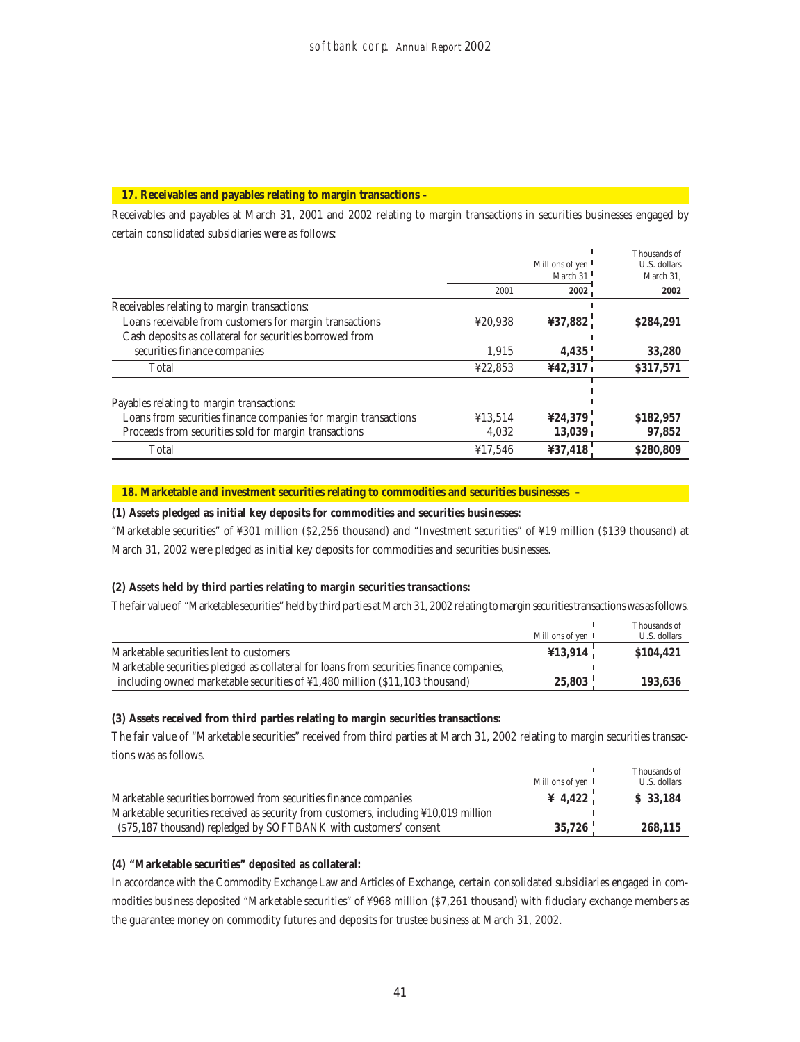## 17. Receivables and payables relating to margin transactions –

Receivables and payables at March 31, 2001 and 2002 relating to margin transactions in securities businesses engaged by certain consolidated subsidiaries were as follows:

| | Millions of yen | | Thousands of U.S. dollars |
|---|---|---|---|
| | March 31 | | March 31, |
| | 2001 | **2002** | **2002** |
| Receivables relating to margin transactions: | | | |
| Loans receivable from customers for margin transactions | ¥20,938 | **¥37,882** | **$284,291** |
| Cash deposits as collateral for securities borrowed from securities finance companies | 1,915 | **4,435** | **33,280** |
| Total | ¥22,853 | **¥42,317** | **$317,571** |
| Payables relating to margin transactions: | | | |
| Loans from securities finance companies for margin transactions | ¥13,514 | **¥24,379** | **$182,957** |
| Proceeds from securities sold for margin transactions | 4,032 | **13,039** | **97,852** |
| Total | ¥17,546 | **¥37,418** | **$280,809** |

## 18. Marketable and investment securities relating to commodities and securities businesses –

**(1) Assets pledged as initial key deposits for commodities and securities businesses:**

"Marketable securities" of ¥301 million ($2,256 thousand) and "Investment securities" of ¥19 million ($139 thousand) at March 31, 2002 were pledged as initial key deposits for commodities and securities businesses.

**(2) Assets held by third parties relating to margin securities transactions:**

The fair value of "Marketable securities" held by third parties at March 31, 2002 relating to margin securities transactions was as follows.

| | Millions of yen | Thousands of U.S. dollars |
|---|---|---|
| Marketable securities lent to customers | **¥13,914** | **$104,421** |
| Marketable securities pledged as collateral for loans from securities finance companies, including owned marketable securities of ¥1,480 million ($11,103 thousand) | **25,803** | **193,636** |

**(3) Assets received from third parties relating to margin securities transactions:**

The fair value of "Marketable securities" received from third parties at March 31, 2002 relating to margin securities transactions was as follows.

| | Millions of yen | Thousands of U.S. dollars |
|---|---|---|
| Marketable securities borrowed from securities finance companies | **¥ 4,422** | **$ 33,184** |
| Marketable securities received as security from customers, including ¥10,019 million ($75,187 thousand) repledged by SOFTBANK with customers' consent | **35,726** | **268,115** |

**(4) "Marketable securities" deposited as collateral:**

In accordance with the Commodity Exchange Law and Articles of Exchange, certain consolidated subsidiaries engaged in commodities business deposited "Marketable securities" of ¥968 million ($7,261 thousand) with fiduciary exchange members as the guarantee money on commodity futures and deposits for trustee business at March 31, 2002.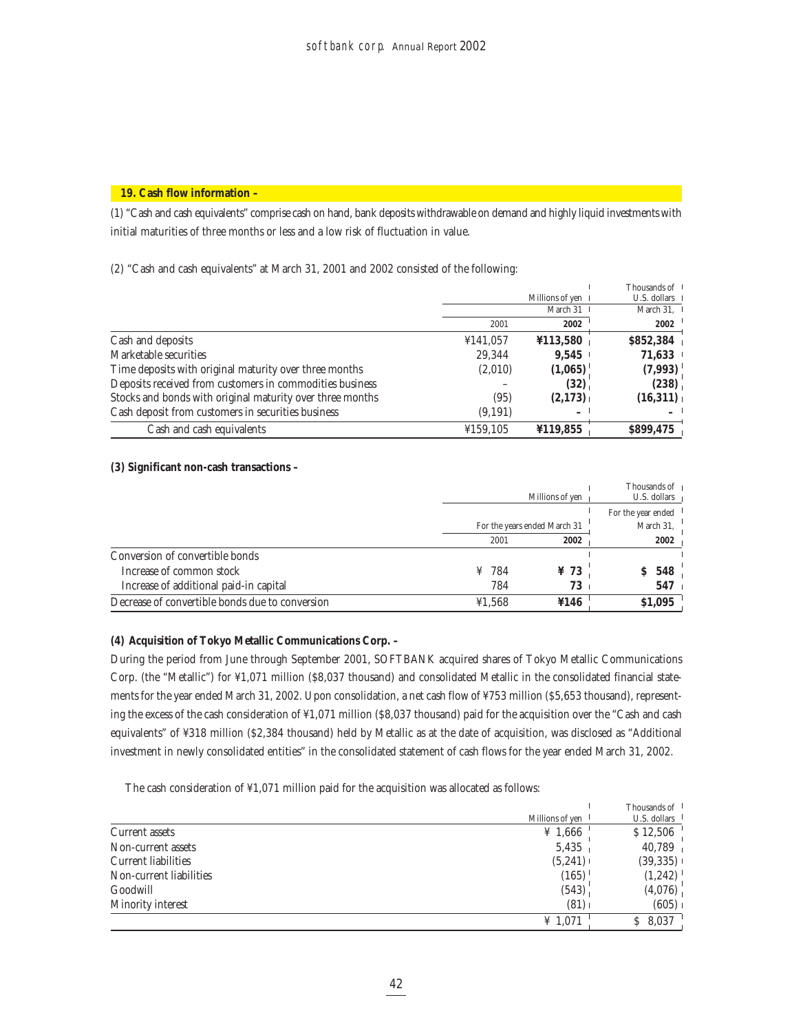## 19. Cash flow information –

(1) "Cash and cash equivalents" comprise cash on hand, bank deposits withdrawable on demand and highly liquid investments with initial maturities of three months or less and a low risk of fluctuation in value.

(2) "Cash and cash equivalents" at March 31, 2001 and 2002 consisted of the following:

| | Millions of yen | | Thousands of U.S. dollars |
|---|---|---|---|
| | March 31 | | March 31, |
| | 2001 | **2002** | **2002** |
| Cash and deposits | ¥141,057 | **¥113,580** | **$852,384** |
| Marketable securities | 29,344 | **9,545** | **71,633** |
| Time deposits with original maturity over three months | (2,010) | **(1,065)** | **(7,993)** |
| Deposits received from customers in commodities business | – | **(32)** | **(238)** |
| Stocks and bonds with original maturity over three months | (95) | **(2,173)** | **(16,311)** |
| Cash deposit from customers in securities business | (9,191) | **–** | **–** |
| Cash and cash equivalents | ¥159,105 | **¥119,855** | **$899,475** |

**(3) Significant non-cash transactions –**

| | Millions of yen | | Thousands of U.S. dollars |
|---|---|---|---|
| | For the years ended March 31 | | For the year ended March 31, |
| | 2001 | **2002** | **2002** |
| Conversion of convertible bonds | | | |
| Increase of common stock | ¥ 784 | **¥ 73** | **$ 548** |
| Increase of additional paid-in capital | 784 | **73** | **547** |
| Decrease of convertible bonds due to conversion | ¥1,568 | **¥146** | **$1,095** |

**(4) Acquisition of Tokyo Metallic Communications Corp. –**

During the period from June through September 2001, SOFTBANK acquired shares of Tokyo Metallic Communications Corp. (the "Metallic") for ¥1,071 million ($8,037 thousand) and consolidated Metallic in the consolidated financial statements for the year ended March 31, 2002. Upon consolidation, a net cash flow of ¥753 million ($5,653 thousand), representing the excess of the cash consideration of ¥1,071 million ($8,037 thousand) paid for the acquisition over the "Cash and cash equivalents" of ¥318 million ($2,384 thousand) held by Metallic as at the date of acquisition, was disclosed as "Additional investment in newly consolidated entities" in the consolidated statement of cash flows for the year ended March 31, 2002.

The cash consideration of ¥1,071 million paid for the acquisition was allocated as follows:

| | Millions of yen | Thousands of U.S. dollars |
|---|---|---|
| Current assets | ¥ 1,666 | $ 12,506 |
| Non-current assets | 5,435 | 40,789 |
| Current liabilities | (5,241) | (39,335) |
| Non-current liabilities | (165) | (1,242) |
| Goodwill | (543) | (4,076) |
| Minority interest | (81) | (605) |
| | ¥ 1,071 | $ 8,037 |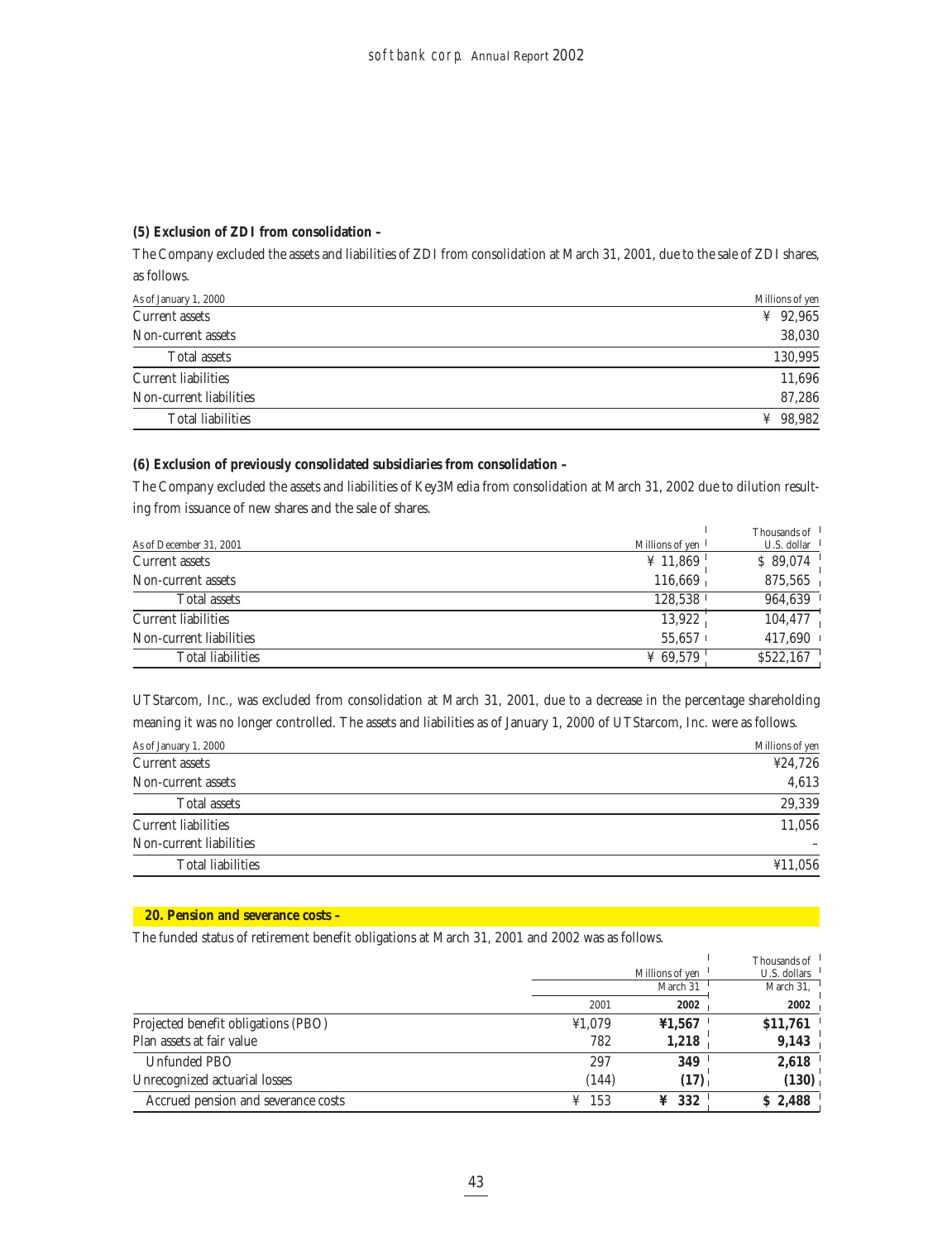**(5) Exclusion of ZDI from consolidation –**

The Company excluded the assets and liabilities of ZDI from consolidation at March 31, 2001, due to the sale of ZDI shares, as follows.

| As of January 1, 2000 | Millions of yen |
|---|---|
| Current assets | ¥ 92,965 |
| Non-current assets | 38,030 |
| Total assets | 130,995 |
| Current liabilities | 11,696 |
| Non-current liabilities | 87,286 |
| Total liabilities | ¥ 98,982 |

**(6) Exclusion of previously consolidated subsidiaries from consolidation –**

The Company excluded the assets and liabilities of Key3Media from consolidation at March 31, 2002 due to dilution resulting from issuance of new shares and the sale of shares.

| As of December 31, 2001 | Millions of yen | Thousands of U.S. dollar |
|---|---|---|
| Current assets | ¥ 11,869 | $ 89,074 |
| Non-current assets | 116,669 | 875,565 |
| Total assets | 128,538 | 964,639 |
| Current liabilities | 13,922 | 104,477 |
| Non-current liabilities | 55,657 | 417,690 |
| Total liabilities | ¥ 69,579 | $522,167 |

UTStarcom, Inc., was excluded from consolidation at March 31, 2001, due to a decrease in the percentage shareholding meaning it was no longer controlled. The assets and liabilities as of January 1, 2000 of UTStarcom, Inc. were as follows.

| As of January 1, 2000 | Millions of yen |
|---|---|
| Current assets | ¥24,726 |
| Non-current assets | 4,613 |
| Total assets | 29,339 |
| Current liabilities | 11,056 |
| Non-current liabilities | – |
| Total liabilities | ¥11,056 |

## 20. Pension and severance costs –

The funded status of retirement benefit obligations at March 31, 2001 and 2002 was as follows.

| | Millions of yen | | Thousands of U.S. dollars |
|---|---|---|---|
| | March 31 | | March 31, |
| | 2001 | **2002** | **2002** |
| Projected benefit obligations (PBO) | ¥1,079 | **¥1,567** | **$11,761** |
| Plan assets at fair value | 782 | **1,218** | **9,143** |
| Unfunded PBO | 297 | **349** | **2,618** |
| Unrecognized actuarial losses | (144) | **(17)** | **(130)** |
| Accrued pension and severance costs | ¥ 153 | **¥ 332** | **$ 2,488** |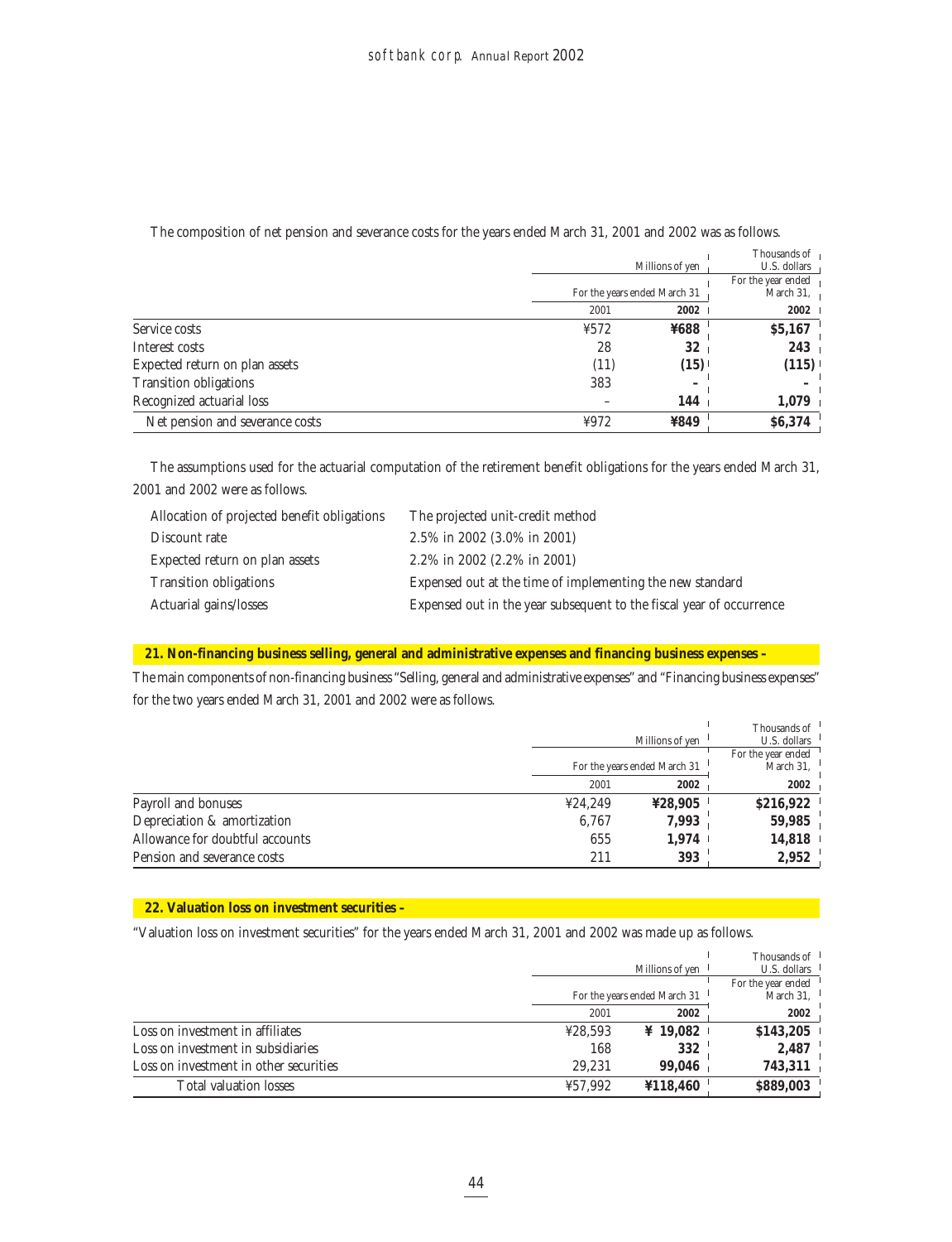The composition of net pension and severance costs for the years ended March 31, 2001 and 2002 was as follows.

| | Millions of yen | | Thousands of U.S. dollars |
|---|---|---|---|
| | For the years ended March 31 | | For the year ended March 31, |
| | 2001 | 2002 | 2002 |
| Service costs | ¥572 | **¥688** | **$5,167** |
| Interest costs | 28 | **32** | **243** |
| Expected return on plan assets | (11) | **(15)** | **(115)** |
| Transition obligations | 383 | **–** | **–** |
| Recognized actuarial loss | – | **144** | **1,079** |
| Net pension and severance costs | ¥972 | **¥849** | **$6,374** |

The assumptions used for the actuarial computation of the retirement benefit obligations for the years ended March 31, 2001 and 2002 were as follows.

| | |
|---|---|
| Allocation of projected benefit obligations | The projected unit-credit method |
| Discount rate | 2.5% in 2002 (3.0% in 2001) |
| Expected return on plan assets | 2.2% in 2002 (2.2% in 2001) |
| Transition obligations | Expensed out at the time of implementing the new standard |
| Actuarial gains/losses | Expensed out in the year subsequent to the fiscal year of occurrence |

## 21. Non-financing business selling, general and administrative expenses and financing business expenses –

The main components of non-financing business "Selling, general and administrative expenses" and "Financing business expenses" for the two years ended March 31, 2001 and 2002 were as follows.

| | Millions of yen | | Thousands of U.S. dollars |
|---|---|---|---|
| | For the years ended March 31 | | For the year ended March 31, |
| | 2001 | 2002 | 2002 |
| Payroll and bonuses | ¥24,249 | **¥28,905** | **$216,922** |
| Depreciation & amortization | 6,767 | **7,993** | **59,985** |
| Allowance for doubtful accounts | 655 | **1,974** | **14,818** |
| Pension and severance costs | 211 | **393** | **2,952** |

## 22. Valuation loss on investment securities –

"Valuation loss on investment securities" for the years ended March 31, 2001 and 2002 was made up as follows.

| | Millions of yen | | Thousands of U.S. dollars |
|---|---|---|---|
| | For the years ended March 31 | | For the year ended March 31, |
| | 2001 | 2002 | 2002 |
| Loss on investment in affiliates | ¥28,593 | **¥ 19,082** | **$143,205** |
| Loss on investment in subsidiaries | 168 | **332** | **2,487** |
| Loss on investment in other securities | 29,231 | **99,046** | **743,311** |
| Total valuation losses | ¥57,992 | **¥118,460** | **$889,003** |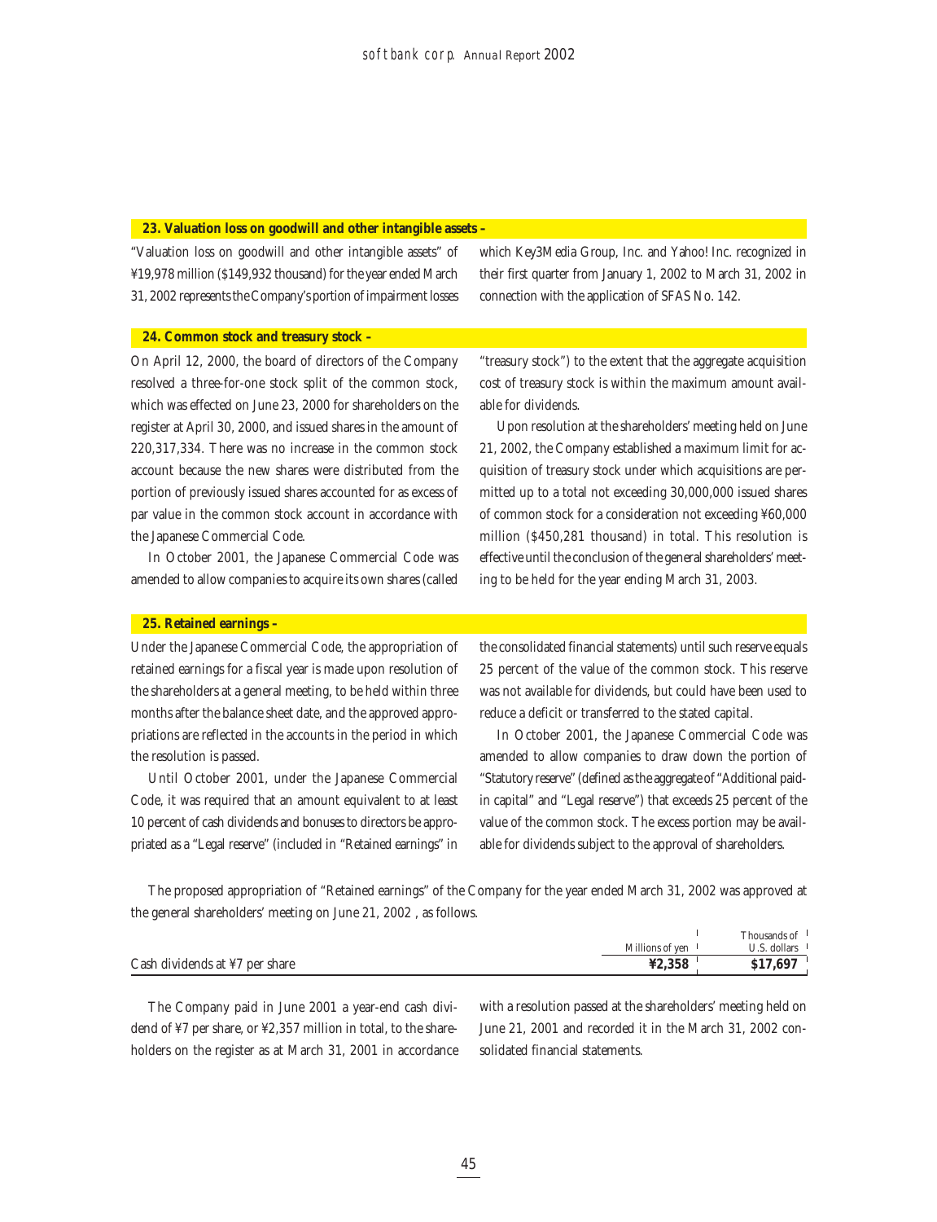## 23. Valuation loss on goodwill and other intangible assets –

"Valuation loss on goodwill and other intangible assets" of ¥19,978 million ($149,932 thousand) for the year ended March 31, 2002 represents the Company's portion of impairment losses which Key3Media Group, Inc. and Yahoo! Inc. recognized in their first quarter from January 1, 2002 to March 31, 2002 in connection with the application of SFAS No. 142.

## 24. Common stock and treasury stock –

On April 12, 2000, the board of directors of the Company resolved a three-for-one stock split of the common stock, which was effected on June 23, 2000 for shareholders on the register at April 30, 2000, and issued shares in the amount of 220,317,334. There was no increase in the common stock account because the new shares were distributed from the portion of previously issued shares accounted for as excess of par value in the common stock account in accordance with the Japanese Commercial Code.

In October 2001, the Japanese Commercial Code was amended to allow companies to acquire its own shares (called "treasury stock") to the extent that the aggregate acquisition cost of treasury stock is within the maximum amount available for dividends.

Upon resolution at the shareholders' meeting held on June 21, 2002, the Company established a maximum limit for acquisition of treasury stock under which acquisitions are permitted up to a total not exceeding 30,000,000 issued shares of common stock for a consideration not exceeding ¥60,000 million ($450,281 thousand) in total. This resolution is effective until the conclusion of the general shareholders' meeting to be held for the year ending March 31, 2003.

## 25. Retained earnings –

Under the Japanese Commercial Code, the appropriation of retained earnings for a fiscal year is made upon resolution of the shareholders at a general meeting, to be held within three months after the balance sheet date, and the approved appropriations are reflected in the accounts in the period in which the resolution is passed.

Until October 2001, under the Japanese Commercial Code, it was required that an amount equivalent to at least 10 percent of cash dividends and bonuses to directors be appropriated as a "Legal reserve" (included in "Retained earnings" in the consolidated financial statements) until such reserve equals 25 percent of the value of the common stock. This reserve was not available for dividends, but could have been used to reduce a deficit or transferred to the stated capital.

In October 2001, the Japanese Commercial Code was amended to allow companies to draw down the portion of "Statutory reserve" (defined as the aggregate of "Additional paid-in capital" and "Legal reserve") that exceeds 25 percent of the value of the common stock. The excess portion may be available for dividends subject to the approval of shareholders.

The proposed appropriation of "Retained earnings" of the Company for the year ended March 31, 2002 was approved at the general shareholders' meeting on June 21, 2002 , as follows.

| | Millions of yen | Thousands of U.S. dollars |
|---|---|---|
| Cash dividends at ¥7 per share | **¥2,358** | **$17,697** |

The Company paid in June 2001 a year-end cash dividend of ¥7 per share, or ¥2,357 million in total, to the shareholders on the register as at March 31, 2001 in accordance with a resolution passed at the shareholders' meeting held on June 21, 2001 and recorded it in the March 31, 2002 consolidated financial statements.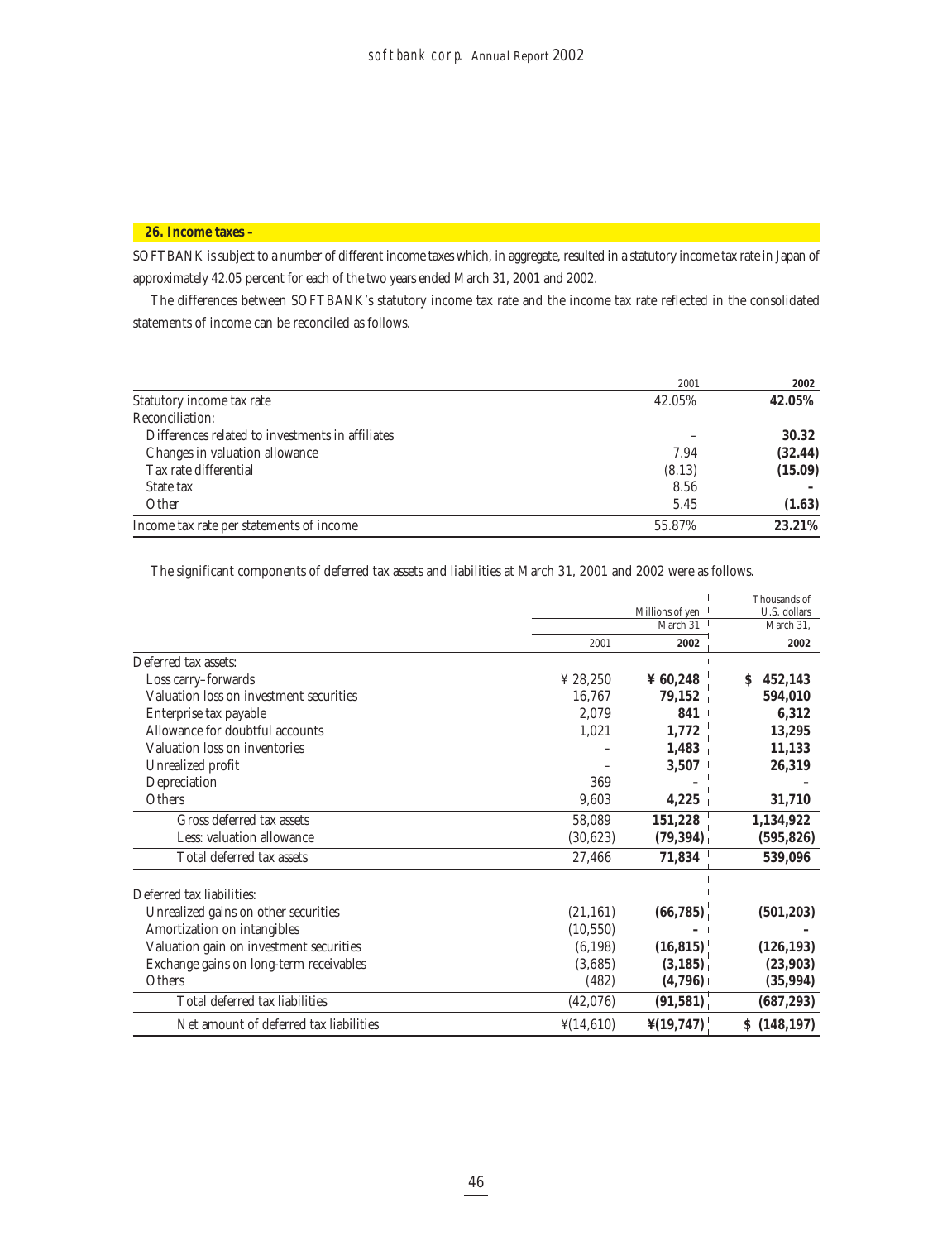## 26. Income taxes –

SOFTBANK is subject to a number of different income taxes which, in aggregate, resulted in a statutory income tax rate in Japan of approximately 42.05 percent for each of the two years ended March 31, 2001 and 2002.

The differences between SOFTBANK's statutory income tax rate and the income tax rate reflected in the consolidated statements of income can be reconciled as follows.

| | 2001 | **2002** |
|---|---|---|
| Statutory income tax rate | 42.05% | **42.05%** |
| Reconciliation: | | |
| Differences related to investments in affiliates | – | **30.32** |
| Changes in valuation allowance | 7.94 | **(32.44)** |
| Tax rate differential | (8.13) | **(15.09)** |
| State tax | 8.56 | **–** |
| Other | 5.45 | **(1.63)** |
| Income tax rate per statements of income | 55.87% | **23.21%** |

The significant components of deferred tax assets and liabilities at March 31, 2001 and 2002 were as follows.

| | Millions of yen | | Thousands of U.S. dollars |
|---|---|---|---|
| | March 31 | | March 31, |
| | 2001 | **2002** | **2002** |
| Deferred tax assets: | | | |
| Loss carry–forwards | ¥ 28,250 | **¥ 60,248** | **$ 452,143** |
| Valuation loss on investment securities | 16,767 | **79,152** | **594,010** |
| Enterprise tax payable | 2,079 | **841** | **6,312** |
| Allowance for doubtful accounts | 1,021 | **1,772** | **13,295** |
| Valuation loss on inventories | – | **1,483** | **11,133** |
| Unrealized profit | – | **3,507** | **26,319** |
| Depreciation | 369 | **–** | **–** |
| Others | 9,603 | **4,225** | **31,710** |
| Gross deferred tax assets | 58,089 | **151,228** | **1,134,922** |
| Less: valuation allowance | (30,623) | **(79,394)** | **(595,826)** |
| Total deferred tax assets | 27,466 | **71,834** | **539,096** |
| Deferred tax liabilities: | | | |
| Unrealized gains on other securities | (21,161) | **(66,785)** | **(501,203)** |
| Amortization on intangibles | (10,550) | **–** | **–** |
| Valuation gain on investment securities | (6,198) | **(16,815)** | **(126,193)** |
| Exchange gains on long-term receivables | (3,685) | **(3,185)** | **(23,903)** |
| Others | (482) | **(4,796)** | **(35,994)** |
| Total deferred tax liabilities | (42,076) | **(91,581)** | **(687,293)** |
| Net amount of deferred tax liabilities | ¥(14,610) | **¥(19,747)** | **$ (148,197)** |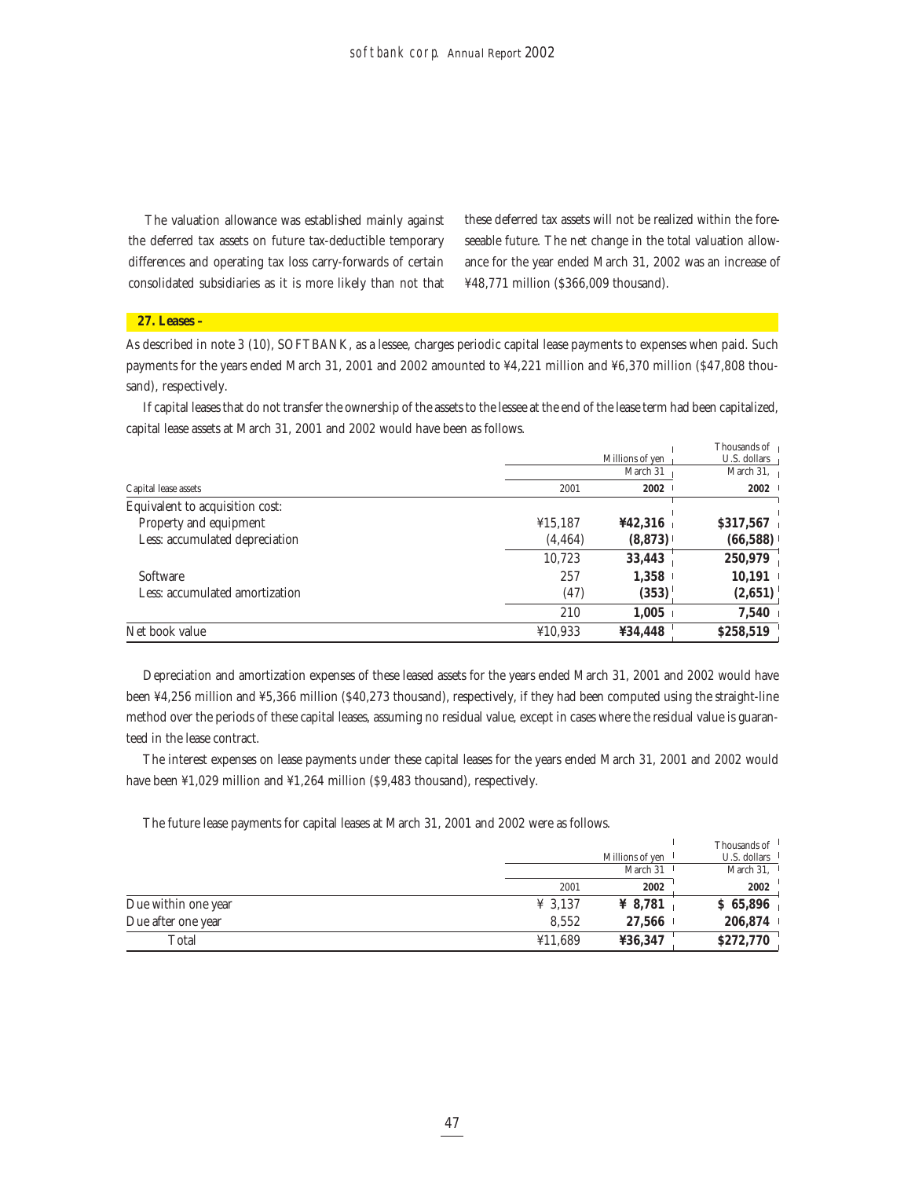The valuation allowance was established mainly against the deferred tax assets on future tax-deductible temporary differences and operating tax loss carry-forwards of certain consolidated subsidiaries as it is more likely than not that these deferred tax assets will not be realized within the foreseeable future. The net change in the total valuation allowance for the year ended March 31, 2002 was an increase of ¥48,771 million ($366,009 thousand).

## 27. Leases –

As described in note 3 (10), SOFTBANK, as a lessee, charges periodic capital lease payments to expenses when paid. Such payments for the years ended March 31, 2001 and 2002 amounted to ¥4,221 million and ¥6,370 million ($47,808 thousand), respectively.

If capital leases that do not transfer the ownership of the assets to the lessee at the end of the lease term had been capitalized, capital lease assets at March 31, 2001 and 2002 would have been as follows.

| | Millions of yen | | Thousands of U.S. dollars |
|---|---|---|---|
| | March 31 | | March 31, |
| Capital lease assets | 2001 | **2002** | **2002** |
| Equivalent to acquisition cost: | | | |
| Property and equipment | ¥15,187 | **¥42,316** | **$317,567** |
| Less: accumulated depreciation | (4,464) | **(8,873)** | **(66,588)** |
| | 10,723 | **33,443** | **250,979** |
| Software | 257 | **1,358** | **10,191** |
| Less: accumulated amortization | (47) | **(353)** | **(2,651)** |
| | 210 | **1,005** | **7,540** |
| Net book value | ¥10,933 | **¥34,448** | **$258,519** |

Depreciation and amortization expenses of these leased assets for the years ended March 31, 2001 and 2002 would have been ¥4,256 million and ¥5,366 million ($40,273 thousand), respectively, if they had been computed using the straight-line method over the periods of these capital leases, assuming no residual value, except in cases where the residual value is guaranteed in the lease contract.

The interest expenses on lease payments under these capital leases for the years ended March 31, 2001 and 2002 would have been ¥1,029 million and ¥1,264 million ($9,483 thousand), respectively.

The future lease payments for capital leases at March 31, 2001 and 2002 were as follows.

| | Millions of yen | | Thousands of U.S. dollars |
|---|---|---|---|
| | March 31 | | March 31, |
| | 2001 | **2002** | **2002** |
| Due within one year | ¥ 3,137 | **¥ 8,781** | **$ 65,896** |
| Due after one year | 8,552 | **27,566** | **206,874** |
| Total | ¥11,689 | **¥36,347** | **$272,770** |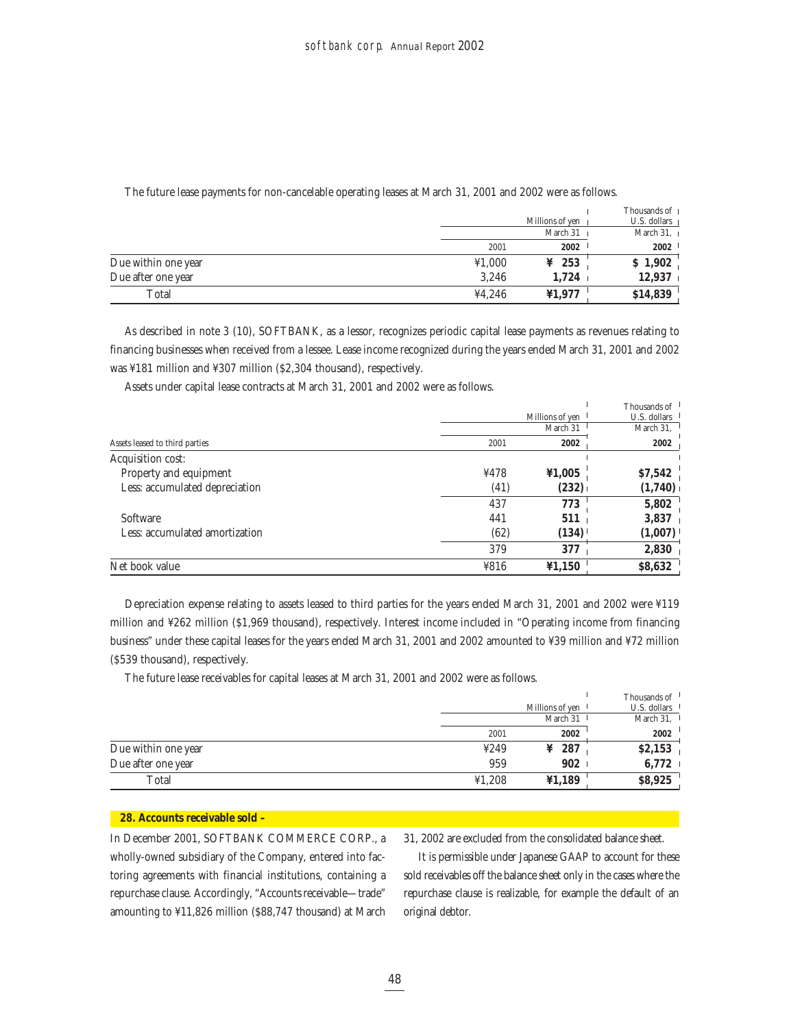The future lease payments for non-cancelable operating leases at March 31, 2001 and 2002 were as follows.

| | Millions of yen | | Thousands of U.S. dollars |
|---|---|---|---|
| | March 31 | | March 31, |
| | 2001 | 2002 | 2002 |
| Due within one year | ¥1,000 | ¥ 253 | $ 1,902 |
| Due after one year | 3,246 | 1,724 | 12,937 |
| Total | ¥4,246 | ¥1,977 | $14,839 |

As described in note 3 (10), SOFTBANK, as a lessor, recognizes periodic capital lease payments as revenues relating to financing businesses when received from a lessee. Lease income recognized during the years ended March 31, 2001 and 2002 was ¥181 million and ¥307 million ($2,304 thousand), respectively.

Assets under capital lease contracts at March 31, 2001 and 2002 were as follows.

| | Millions of yen | | Thousands of U.S. dollars |
|---|---|---|---|
| | March 31 | | March 31, |
| Assets leased to third parties | 2001 | 2002 | 2002 |
| Acquisition cost: | | | |
| Property and equipment | ¥478 | ¥1,005 | $7,542 |
| Less: accumulated depreciation | (41) | (232) | (1,740) |
| | 437 | 773 | 5,802 |
| Software | 441 | 511 | 3,837 |
| Less: accumulated amortization | (62) | (134) | (1,007) |
| | 379 | 377 | 2,830 |
| Net book value | ¥816 | ¥1,150 | $8,632 |

Depreciation expense relating to assets leased to third parties for the years ended March 31, 2001 and 2002 were ¥119 million and ¥262 million ($1,969 thousand), respectively. Interest income included in "Operating income from financing business" under these capital leases for the years ended March 31, 2001 and 2002 amounted to ¥39 million and ¥72 million ($539 thousand), respectively.

The future lease receivables for capital leases at March 31, 2001 and 2002 were as follows.

| | Millions of yen | | Thousands of U.S. dollars |
|---|---|---|---|
| | March 31 | | March 31, |
| | 2001 | 2002 | 2002 |
| Due within one year | ¥249 | ¥ 287 | $2,153 |
| Due after one year | 959 | 902 | 6,772 |
| Total | ¥1,208 | ¥1,189 | $8,925 |

## 28. Accounts receivable sold –

In December 2001, SOFTBANK COMMERCE CORP., a wholly-owned subsidiary of the Company, entered into factoring agreements with financial institutions, containing a repurchase clause. Accordingly, "Accounts receivable—trade" amounting to ¥11,826 million ($88,747 thousand) at March 31, 2002 are excluded from the consolidated balance sheet.

It is permissible under Japanese GAAP to account for these sold receivables off the balance sheet only in the cases where the repurchase clause is realizable, for example the default of an original debtor.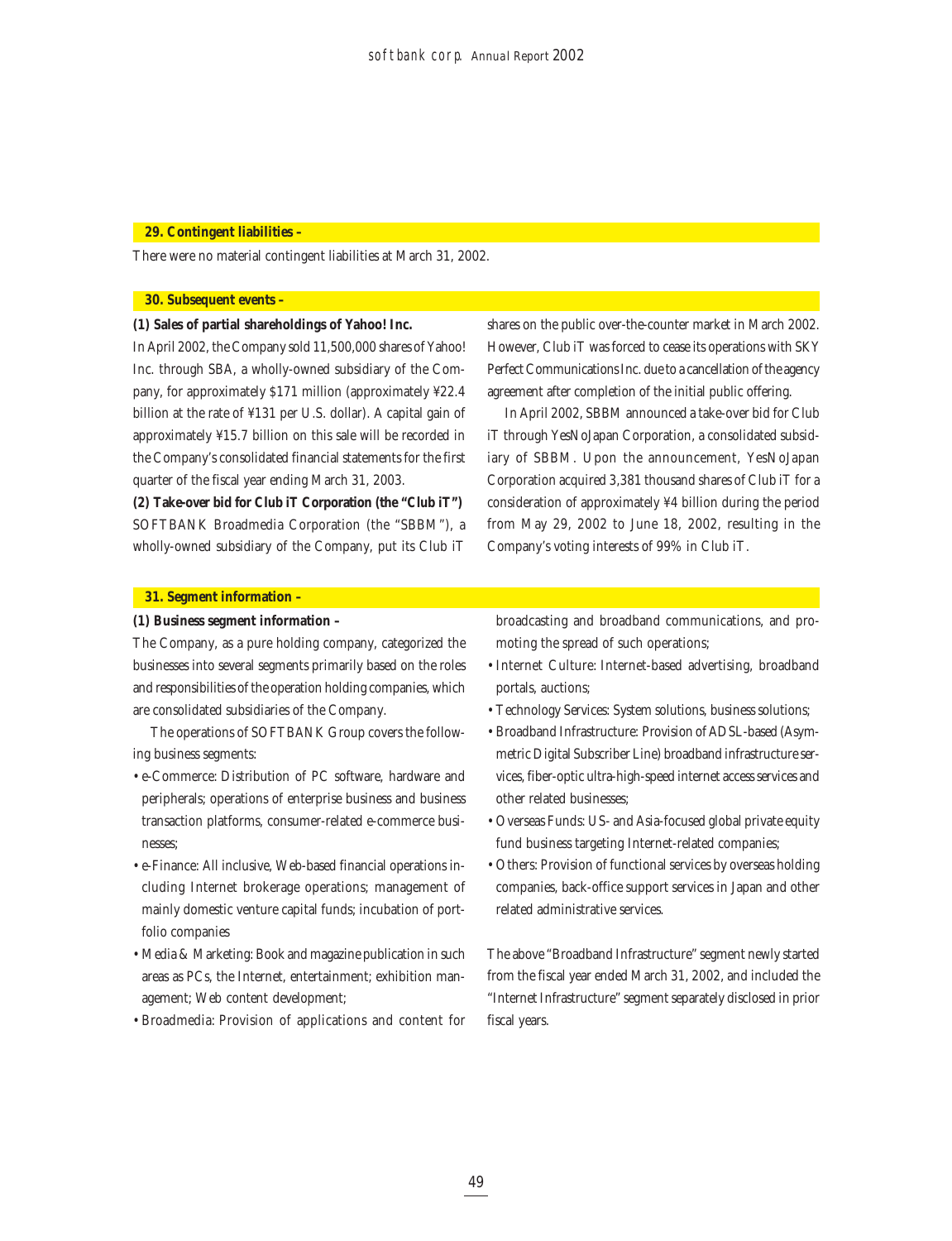## 29. Contingent liabilities –

There were no material contingent liabilities at March 31, 2002.

## 30. Subsequent events –

**(1) Sales of partial shareholdings of Yahoo! Inc.**

In April 2002, the Company sold 11,500,000 shares of Yahoo! Inc. through SBA, a wholly-owned subsidiary of the Company, for approximately $171 million (approximately ¥22.4 billion at the rate of ¥131 per U.S. dollar). A capital gain of approximately ¥15.7 billion on this sale will be recorded in the Company's consolidated financial statements for the first quarter of the fiscal year ending March 31, 2003.

**(2) Take-over bid for Club iT Corporation (the "Club iT")**

SOFTBANK Broadmedia Corporation (the "SBBM"), a wholly-owned subsidiary of the Company, put its Club iT shares on the public over-the-counter market in March 2002. However, Club iT was forced to cease its operations with SKY Perfect Communications Inc. due to a cancellation of the agency agreement after completion of the initial public offering.

In April 2002, SBBM announced a take-over bid for Club iT through YesNoJapan Corporation, a consolidated subsidiary of SBBM. Upon the announcement, YesNoJapan Corporation acquired 3,381 thousand shares of Club iT for a consideration of approximately ¥4 billion during the period from May 29, 2002 to June 18, 2002, resulting in the Company's voting interests of 99% in Club iT.

## 31. Segment information –

**(1) Business segment information –**

The Company, as a pure holding company, categorized the businesses into several segments primarily based on the roles and responsibilities of the operation holding companies, which are consolidated subsidiaries of the Company.

The operations of SOFTBANK Group covers the following business segments:

- e-Commerce: Distribution of PC software, hardware and peripherals; operations of enterprise business and business transaction platforms, consumer-related e-commerce businesses;
- e-Finance: All inclusive, Web-based financial operations including Internet brokerage operations; management of mainly domestic venture capital funds; incubation of portfolio companies
- Media & Marketing: Book and magazine publication in such areas as PCs, the Internet, entertainment; exhibition management; Web content development;
- Broadmedia: Provision of applications and content for broadcasting and broadband communications, and promoting the spread of such operations;
- Internet Culture: Internet-based advertising, broadband portals, auctions;
- Technology Services: System solutions, business solutions;
- Broadband Infrastructure: Provision of ADSL-based (Asymmetric Digital Subscriber Line) broadband infrastructure services, fiber-optic ultra-high-speed internet access services and other related businesses;
- Overseas Funds: US- and Asia-focused global private equity fund business targeting Internet-related companies;
- Others: Provision of functional services by overseas holding companies, back-office support services in Japan and other related administrative services.

The above "Broadband Infrastructure" segment newly started from the fiscal year ended March 31, 2002, and included the "Internet Infrastructure" segment separately disclosed in prior fiscal years.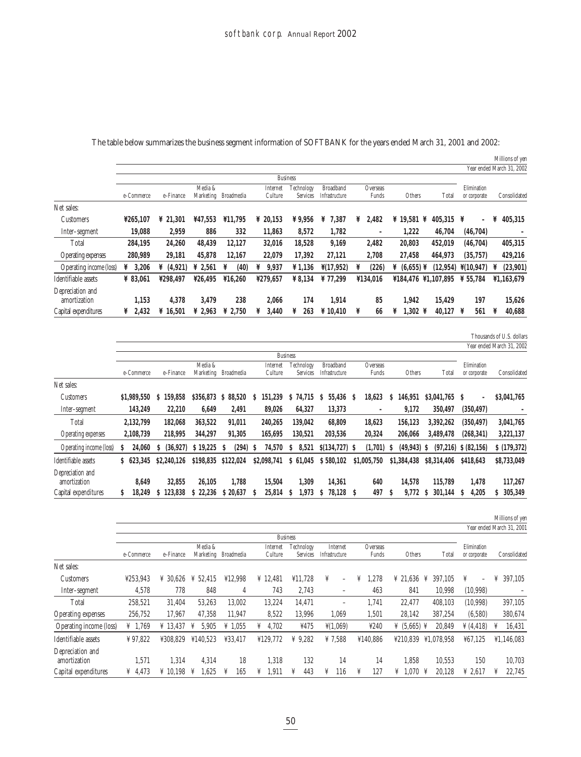The table below summarizes the business segment information of SOFTBANK for the years ended March 31, 2001 and 2002:

Millions of yen
Year ended March 31, 2002

| | Business | | | | | | | | | | | |
|---|---|---|---|---|---|---|---|---|---|---|---|---|
| | e-Commerce | e-Finance | Media & Marketing | Broadmedia | Internet Culture | Technology Services | Broadband Infrastructure | Overseas Funds | Others | Total | Elimination or corporate | Consolidated |
| Net sales: | | | | | | | | | | | | |
| Customers | ¥265,107 | ¥ 21,301 | ¥47,553 | ¥11,795 | ¥ 20,153 | ¥ 9,956 | ¥ 7,387 | ¥ 2,482 | ¥ 19,581 | ¥ 405,315 | ¥ - | ¥ 405,315 |
| Inter-segment | 19,088 | 2,959 | 886 | 332 | 11,863 | 8,572 | 1,782 | - | 1,222 | 46,704 | (46,704) | - |
| Total | 284,195 | 24,260 | 48,439 | 12,127 | 32,016 | 18,528 | 9,169 | 2,482 | 20,803 | 452,019 | (46,704) | 405,315 |
| Operating expenses | 280,989 | 29,181 | 45,878 | 12,167 | 22,079 | 17,392 | 27,121 | 2,708 | 27,458 | 464,973 | (35,757) | 429,216 |
| Operating income (loss) | ¥ 3,206 | ¥ (4,921) | ¥ 2,561 | ¥ (40) | ¥ 9,937 | ¥ 1,136 | ¥(17,952) | ¥ (226) | ¥ (6,655) | ¥ (12,954) | ¥(10,947) | ¥ (23,901) |
| Identifiable assets | ¥ 83,061 | ¥298,497 | ¥26,495 | ¥16,260 | ¥279,657 | ¥ 8,134 | ¥ 77,299 | ¥134,016 | ¥184,476 | ¥1,107,895 | ¥ 55,784 | ¥1,163,679 |
| Depreciation and amortization | 1,153 | 4,378 | 3,479 | 238 | 2,066 | 174 | 1,914 | 85 | 1,942 | 15,429 | 197 | 15,626 |
| Capital expenditures | ¥ 2,432 | ¥ 16,501 | ¥ 2,963 | ¥ 2,750 | ¥ 3,440 | ¥ 263 | ¥ 10,410 | ¥ 66 | ¥ 1,302 | ¥ 40,127 | ¥ 561 | ¥ 40,688 |

Thousands of U.S. dollars
Year ended March 31, 2002

| | Business | | | | | | | | | | | |
|---|---|---|---|---|---|---|---|---|---|---|---|---|
| | e-Commerce | e-Finance | Media & Marketing | Broadmedia | Internet Culture | Technology Services | Broadband Infrastructure | Overseas Funds | Others | Total | Elimination or corporate | Consolidated |
| Net sales: | | | | | | | | | | | | |
| Customers | $1,989,550 | $ 159,858 | $356,873 | $ 88,520 | $ 151,239 | $ 74,715 | $ 55,436 | $ 18,623 | $ 146,951 | $3,041,765 | $ - | $3,041,765 |
| Inter-segment | 143,249 | 22,210 | 6,649 | 2,491 | 89,026 | 64,327 | 13,373 | - | 9,172 | 350,497 | (350,497) | - |
| Total | 2,132,799 | 182,068 | 363,522 | 91,011 | 240,265 | 139,042 | 68,809 | 18,623 | 156,123 | 3,392,262 | (350,497) | 3,041,765 |
| Operating expenses | 2,108,739 | 218,995 | 344,297 | 91,305 | 165,695 | 130,521 | 203,536 | 20,324 | 206,066 | 3,489,478 | (268,341) | 3,221,137 |
| Operating income (loss) | $ 24,060 | $ (36,927) | $ 19,225 | $ (294) | $ 74,570 | $ 8,521 | $(134,727) | $ (1,701) | $ (49,943) | $ (97,216) | $ (82,156) | $ (179,372) |
| Identifiable assets | $ 623,345 | $2,240,126 | $198,835 | $122,024 | $2,098,741 | $ 61,045 | $ 580,102 | $1,005,750 | $1,384,438 | $8,314,406 | $418,643 | $8,733,049 |
| Depreciation and amortization | 8,649 | 32,855 | 26,105 | 1,788 | 15,504 | 1,309 | 14,361 | 640 | 14,578 | 115,789 | 1,478 | 117,267 |
| Capital expenditures | $ 18,249 | $ 123,838 | $ 22,236 | $ 20,637 | $ 25,814 | $ 1,973 | $ 78,128 | $ 497 | $ 9,772 | $ 301,144 | $ 4,205 | $ 305,349 |

Millions of yen
Year ended March 31, 2001

| | Business | | | | | | | | | | | |
|---|---|---|---|---|---|---|---|---|---|---|---|---|
| | e-Commerce | e-Finance | Media & Marketing | Broadmedia | Internet Culture | Technology Services | Internet Infrastructure | Overseas Funds | Others | Total | Elimination or corporate | Consolidated |
| Net sales: | | | | | | | | | | | | |
| Customers | ¥253,943 | ¥ 30,626 | ¥ 52,415 | ¥12,998 | ¥ 12,481 | ¥11,728 | ¥ – | ¥ 1,278 | ¥ 21,636 | ¥ 397,105 | ¥ – | ¥ 397,105 |
| Inter-segment | 4,578 | 778 | 848 | 4 | 743 | 2,743 | – | 463 | 841 | 10,998 | (10,998) | – |
| Total | 258,521 | 31,404 | 53,263 | 13,002 | 13,224 | 14,471 | – | 1,741 | 22,477 | 408,103 | (10,998) | 397,105 |
| Operating expenses | 256,752 | 17,967 | 47,358 | 11,947 | 8,522 | 13,996 | 1,069 | 1,501 | 28,142 | 387,254 | (6,580) | 380,674 |
| Operating income (loss) | ¥ 1,769 | ¥ 13,437 | ¥ 5,905 | ¥ 1,055 | ¥ 4,702 | ¥475 | ¥(1,069) | ¥240 | ¥ (5,665) | ¥ 20,849 | ¥ (4,418) | ¥ 16,431 |
| Identifiable assets | ¥ 97,822 | ¥308,829 | ¥140,523 | ¥33,417 | ¥129,772 | ¥ 9,282 | ¥ 7,588 | ¥140,886 | ¥210,839 | ¥1,078,958 | ¥67,125 | ¥1,146,083 |
| Depreciation and amortization | 1,571 | 1,314 | 4,314 | 18 | 1,318 | 132 | 14 | 14 | 1,858 | 10,553 | 150 | 10,703 |
| Capital expenditures | ¥ 4,473 | ¥ 10,198 | ¥ 1,625 | ¥ 165 | ¥ 1,911 | ¥ 443 | ¥ 116 | ¥ 127 | ¥ 1,070 | ¥ 20,128 | ¥ 2,617 | ¥ 22,745 |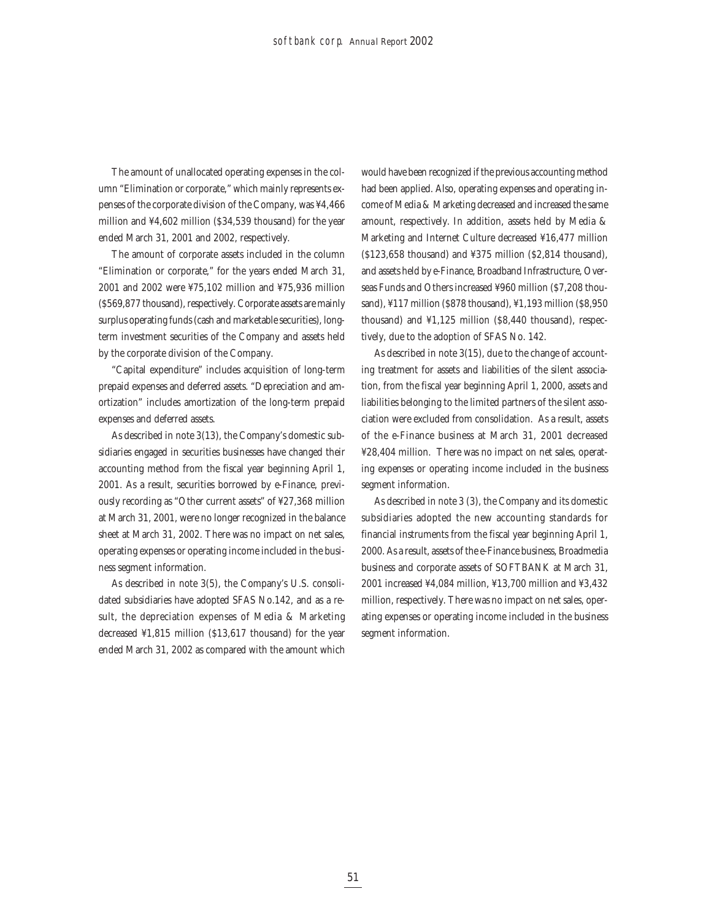The amount of unallocated operating expenses in the column "Elimination or corporate," which mainly represents expenses of the corporate division of the Company, was ¥4,466 million and ¥4,602 million ($34,539 thousand) for the year ended March 31, 2001 and 2002, respectively.

The amount of corporate assets included in the column "Elimination or corporate," for the years ended March 31, 2001 and 2002 were ¥75,102 million and ¥75,936 million ($569,877 thousand), respectively. Corporate assets are mainly surplus operating funds (cash and marketable securities), long-term investment securities of the Company and assets held by the corporate division of the Company.

"Capital expenditure" includes acquisition of long-term prepaid expenses and deferred assets. "Depreciation and amortization" includes amortization of the long-term prepaid expenses and deferred assets.

As described in note 3(13), the Company's domestic subsidiaries engaged in securities businesses have changed their accounting method from the fiscal year beginning April 1, 2001. As a result, securities borrowed by e-Finance, previously recording as "Other current assets" of ¥27,368 million at March 31, 2001, were no longer recognized in the balance sheet at March 31, 2002. There was no impact on net sales, operating expenses or operating income included in the business segment information.

As described in note 3(5), the Company's U.S. consolidated subsidiaries have adopted SFAS No.142, and as a result, the depreciation expenses of Media & Marketing decreased ¥1,815 million ($13,617 thousand) for the year ended March 31, 2002 as compared with the amount which would have been recognized if the previous accounting method had been applied. Also, operating expenses and operating income of Media & Marketing decreased and increased the same amount, respectively. In addition, assets held by Media & Marketing and Internet Culture decreased ¥16,477 million ($123,658 thousand) and ¥375 million ($2,814 thousand), and assets held by e-Finance, Broadband Infrastructure, Overseas Funds and Others increased ¥960 million ($7,208 thousand), ¥117 million ($878 thousand), ¥1,193 million ($8,950 thousand) and ¥1,125 million ($8,440 thousand), respectively, due to the adoption of SFAS No. 142.

As described in note 3(15), due to the change of accounting treatment for assets and liabilities of the silent association, from the fiscal year beginning April 1, 2000, assets and liabilities belonging to the limited partners of the silent association were excluded from consolidation. As a result, assets of the e-Finance business at March 31, 2001 decreased ¥28,404 million. There was no impact on net sales, operating expenses or operating income included in the business segment information.

As described in note 3 (3), the Company and its domestic subsidiaries adopted the new accounting standards for financial instruments from the fiscal year beginning April 1, 2000. As a result, assets of the e-Finance business, Broadmedia business and corporate assets of SOFTBANK at March 31, 2001 increased ¥4,084 million, ¥13,700 million and ¥3,432 million, respectively. There was no impact on net sales, operating expenses or operating income included in the business segment information.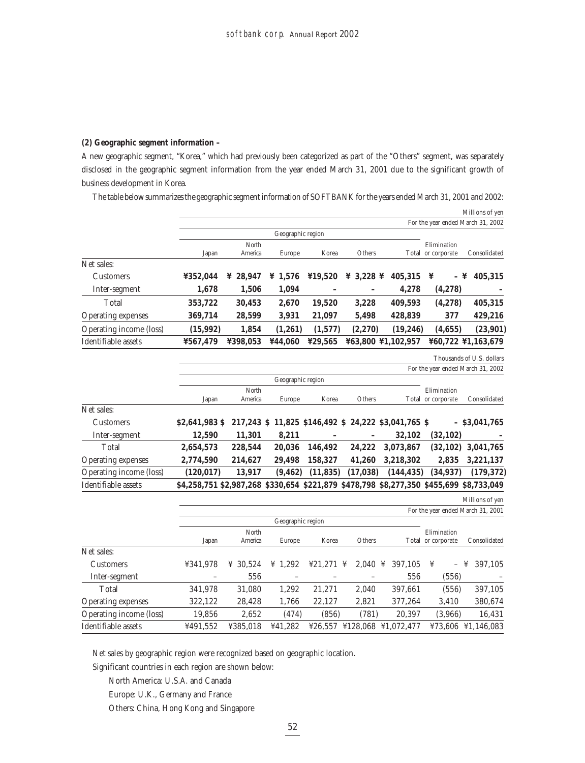**(2) Geographic segment information –**

A new geographic segment, "Korea," which had previously been categorized as part of the "Others" segment, was separately disclosed in the geographic segment information from the year ended March 31, 2001 due to the significant growth of business development in Korea.

The table below summarizes the geographic segment information of SOFTBANK for the years ended March 31, 2001 and 2002:

Millions of yen

| | For the year ended March 31, 2002 | | | | | | | |
|---|---|---|---|---|---|---|---|---|
| | Geographic region | | | | | | | |
| | Japan | North America | Europe | Korea | Others | Total | Elimination or corporate | Consolidated |
| **Net sales:** | | | | | | | | |
| **Customers** | **¥352,044** | **¥ 28,947** | **¥ 1,576** | **¥19,520** | **¥ 3,228** | **¥ 405,315** | **¥ –** | **¥ 405,315** |
| **Inter-segment** | **1,678** | **1,506** | **1,094** | **–** | **–** | **4,278** | **(4,278)** | **–** |
| **Total** | **353,722** | **30,453** | **2,670** | **19,520** | **3,228** | **409,593** | **(4,278)** | **405,315** |
| **Operating expenses** | **369,714** | **28,599** | **3,931** | **21,097** | **5,498** | **428,839** | **377** | **429,216** |
| **Operating income (loss)** | **(15,992)** | **1,854** | **(1,261)** | **(1,577)** | **(2,270)** | **(19,246)** | **(4,655)** | **(23,901)** |
| **Identifiable assets** | **¥567,479** | **¥398,053** | **¥44,060** | **¥29,565** | **¥63,800** | **¥1,102,957** | **¥60,722** | **¥1,163,679** |

Thousands of U.S. dollars

| | For the year ended March 31, 2002 | | | | | | | |
|---|---|---|---|---|---|---|---|---|
| | Geographic region | | | | | | | |
| | Japan | North America | Europe | Korea | Others | Total | Elimination or corporate | Consolidated |
| **Net sales:** | | | | | | | | |
| **Customers** | **$2,641,983** | **$ 217,243** | **$ 11,825** | **$146,492** | **$ 24,222** | **$3,041,765** | **$ –** | **$3,041,765** |
| **Inter-segment** | **12,590** | **11,301** | **8,211** | **–** | **–** | **32,102** | **(32,102)** | **–** |
| **Total** | **2,654,573** | **228,544** | **20,036** | **146,492** | **24,222** | **3,073,867** | **(32,102)** | **3,041,765** |
| **Operating expenses** | **2,774,590** | **214,627** | **29,498** | **158,327** | **41,260** | **3,218,302** | **2,835** | **3,221,137** |
| **Operating income (loss)** | **(120,017)** | **13,917** | **(9,462)** | **(11,835)** | **(17,038)** | **(144,435)** | **(34,937)** | **(179,372)** |
| **Identifiable assets** | **$4,258,751** | **$2,987,268** | **$330,654** | **$221,879** | **$478,798** | **$8,277,350** | **$455,699** | **$8,733,049** |

Millions of yen

| | For the year ended March 31, 2001 | | | | | | | |
|---|---|---|---|---|---|---|---|---|
| | Geographic region | | | | | | | |
| | Japan | North America | Europe | Korea | Others | Total | Elimination or corporate | Consolidated |
| Net sales: | | | | | | | | |
| Customers | ¥341,978 | ¥ 30,524 | ¥ 1,292 | ¥21,271 | ¥ 2,040 | ¥ 397,105 | ¥ – | ¥ 397,105 |
| Inter-segment | – | 556 | – | – | – | 556 | (556) | – |
| Total | 341,978 | 31,080 | 1,292 | 21,271 | 2,040 | 397,661 | (556) | 397,105 |
| Operating expenses | 322,122 | 28,428 | 1,766 | 22,127 | 2,821 | 377,264 | 3,410 | 380,674 |
| Operating income (loss) | 19,856 | 2,652 | (474) | (856) | (781) | 20,397 | (3,966) | 16,431 |
| Identifiable assets | ¥491,552 | ¥385,018 | ¥41,282 | ¥26,557 | ¥128,068 | ¥1,072,477 | ¥73,606 | ¥1,146,083 |

Net sales by geographic region were recognized based on geographic location.

Significant countries in each region are shown below:

North America: U.S.A. and Canada

Europe: U.K., Germany and France

Others: China, Hong Kong and Singapore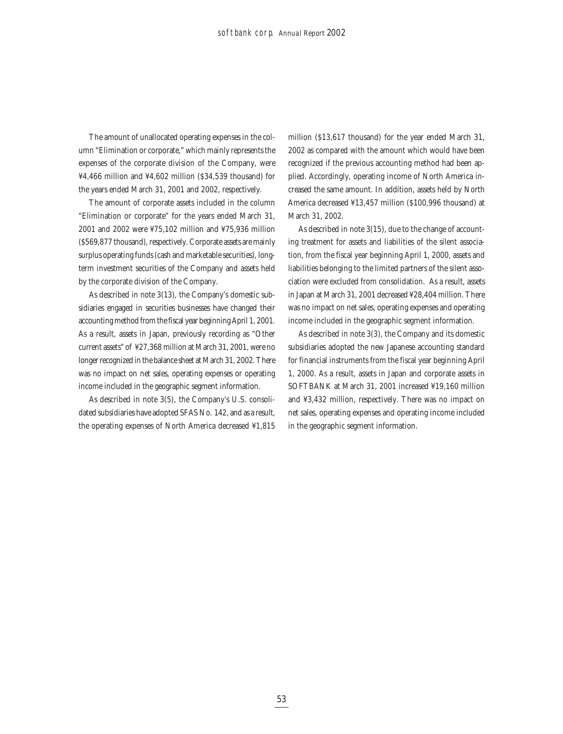The amount of unallocated operating expenses in the column "Elimination or corporate," which mainly represents the expenses of the corporate division of the Company, were ¥4,466 million and ¥4,602 million ($34,539 thousand) for the years ended March 31, 2001 and 2002, respectively.

The amount of corporate assets included in the column "Elimination or corporate" for the years ended March 31, 2001 and 2002 were ¥75,102 million and ¥75,936 million ($569,877 thousand), respectively. Corporate assets are mainly surplus operating funds (cash and marketable securities), long-term investment securities of the Company and assets held by the corporate division of the Company.

As described in note 3(13), the Company's domestic subsidiaries engaged in securities businesses have changed their accounting method from the fiscal year beginning April 1, 2001. As a result, assets in Japan, previously recording as "Other current assets" of ¥27,368 million at March 31, 2001, were no longer recognized in the balance sheet at March 31, 2002. There was no impact on net sales, operating expenses or operating income included in the geographic segment information.

As described in note 3(5), the Company's U.S. consolidated subsidiaries have adopted SFAS No. 142, and as a result, the operating expenses of North America decreased ¥1,815 million ($13,617 thousand) for the year ended March 31, 2002 as compared with the amount which would have been recognized if the previous accounting method had been applied. Accordingly, operating income of North America increased the same amount. In addition, assets held by North America decreased ¥13,457 million ($100,996 thousand) at March 31, 2002.

As described in note 3(15), due to the change of accounting treatment for assets and liabilities of the silent association, from the fiscal year beginning April 1, 2000, assets and liabilities belonging to the limited partners of the silent association were excluded from consolidation. As a result, assets in Japan at March 31, 2001 decreased ¥28,404 million. There was no impact on net sales, operating expenses and operating income included in the geographic segment information.

As described in note 3(3), the Company and its domestic subsidiaries adopted the new Japanese accounting standard for financial instruments from the fiscal year beginning April 1, 2000. As a result, assets in Japan and corporate assets in SOFTBANK at March 31, 2001 increased ¥19,160 million and ¥3,432 million, respectively. There was no impact on net sales, operating expenses and operating income included in the geographic segment information.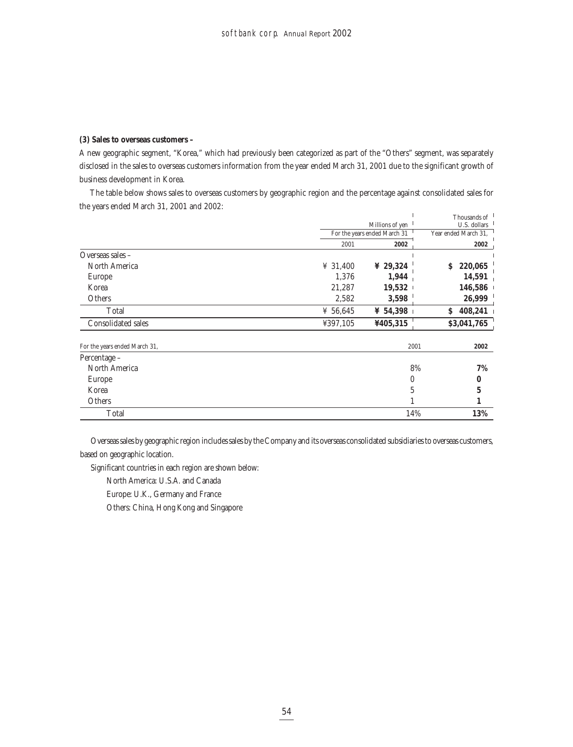**(3) Sales to overseas customers –**

A new geographic segment, "Korea," which had previously been categorized as part of the "Others" segment, was separately disclosed in the sales to overseas customers information from the year ended March 31, 2001 due to the significant growth of business development in Korea.

The table below shows sales to overseas customers by geographic region and the percentage against consolidated sales for the years ended March 31, 2001 and 2002:

| | Millions of yen | | Thousands of U.S. dollars |
|---|---|---|---|
| | For the years ended March 31 | | Year ended March 31, |
| | 2001 | **2002** | **2002** |
| Overseas sales – | | | |
| North America | ¥ 31,400 | **¥ 29,324** | **$ 220,065** |
| Europe | 1,376 | **1,944** | **14,591** |
| Korea | 21,287 | **19,532** | **146,586** |
| Others | 2,582 | **3,598** | **26,999** |
| Total | ¥ 56,645 | **¥ 54,398** | **$ 408,241** |
| Consolidated sales | ¥397,105 | **¥405,315** | **$3,041,765** |

| For the years ended March 31, | 2001 | **2002** |
|---|---|---|
| Percentage – | | |
| North America | 8% | **7%** |
| Europe | 0 | **0** |
| Korea | 5 | **5** |
| Others | 1 | **1** |
| Total | 14% | **13%** |

Overseas sales by geographic region includes sales by the Company and its overseas consolidated subsidiaries to overseas customers, based on geographic location.

Significant countries in each region are shown below:

North America: U.S.A. and Canada

Europe: U.K., Germany and France

Others: China, Hong Kong and Singapore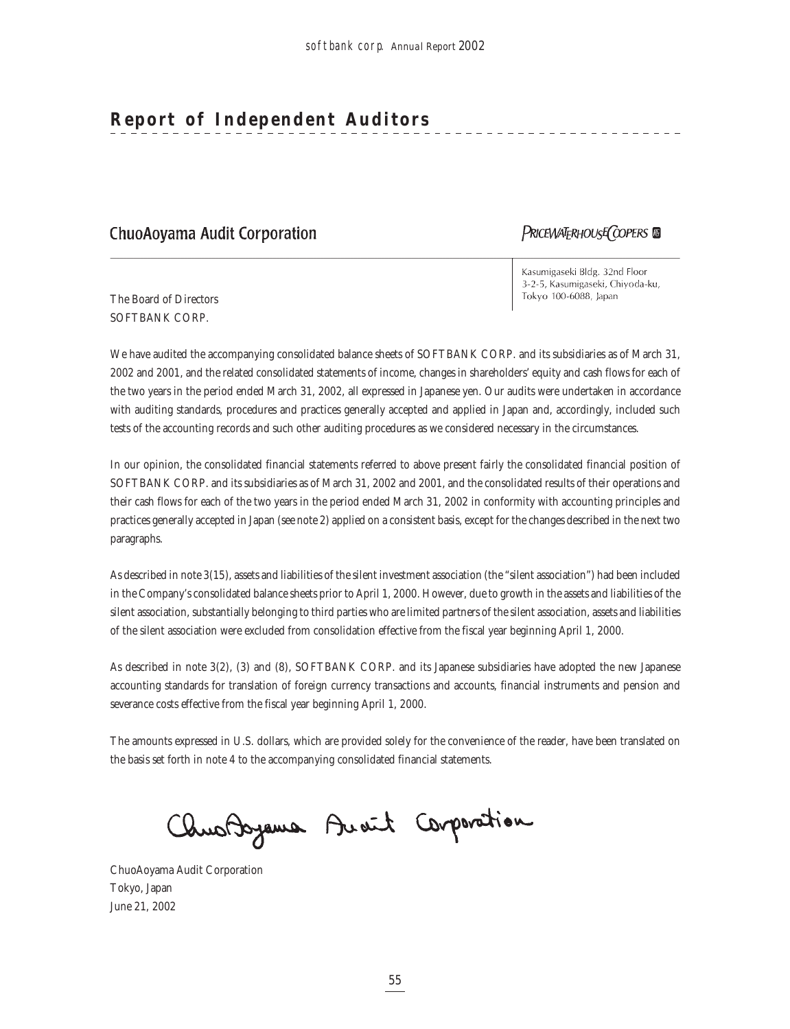# Report of Independent Auditors

ChuoAoyama Audit Corporation

PRICEWATERHOUSECOOPERS

Kasumigaseki Bldg. 32nd Floor
3-2-5, Kasumigaseki, Chiyoda-ku,
Tokyo 100-6088, Japan

The Board of Directors
SOFTBANK CORP.

We have audited the accompanying consolidated balance sheets of SOFTBANK CORP. and its subsidiaries as of March 31, 2002 and 2001, and the related consolidated statements of income, changes in shareholders' equity and cash flows for each of the two years in the period ended March 31, 2002, all expressed in Japanese yen. Our audits were undertaken in accordance with auditing standards, procedures and practices generally accepted and applied in Japan and, accordingly, included such tests of the accounting records and such other auditing procedures as we considered necessary in the circumstances.

In our opinion, the consolidated financial statements referred to above present fairly the consolidated financial position of SOFTBANK CORP. and its subsidiaries as of March 31, 2002 and 2001, and the consolidated results of their operations and their cash flows for each of the two years in the period ended March 31, 2002 in conformity with accounting principles and practices generally accepted in Japan (see note 2) applied on a consistent basis, except for the changes described in the next two paragraphs.

As described in note 3(15), assets and liabilities of the silent investment association (the "silent association") had been included in the Company's consolidated balance sheets prior to April 1, 2000. However, due to growth in the assets and liabilities of the silent association, substantially belonging to third parties who are limited partners of the silent association, assets and liabilities of the silent association were excluded from consolidation effective from the fiscal year beginning April 1, 2000.

As described in note 3(2), (3) and (8), SOFTBANK CORP. and its Japanese subsidiaries have adopted the new Japanese accounting standards for translation of foreign currency transactions and accounts, financial instruments and pension and severance costs effective from the fiscal year beginning April 1, 2000.

The amounts expressed in U.S. dollars, which are provided solely for the convenience of the reader, have been translated on the basis set forth in note 4 to the accompanying consolidated financial statements.

ChuoAoyama Audit Corporation

ChuoAoyama Audit Corporation
Tokyo, Japan
June 21, 2002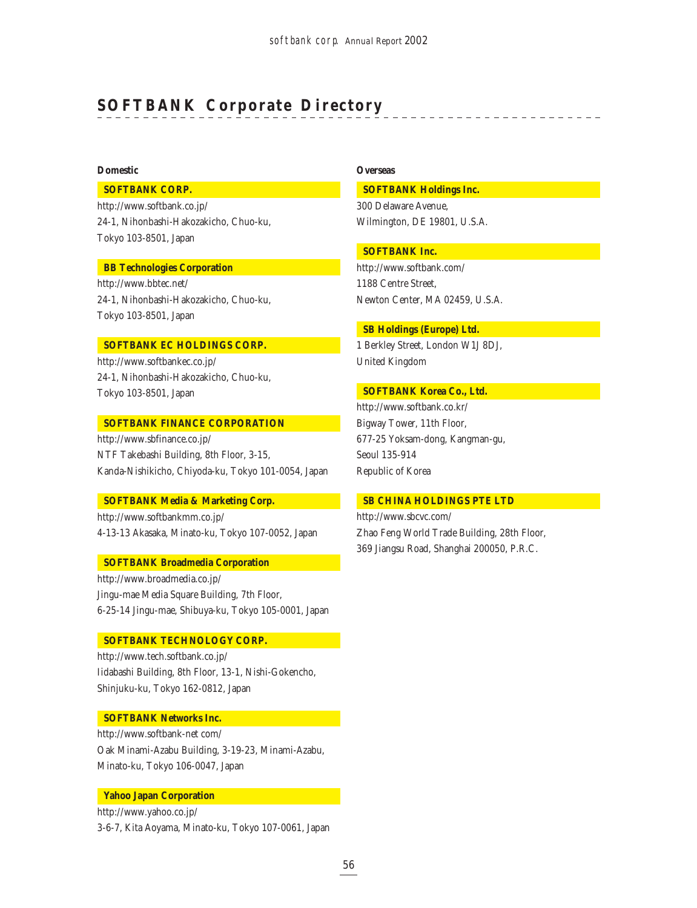# SOFTBANK Corporate Directory

## Domestic

### SOFTBANK CORP.

http://www.softbank.co.jp/
24-1, Nihonbashi-Hakozakicho, Chuo-ku,
Tokyo 103-8501, Japan

### BB Technologies Corporation

http://www.bbtec.net/
24-1, Nihonbashi-Hakozakicho, Chuo-ku,
Tokyo 103-8501, Japan

### SOFTBANK EC HOLDINGS CORP.

http://www.softbankec.co.jp/
24-1, Nihonbashi-Hakozakicho, Chuo-ku,
Tokyo 103-8501, Japan

### SOFTBANK FINANCE CORPORATION

http://www.sbfinance.co.jp/
NTF Takebashi Building, 8th Floor, 3-15,
Kanda-Nishikicho, Chiyoda-ku, Tokyo 101-0054, Japan

### SOFTBANK Media & Marketing Corp.

http://www.softbankmm.co.jp/
4-13-13 Akasaka, Minato-ku, Tokyo 107-0052, Japan

### SOFTBANK Broadmedia Corporation

http://www.broadmedia.co.jp/
Jingu-mae Media Square Building, 7th Floor,
6-25-14 Jingu-mae, Shibuya-ku, Tokyo 105-0001, Japan

### SOFTBANK TECHNOLOGY CORP.

http://www.tech.softbank.co.jp/
Iidabashi Building, 8th Floor, 13-1, Nishi-Gokencho,
Shinjuku-ku, Tokyo 162-0812, Japan

### SOFTBANK Networks Inc.

http://www.softbank-net com/
Oak Minami-Azabu Building, 3-19-23, Minami-Azabu,
Minato-ku, Tokyo 106-0047, Japan

### Yahoo Japan Corporation

http://www.yahoo.co.jp/
3-6-7, Kita Aoyama, Minato-ku, Tokyo 107-0061, Japan

## Overseas

### SOFTBANK Holdings Inc.

300 Delaware Avenue,
Wilmington, DE 19801, U.S.A.

### SOFTBANK Inc.

http://www.softbank.com/
1188 Centre Street,
Newton Center, MA 02459, U.S.A.

### SB Holdings (Europe) Ltd.

1 Berkley Street, London W1J 8DJ,
United Kingdom

### SOFTBANK Korea Co., Ltd.

http://www.softbank.co.kr/
Bigway Tower, 11th Floor,
677-25 Yoksam-dong, Kangman-gu,
Seoul 135-914
Republic of Korea

### SB CHINA HOLDINGS PTE LTD

http://www.sbcvc.com/
Zhao Feng World Trade Building, 28th Floor,
369 Jiangsu Road, Shanghai 200050, P.R.C.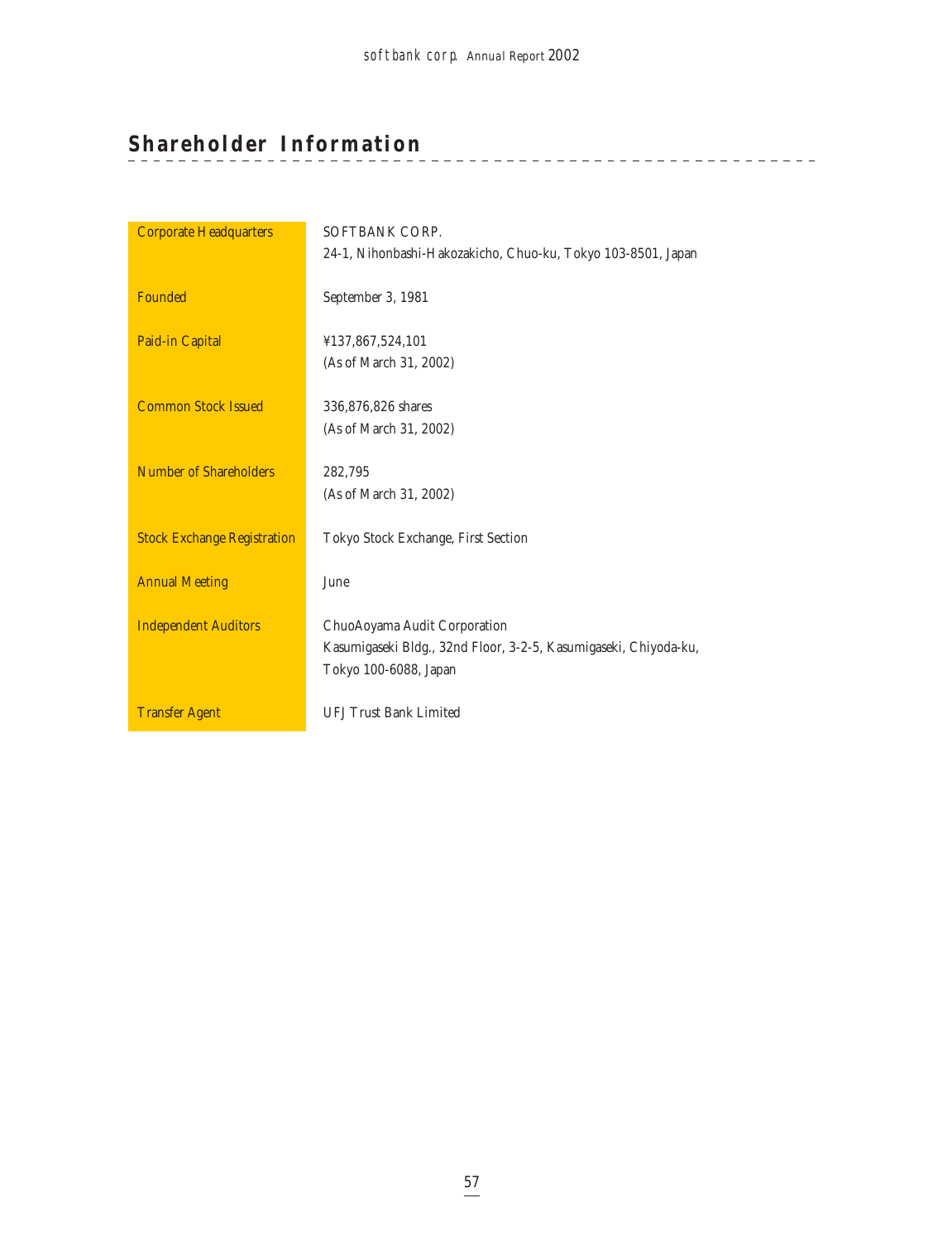# Shareholder Information

| | |
|---|---|
| Corporate Headquarters | SOFTBANK CORP.<br>24-1, Nihonbashi-Hakozakicho, Chuo-ku, Tokyo 103-8501, Japan |
| Founded | September 3, 1981 |
| Paid-in Capital | ¥137,867,524,101<br>(As of March 31, 2002) |
| Common Stock Issued | 336,876,826 shares<br>(As of March 31, 2002) |
| Number of Shareholders | 282,795<br>(As of March 31, 2002) |
| Stock Exchange Registration | Tokyo Stock Exchange, First Section |
| Annual Meeting | June |
| Independent Auditors | ChuoAoyama Audit Corporation<br>Kasumigaseki Bldg., 32nd Floor, 3-2-5, Kasumigaseki, Chiyoda-ku,<br>Tokyo 100-6088, Japan |
| Transfer Agent | UFJ Trust Bank Limited |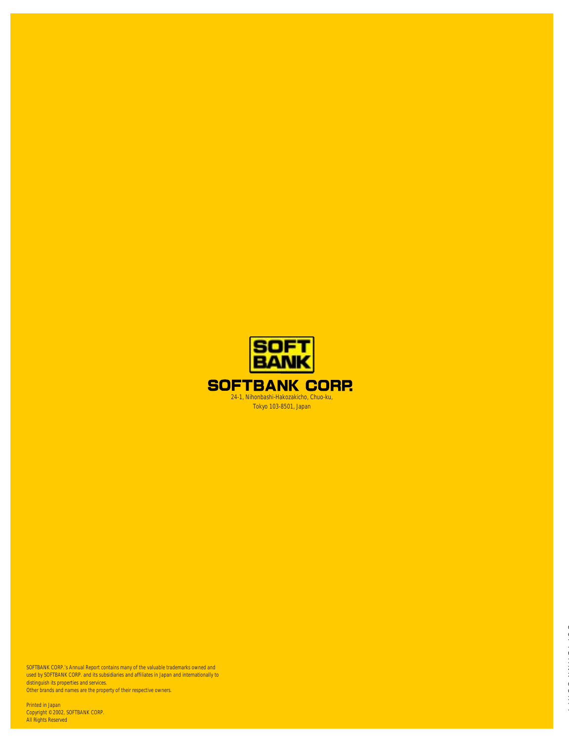SOFT
BANK

**SOFTBANK CORP.**

24-1, Nihonbashi-Hakozakicho, Chuo-ku,
Tokyo 103-8501, Japan

SOFTBANK CORP.'s Annual Report contains many of the valuable trademarks owned and used by SOFTBANK CORP. and its subsidiaries and affiliates in Japan and internationally to distinguish its properties and services.
Other brands and names are the property of their respective owners.

Printed in Japan
Copyright © 2002, SOFTBANK CORP.
All Rights Reserved